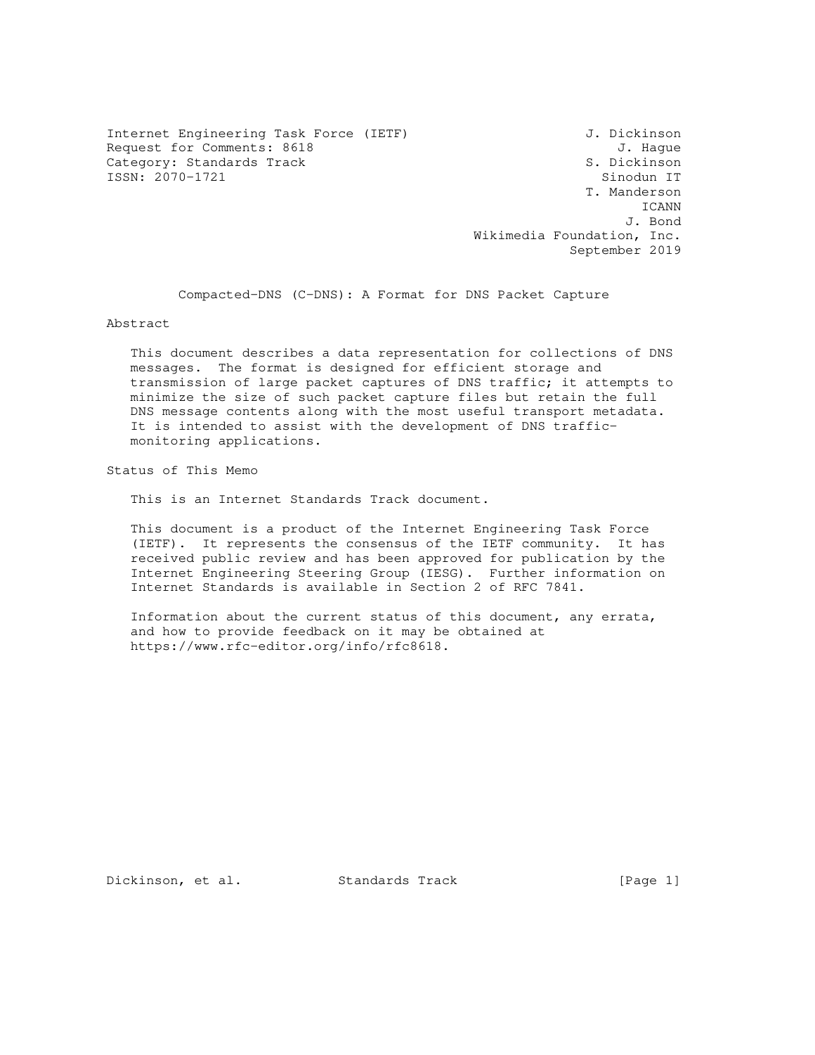Internet Engineering Task Force (IETF) — J. Dickinson
Request for Comments: 8618 — J. Hague
Category: Standards Track — S. Dickinson
ISSN: 2070-1721 — Sinodun IT

T. Manderson
ICANN

J. Bond
Wikimedia Foundation, Inc.

September 2019

# Compacted-DNS (C-DNS): A Format for DNS Packet Capture

## Abstract

This document describes a data representation for collections of DNS messages. The format is designed for efficient storage and transmission of large packet captures of DNS traffic; it attempts to minimize the size of such packet capture files but retain the full DNS message contents along with the most useful transport metadata. It is intended to assist with the development of DNS traffic-monitoring applications.

## Status of This Memo

This is an Internet Standards Track document.

This document is a product of the Internet Engineering Task Force (IETF). It represents the consensus of the IETF community. It has received public review and has been approved for publication by the Internet Engineering Steering Group (IESG). Further information on Internet Standards is available in Section 2 of RFC 7841.

Information about the current status of this document, any errata, and how to provide feedback on it may be obtained at https://www.rfc-editor.org/info/rfc8618.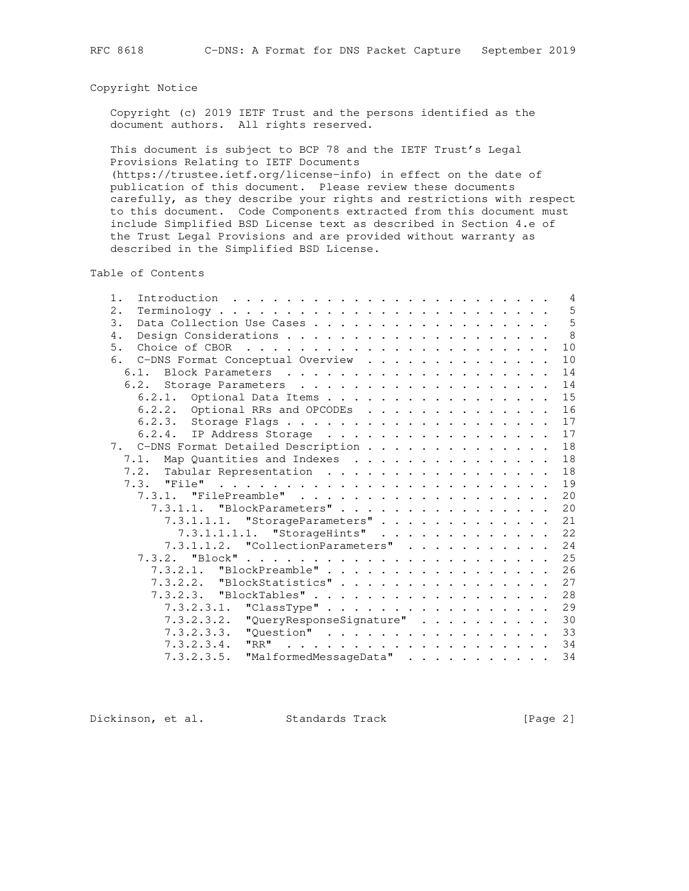## Copyright Notice

Copyright (c) 2019 IETF Trust and the persons identified as the document authors. All rights reserved.

This document is subject to BCP 78 and the IETF Trust's Legal Provisions Relating to IETF Documents (https://trustee.ietf.org/license-info) in effect on the date of publication of this document. Please review these documents carefully, as they describe your rights and restrictions with respect to this document. Code Components extracted from this document must include Simplified BSD License text as described in Section 4.e of the Trust Legal Provisions and are provided without warranty as described in the Simplified BSD License.

## Table of Contents

```
   1.  Introduction . . . . . . . . . . . . . . . . . . . . . . . .   4
   2.  Terminology  . . . . . . . . . . . . . . . . . . . . . . . .   5
   3.  Data Collection Use Cases  . . . . . . . . . . . . . . . . .   5
   4.  Design Considerations  . . . . . . . . . . . . . . . . . . .   8
   5.  Choice of CBOR . . . . . . . . . . . . . . . . . . . . . . .  10
   6.  C-DNS Format Conceptual Overview . . . . . . . . . . . . . .  10
     6.1.  Block Parameters . . . . . . . . . . . . . . . . . . . .  14
     6.2.  Storage Parameters . . . . . . . . . . . . . . . . . . .  14
       6.2.1.  Optional Data Items  . . . . . . . . . . . . . . . .  15
       6.2.2.  Optional RRs and OPCODEs . . . . . . . . . . . . . .  16
       6.2.3.  Storage Flags  . . . . . . . . . . . . . . . . . . .  17
       6.2.4.  IP Address Storage . . . . . . . . . . . . . . . . .  17
   7.  C-DNS Format Detailed Description  . . . . . . . . . . . . .  18
     7.1.  Map Quantities and Indexes . . . . . . . . . . . . . . .  18
     7.2.  Tabular Representation . . . . . . . . . . . . . . . . .  18
     7.3.  "File" . . . . . . . . . . . . . . . . . . . . . . . . .  19
       7.3.1.  "FilePreamble"  . . . . . . . . . . . . . . . . . .  20
         7.3.1.1.  "BlockParameters" . . . . . . . . . . . . . . .  20
           7.3.1.1.1.  "StorageParameters" . . . . . . . . . . . .  21
             7.3.1.1.1.1.  "StorageHints"  . . . . . . . . . . . .  22
           7.3.1.1.2.  "CollectionParameters"  . . . . . . . . . .  24
       7.3.2.  "Block" . . . . . . . . . . . . . . . . . . . . . .  25
         7.3.2.1.  "BlockPreamble" . . . . . . . . . . . . . . . .  26
         7.3.2.2.  "BlockStatistics" . . . . . . . . . . . . . . .  27
         7.3.2.3.  "BlockTables" . . . . . . . . . . . . . . . . .  28
           7.3.2.3.1.  "ClassType" . . . . . . . . . . . . . . . .  29
           7.3.2.3.2.  "QueryResponseSignature"  . . . . . . . . .  30
           7.3.2.3.3.  "Question"  . . . . . . . . . . . . . . . .  33
           7.3.2.3.4.  "RR"  . . . . . . . . . . . . . . . . . . .  34
           7.3.2.3.5.  "MalformedMessageData"  . . . . . . . . . .  34
```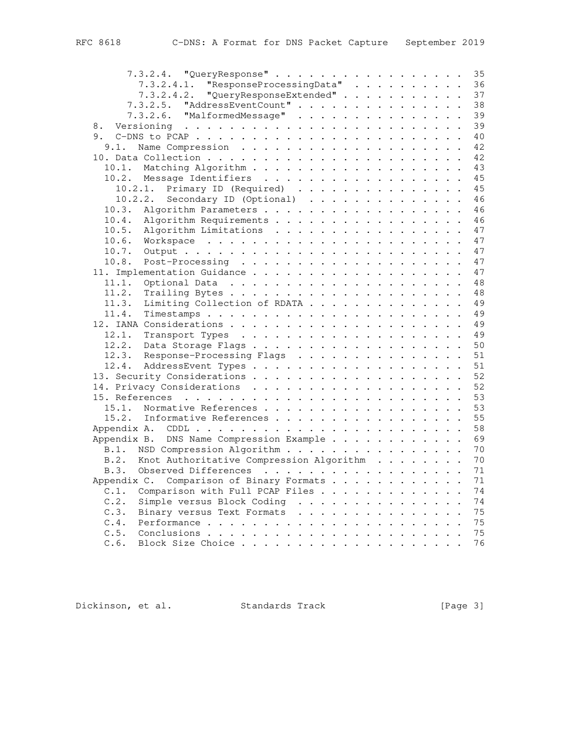```
         7.3.2.4.  "QueryResponse" . . . . . . . . . . . . . . . . .  35
           7.3.2.4.1.  "ResponseProcessingData"  . . . . . . . . . .  36
           7.3.2.4.2.  "QueryResponseExtended" . . . . . . . . . . .  37
         7.3.2.5.  "AddressEventCount" . . . . . . . . . . . . . . .  38
         7.3.2.6.  "MalformedMessage"  . . . . . . . . . . . . . . .  39
   8.  Versioning  . . . . . . . . . . . . . . . . . . . . . . . . .  39
   9.  C-DNS to PCAP . . . . . . . . . . . . . . . . . . . . . . . .  40
     9.1.  Name Compression  . . . . . . . . . . . . . . . . . . . .  42
   10. Data Collection . . . . . . . . . . . . . . . . . . . . . . .  42
     10.1.  Matching Algorithm . . . . . . . . . . . . . . . . . . .  43
     10.2.  Message Identifiers  . . . . . . . . . . . . . . . . . .  45
       10.2.1.  Primary ID (Required)  . . . . . . . . . . . . . . .  45
       10.2.2.  Secondary ID (Optional)  . . . . . . . . . . . . . .  46
     10.3.  Algorithm Parameters . . . . . . . . . . . . . . . . . .  46
     10.4.  Algorithm Requirements . . . . . . . . . . . . . . . . .  46
     10.5.  Algorithm Limitations  . . . . . . . . . . . . . . . . .  47
     10.6.  Workspace  . . . . . . . . . . . . . . . . . . . . . . .  47
     10.7.  Output . . . . . . . . . . . . . . . . . . . . . . . . .  47
     10.8.  Post-Processing  . . . . . . . . . . . . . . . . . . . .  47
   11. Implementation Guidance . . . . . . . . . . . . . . . . . . .  47
     11.1.  Optional Data  . . . . . . . . . . . . . . . . . . . . .  48
     11.2.  Trailing Bytes . . . . . . . . . . . . . . . . . . . . .  48
     11.3.  Limiting Collection of RDATA . . . . . . . . . . . . . .  49
     11.4.  Timestamps . . . . . . . . . . . . . . . . . . . . . . .  49
   12. IANA Considerations . . . . . . . . . . . . . . . . . . . . .  49
     12.1.  Transport Types  . . . . . . . . . . . . . . . . . . . .  49
     12.2.  Data Storage Flags . . . . . . . . . . . . . . . . . . .  50
     12.3.  Response-Processing Flags  . . . . . . . . . . . . . . .  51
     12.4.  AddressEvent Types . . . . . . . . . . . . . . . . . . .  51
   13. Security Considerations . . . . . . . . . . . . . . . . . . .  52
   14. Privacy Considerations  . . . . . . . . . . . . . . . . . . .  52
   15. References  . . . . . . . . . . . . . . . . . . . . . . . . .  53
     15.1.  Normative References . . . . . . . . . . . . . . . . . .  53
     15.2.  Informative References . . . . . . . . . . . . . . . . .  55
   Appendix A.  CDDL . . . . . . . . . . . . . . . . . . . . . . . .  58
   Appendix B.  DNS Name Compression Example . . . . . . . . . . . .  69
     B.1.  NSD Compression Algorithm . . . . . . . . . . . . . . . .  70
     B.2.  Knot Authoritative Compression Algorithm  . . . . . . . .  70
     B.3.  Observed Differences  . . . . . . . . . . . . . . . . . .  71
   Appendix C.  Comparison of Binary Formats . . . . . . . . . . . .  71
     C.1.  Comparison with Full PCAP Files . . . . . . . . . . . . .  74
     C.2.  Simple versus Block Coding  . . . . . . . . . . . . . . .  74
     C.3.  Binary versus Text Formats  . . . . . . . . . . . . . . .  75
     C.4.  Performance . . . . . . . . . . . . . . . . . . . . . . .  75
     C.5.  Conclusions . . . . . . . . . . . . . . . . . . . . . . .  75
     C.6.  Block Size Choice . . . . . . . . . . . . . . . . . . . .  76
```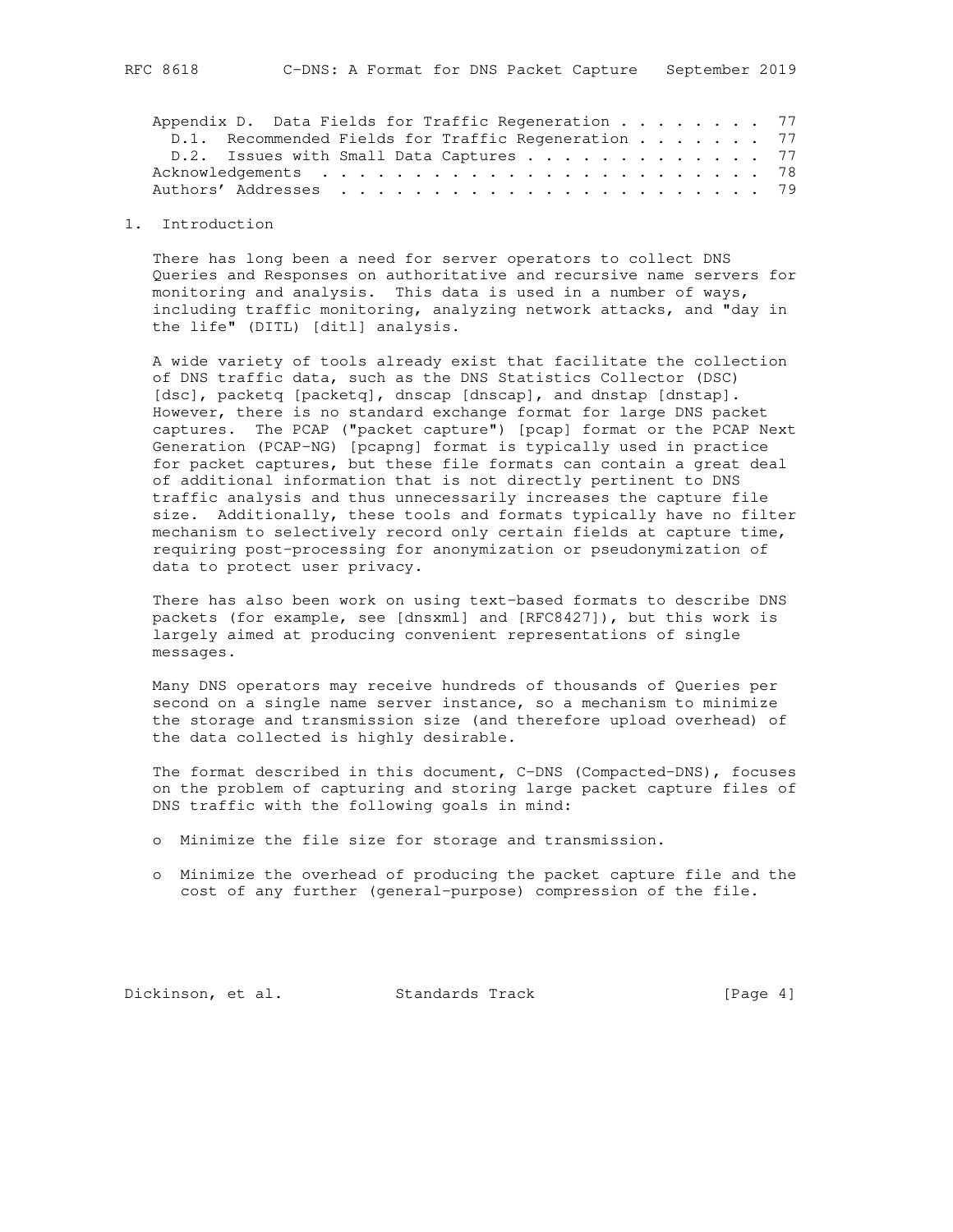Appendix D. Data Fields for Traffic Regeneration . . . . . . . . 77
  D.1. Recommended Fields for Traffic Regeneration . . . . . . . 77
  D.2. Issues with Small Data Captures . . . . . . . . . . . . . 77
Acknowledgements . . . . . . . . . . . . . . . . . . . . . . . . 78
Authors' Addresses . . . . . . . . . . . . . . . . . . . . . . . 79

## 1. Introduction

There has long been a need for server operators to collect DNS Queries and Responses on authoritative and recursive name servers for monitoring and analysis. This data is used in a number of ways, including traffic monitoring, analyzing network attacks, and "day in the life" (DITL) [ditl] analysis.

A wide variety of tools already exist that facilitate the collection of DNS traffic data, such as the DNS Statistics Collector (DSC) [dsc], packetq [packetq], dnscap [dnscap], and dnstap [dnstap]. However, there is no standard exchange format for large DNS packet captures. The PCAP ("packet capture") [pcap] format or the PCAP Next Generation (PCAP-NG) [pcapng] format is typically used in practice for packet captures, but these file formats can contain a great deal of additional information that is not directly pertinent to DNS traffic analysis and thus unnecessarily increases the capture file size. Additionally, these tools and formats typically have no filter mechanism to selectively record only certain fields at capture time, requiring post-processing for anonymization or pseudonymization of data to protect user privacy.

There has also been work on using text-based formats to describe DNS packets (for example, see [dnsxml] and [RFC8427]), but this work is largely aimed at producing convenient representations of single messages.

Many DNS operators may receive hundreds of thousands of Queries per second on a single name server instance, so a mechanism to minimize the storage and transmission size (and therefore upload overhead) of the data collected is highly desirable.

The format described in this document, C-DNS (Compacted-DNS), focuses on the problem of capturing and storing large packet capture files of DNS traffic with the following goals in mind:

- Minimize the file size for storage and transmission.
- Minimize the overhead of producing the packet capture file and the cost of any further (general-purpose) compression of the file.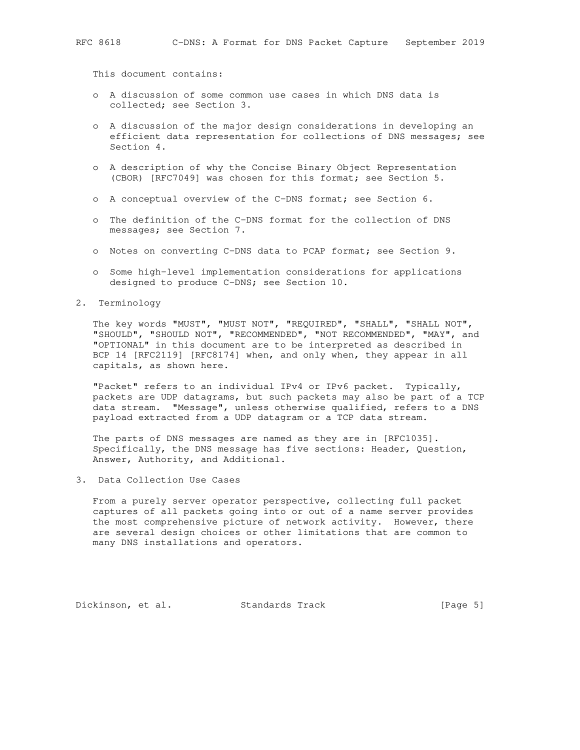This document contains:

- A discussion of some common use cases in which DNS data is collected; see Section 3.
- A discussion of the major design considerations in developing an efficient data representation for collections of DNS messages; see Section 4.
- A description of why the Concise Binary Object Representation (CBOR) [RFC7049] was chosen for this format; see Section 5.
- A conceptual overview of the C-DNS format; see Section 6.
- The definition of the C-DNS format for the collection of DNS messages; see Section 7.
- Notes on converting C-DNS data to PCAP format; see Section 9.
- Some high-level implementation considerations for applications designed to produce C-DNS; see Section 10.

## 2. Terminology

The key words "MUST", "MUST NOT", "REQUIRED", "SHALL", "SHALL NOT", "SHOULD", "SHOULD NOT", "RECOMMENDED", "NOT RECOMMENDED", "MAY", and "OPTIONAL" in this document are to be interpreted as described in BCP 14 [RFC2119] [RFC8174] when, and only when, they appear in all capitals, as shown here.

"Packet" refers to an individual IPv4 or IPv6 packet. Typically, packets are UDP datagrams, but such packets may also be part of a TCP data stream. "Message", unless otherwise qualified, refers to a DNS payload extracted from a UDP datagram or a TCP data stream.

The parts of DNS messages are named as they are in [RFC1035]. Specifically, the DNS message has five sections: Header, Question, Answer, Authority, and Additional.

## 3. Data Collection Use Cases

From a purely server operator perspective, collecting full packet captures of all packets going into or out of a name server provides the most comprehensive picture of network activity. However, there are several design choices or other limitations that are common to many DNS installations and operators.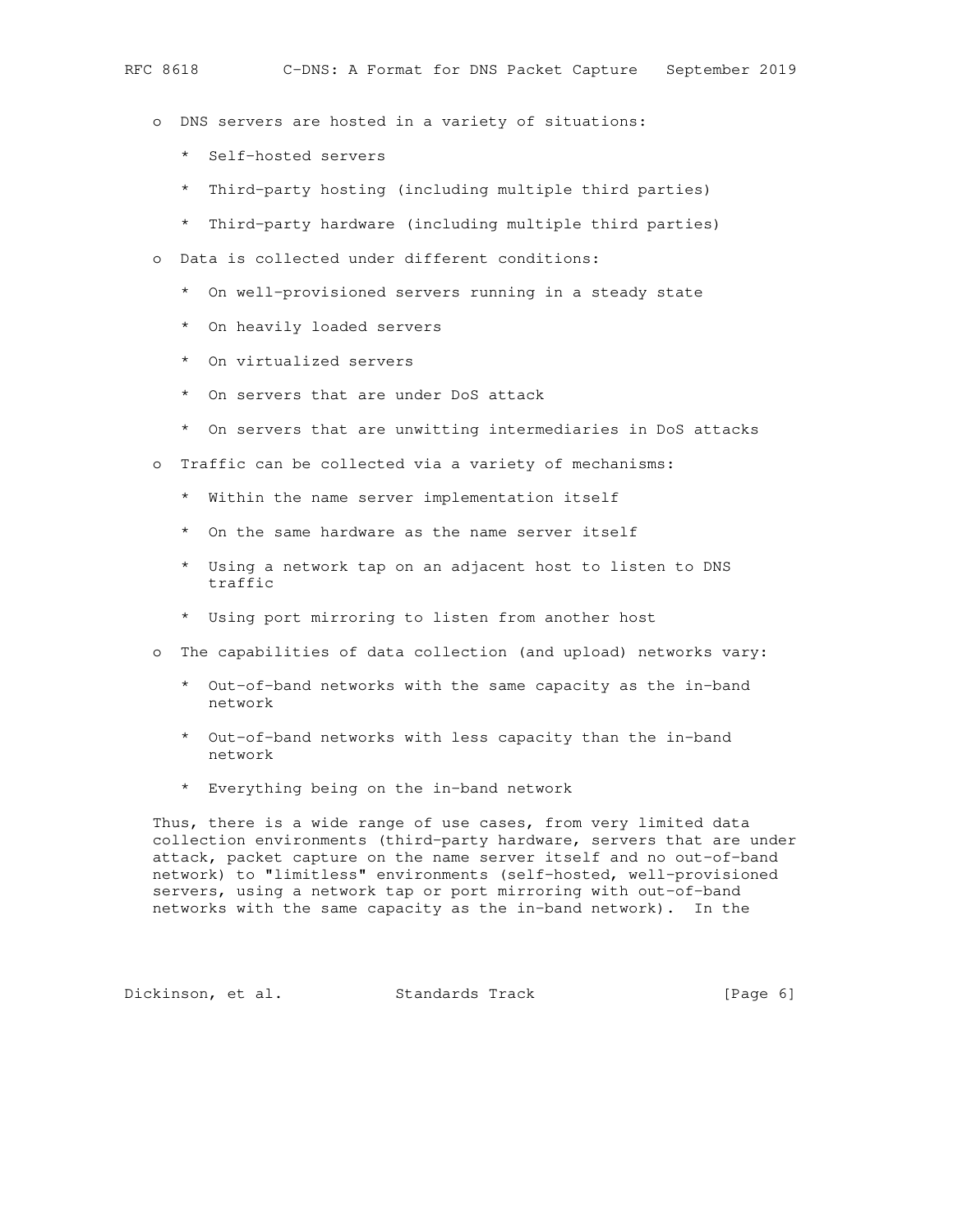- DNS servers are hosted in a variety of situations:

  * Self-hosted servers

  * Third-party hosting (including multiple third parties)

  * Third-party hardware (including multiple third parties)

- Data is collected under different conditions:

  * On well-provisioned servers running in a steady state

  * On heavily loaded servers

  * On virtualized servers

  * On servers that are under DoS attack

  * On servers that are unwitting intermediaries in DoS attacks

- Traffic can be collected via a variety of mechanisms:

  * Within the name server implementation itself

  * On the same hardware as the name server itself

  * Using a network tap on an adjacent host to listen to DNS traffic

  * Using port mirroring to listen from another host

- The capabilities of data collection (and upload) networks vary:

  * Out-of-band networks with the same capacity as the in-band network

  * Out-of-band networks with less capacity than the in-band network

  * Everything being on the in-band network

Thus, there is a wide range of use cases, from very limited data collection environments (third-party hardware, servers that are under attack, packet capture on the name server itself and no out-of-band network) to "limitless" environments (self-hosted, well-provisioned servers, using a network tap or port mirroring with out-of-band networks with the same capacity as the in-band network). In the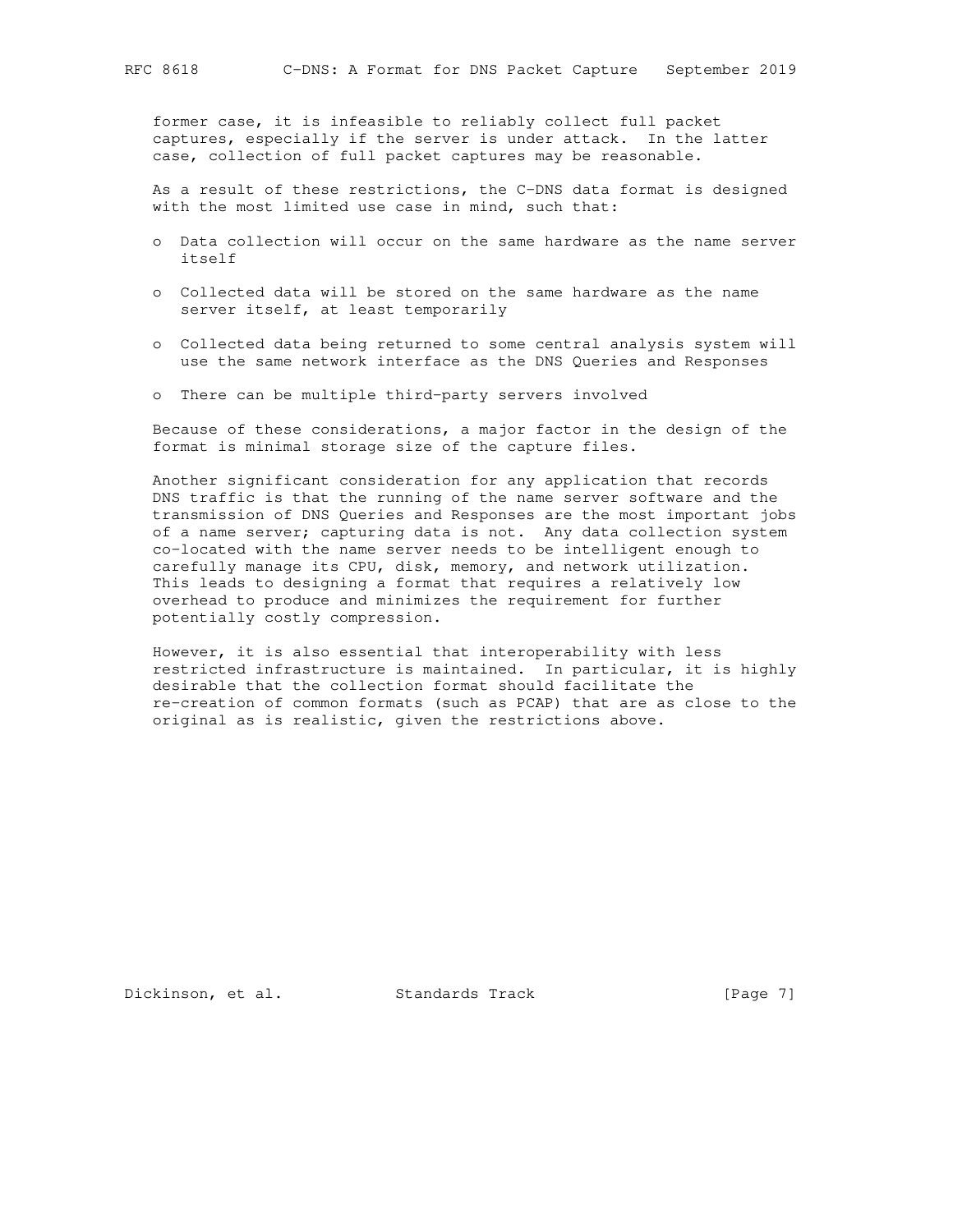former case, it is infeasible to reliably collect full packet captures, especially if the server is under attack. In the latter case, collection of full packet captures may be reasonable.

As a result of these restrictions, the C-DNS data format is designed with the most limited use case in mind, such that:

- Data collection will occur on the same hardware as the name server itself
- Collected data will be stored on the same hardware as the name server itself, at least temporarily
- Collected data being returned to some central analysis system will use the same network interface as the DNS Queries and Responses
- There can be multiple third-party servers involved

Because of these considerations, a major factor in the design of the format is minimal storage size of the capture files.

Another significant consideration for any application that records DNS traffic is that the running of the name server software and the transmission of DNS Queries and Responses are the most important jobs of a name server; capturing data is not. Any data collection system co-located with the name server needs to be intelligent enough to carefully manage its CPU, disk, memory, and network utilization. This leads to designing a format that requires a relatively low overhead to produce and minimizes the requirement for further potentially costly compression.

However, it is also essential that interoperability with less restricted infrastructure is maintained. In particular, it is highly desirable that the collection format should facilitate the re-creation of common formats (such as PCAP) that are as close to the original as is realistic, given the restrictions above.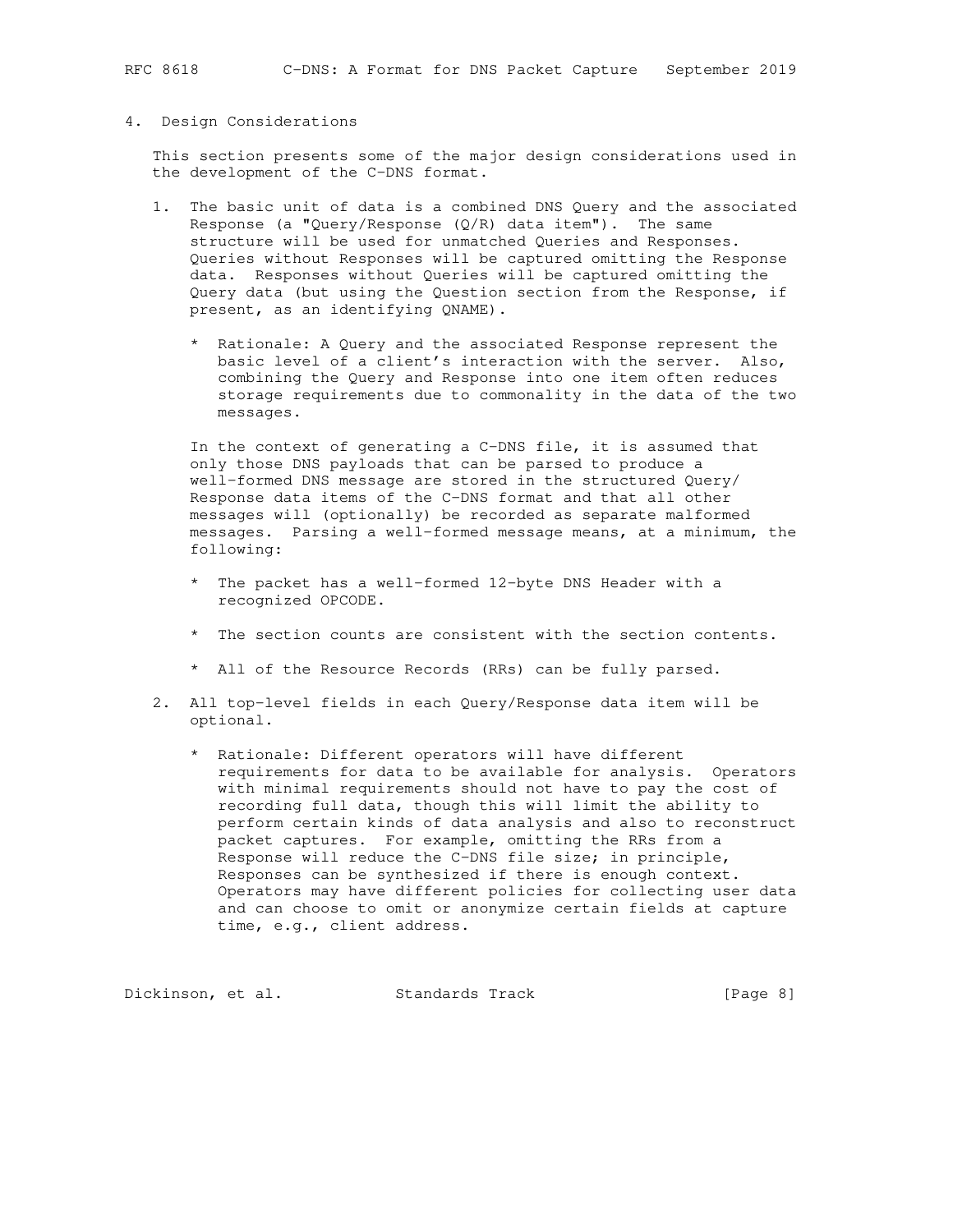# 4. Design Considerations

This section presents some of the major design considerations used in the development of the C-DNS format.

1. The basic unit of data is a combined DNS Query and the associated Response (a "Query/Response (Q/R) data item"). The same structure will be used for unmatched Queries and Responses. Queries without Responses will be captured omitting the Response data. Responses without Queries will be captured omitting the Query data (but using the Question section from the Response, if present, as an identifying QNAME).

   * Rationale: A Query and the associated Response represent the basic level of a client's interaction with the server. Also, combining the Query and Response into one item often reduces storage requirements due to commonality in the data of the two messages.

   In the context of generating a C-DNS file, it is assumed that only those DNS payloads that can be parsed to produce a well-formed DNS message are stored in the structured Query/Response data items of the C-DNS format and that all other messages will (optionally) be recorded as separate malformed messages. Parsing a well-formed message means, at a minimum, the following:

   * The packet has a well-formed 12-byte DNS Header with a recognized OPCODE.

   * The section counts are consistent with the section contents.

   * All of the Resource Records (RRs) can be fully parsed.

2. All top-level fields in each Query/Response data item will be optional.

   * Rationale: Different operators will have different requirements for data to be available for analysis. Operators with minimal requirements should not have to pay the cost of recording full data, though this will limit the ability to perform certain kinds of data analysis and also to reconstruct packet captures. For example, omitting the RRs from a Response will reduce the C-DNS file size; in principle, Responses can be synthesized if there is enough context. Operators may have different policies for collecting user data and can choose to omit or anonymize certain fields at capture time, e.g., client address.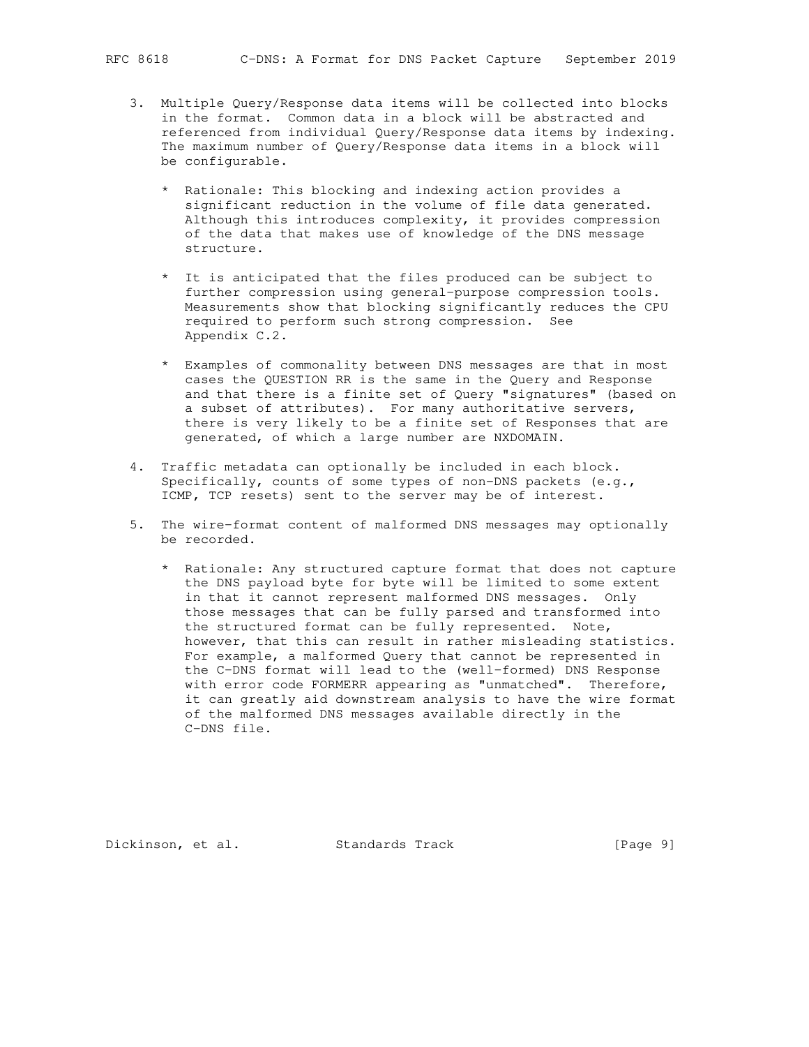3. Multiple Query/Response data items will be collected into blocks in the format. Common data in a block will be abstracted and referenced from individual Query/Response data items by indexing. The maximum number of Query/Response data items in a block will be configurable.

   * Rationale: This blocking and indexing action provides a significant reduction in the volume of file data generated. Although this introduces complexity, it provides compression of the data that makes use of knowledge of the DNS message structure.

   * It is anticipated that the files produced can be subject to further compression using general-purpose compression tools. Measurements show that blocking significantly reduces the CPU required to perform such strong compression. See Appendix C.2.

   * Examples of commonality between DNS messages are that in most cases the QUESTION RR is the same in the Query and Response and that there is a finite set of Query "signatures" (based on a subset of attributes). For many authoritative servers, there is very likely to be a finite set of Responses that are generated, of which a large number are NXDOMAIN.

4. Traffic metadata can optionally be included in each block. Specifically, counts of some types of non-DNS packets (e.g., ICMP, TCP resets) sent to the server may be of interest.

5. The wire-format content of malformed DNS messages may optionally be recorded.

   * Rationale: Any structured capture format that does not capture the DNS payload byte for byte will be limited to some extent in that it cannot represent malformed DNS messages. Only those messages that can be fully parsed and transformed into the structured format can be fully represented. Note, however, that this can result in rather misleading statistics. For example, a malformed Query that cannot be represented in the C-DNS format will lead to the (well-formed) DNS Response with error code FORMERR appearing as "unmatched". Therefore, it can greatly aid downstream analysis to have the wire format of the malformed DNS messages available directly in the C-DNS file.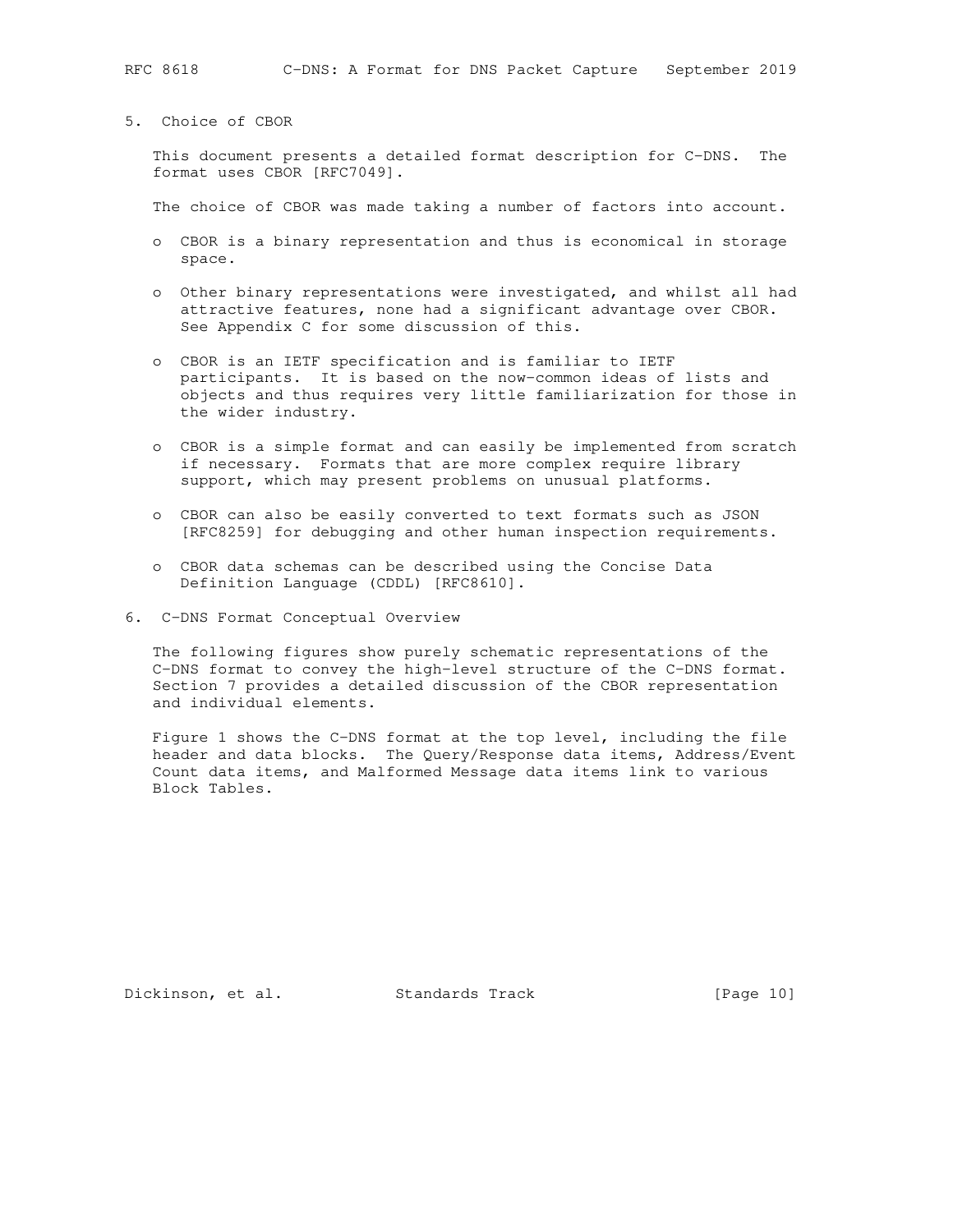## 5. Choice of CBOR

This document presents a detailed format description for C-DNS. The format uses CBOR [RFC7049].

The choice of CBOR was made taking a number of factors into account.

- CBOR is a binary representation and thus is economical in storage space.
- Other binary representations were investigated, and whilst all had attractive features, none had a significant advantage over CBOR. See Appendix C for some discussion of this.
- CBOR is an IETF specification and is familiar to IETF participants. It is based on the now-common ideas of lists and objects and thus requires very little familiarization for those in the wider industry.
- CBOR is a simple format and can easily be implemented from scratch if necessary. Formats that are more complex require library support, which may present problems on unusual platforms.
- CBOR can also be easily converted to text formats such as JSON [RFC8259] for debugging and other human inspection requirements.
- CBOR data schemas can be described using the Concise Data Definition Language (CDDL) [RFC8610].

## 6. C-DNS Format Conceptual Overview

The following figures show purely schematic representations of the C-DNS format to convey the high-level structure of the C-DNS format. Section 7 provides a detailed discussion of the CBOR representation and individual elements.

Figure 1 shows the C-DNS format at the top level, including the file header and data blocks. The Query/Response data items, Address/Event Count data items, and Malformed Message data items link to various Block Tables.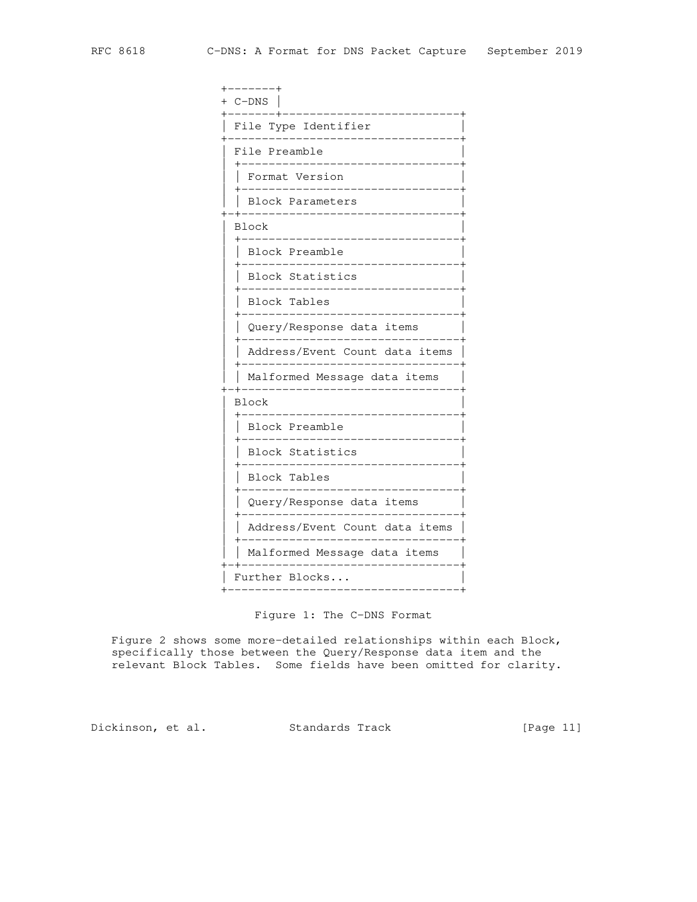```
+-------+
+ C-DNS |
+-------+--------------------------+
| File Type Identifier             |
+----------------------------------+
| File Preamble                    |
| +--------------------------------+
| | Format Version                 |
| +--------------------------------+
| | Block Parameters               |
+-+--------------------------------+
| Block                            |
| +--------------------------------+
| | Block Preamble                 |
| +--------------------------------+
| | Block Statistics               |
| +--------------------------------+
| | Block Tables                   |
| +--------------------------------+
| | Query/Response data items      |
| +--------------------------------+
| | Address/Event Count data items |
| +--------------------------------+
| | Malformed Message data items   |
+-+--------------------------------+
| Block                            |
| +--------------------------------+
| | Block Preamble                 |
| +--------------------------------+
| | Block Statistics               |
| +--------------------------------+
| | Block Tables                   |
| +--------------------------------+
| | Query/Response data items      |
| +--------------------------------+
| | Address/Event Count data items |
| +--------------------------------+
| | Malformed Message data items   |
+-+--------------------------------+
| Further Blocks...                |
+----------------------------------+
```

Figure 1: The C-DNS Format

Figure 2 shows some more-detailed relationships within each Block, specifically those between the Query/Response data item and the relevant Block Tables. Some fields have been omitted for clarity.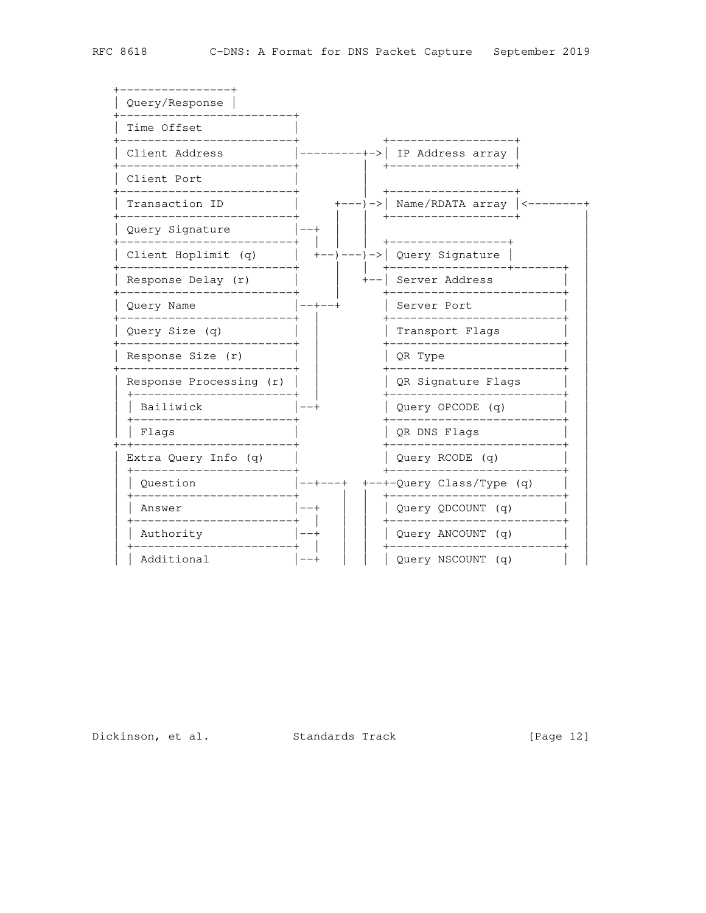```
+-----------------+
| Query/Response  |
+-------------------------+
| Time Offset             |
+-------------------------+          +------------------+
| Client Address          |---------+->| IP Address array |
+-------------------------+         |  +------------------+
| Client Port             |         |
+-------------------------+         |  +------------------+
| Transaction ID          |      +---)->| Name/RDATA array |<--------+
+-------------------------+      |  |  +------------------+         |
| Query Signature         |--+   |  |                                |
+-------------------------+  |   |  |  +-----------------+          |
| Client Hoplimit (q)     |  +--)---)->| Query Signature |          |
+-------------------------+      |  |  +-----------------+-------+  |
| Response Delay (r)      |      |  +--| Server Address          |  |
+-------------------------+      |     +-------------------------+  |
| Query Name              |--+--+      | Server Port             |  |
+-------------------------+  |         +-------------------------+  |
| Query Size (q)          |  |         | Transport Flags         |  |
+-------------------------+  |         +-------------------------+  |
| Response Size (r)       |  |         | QR Type                 |  |
+-------------------------+  |         +-------------------------+  |
| Response Processing (r) |  |         | QR Signature Flags      |  |
| +-----------------------+  |         +-------------------------+  |
| | Bailiwick             |--+         | Query OPCODE (q)        |  |
| +-----------------------+            +-------------------------+  |
| | Flags                 |            | QR DNS Flags            |  |
+-+-----------------------+            +-------------------------+  |
| Extra Query Info (q)    |            | Query RCODE (q)         |  |
| +-----------------------+            +-------------------------+  |
| | Question              |--+---+  +--+-Query Class/Type (q)    |  |
| +-----------------------+  |   |  |  +-------------------------+  |
| | Answer                |--+   |  |  | Query QDCOUNT (q)       |  |
| +-----------------------+  |   |  |  +-------------------------+  |
| | Authority             |--+   |  |  | Query ANCOUNT (q)       |  |
| +-----------------------+  |   |  |  +-------------------------+  |
| | Additional            |--+   |  |  | Query NSCOUNT (q)       |  |
```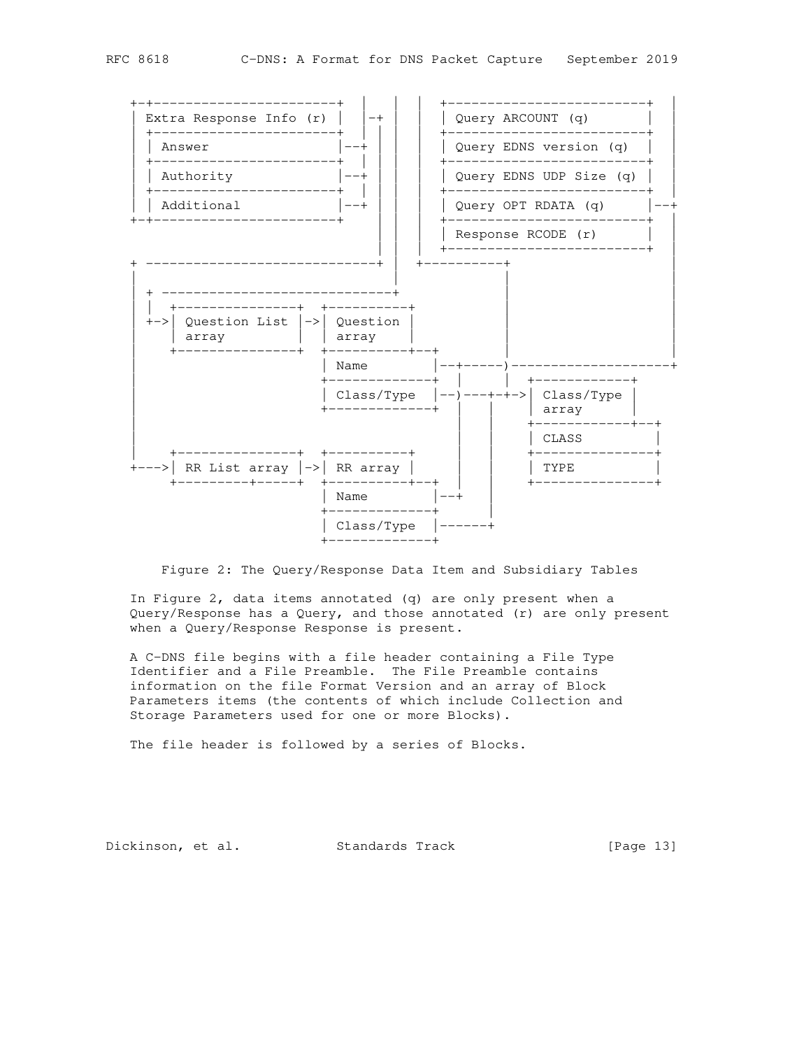```
   +-+-----------------------+   |   |   |   +-------------------------+   |
   | Extra Response Info (r) |   |-+ |   |   | Query ARCOUNT (q)       |   |
   | +-----------------------+   |   |   |   +-------------------------+   |
   | | Answer                |--+   |   |   | Query EDNS version (q)  |   |
   | +-----------------------+   |   |   |   +-------------------------+   |
   | | Authority             |--+   |   |   | Query EDNS UDP Size (q) |   |
   | +-----------------------+   |   |   |   +-------------------------+   |
   | | Additional            |--+   |   |   | Query OPT RDATA (q)     |--+
   +-+-----------------------+      |   |   +-------------------------+   |
                                    |   |   | Response RCODE (r)      |   |
                                    |   |   +-------------------------+   |
   + -----------------------------+ |   +----------+                      |
   |                                |              |                      |
   | + -----------------------------+              |                      |
   | |  +---------------+  +----------+            |                      |
   | +->| Question List |->| Question |            |                      |
   |    | array         |  | array    |            |                      |
   |    +---------------+  +----------+--+         |                      |
   |                       | Name        |--+-----)--------------------+
   |                       +-------------+  |     |  +------------+
   |                       | Class/Type  |--)---+-+->| Class/Type |
   |                       +-------------+  |   |    | array      |
   |                                        |   |    +------------+--+
   |                                        |   |    | CLASS         |
   |    +---------------+  +----------+     |   |    +---------------+
   +--->| RR List array |->| RR array |     |   |    | TYPE          |
        +---------------+  +----------+--+  |   |    +---------------+
                           | Name        |--+   |
                           +-------------+      |
                           | Class/Type  |------+
                           +-------------+
```

Figure 2: The Query/Response Data Item and Subsidiary Tables

In Figure 2, data items annotated (q) are only present when a Query/Response has a Query, and those annotated (r) are only present when a Query/Response Response is present.

A C-DNS file begins with a file header containing a File Type Identifier and a File Preamble. The File Preamble contains information on the file Format Version and an array of Block Parameters items (the contents of which include Collection and Storage Parameters used for one or more Blocks).

The file header is followed by a series of Blocks.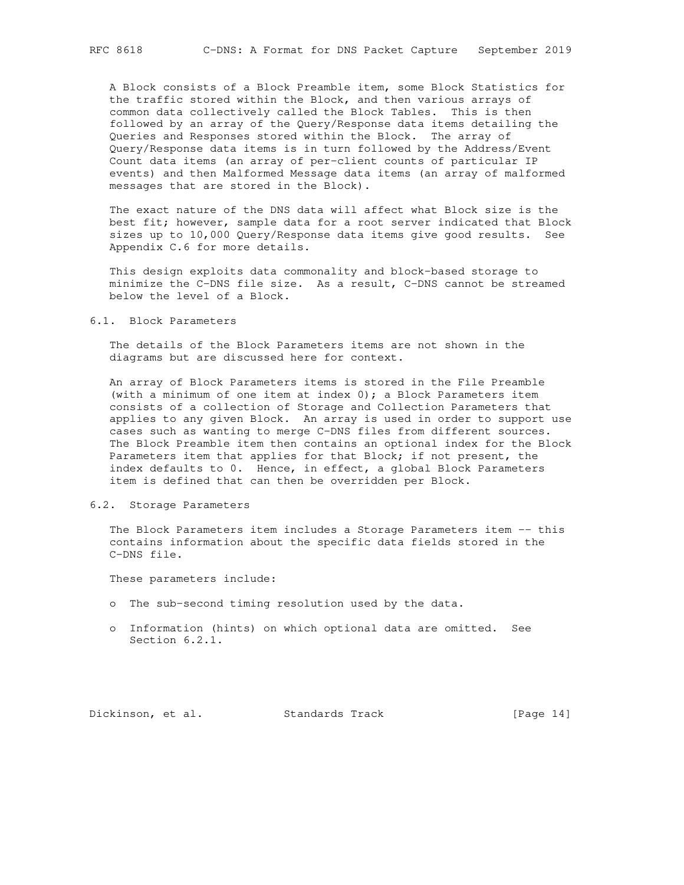A Block consists of a Block Preamble item, some Block Statistics for the traffic stored within the Block, and then various arrays of common data collectively called the Block Tables. This is then followed by an array of the Query/Response data items detailing the Queries and Responses stored within the Block. The array of Query/Response data items is in turn followed by the Address/Event Count data items (an array of per-client counts of particular IP events) and then Malformed Message data items (an array of malformed messages that are stored in the Block).

The exact nature of the DNS data will affect what Block size is the best fit; however, sample data for a root server indicated that Block sizes up to 10,000 Query/Response data items give good results. See Appendix C.6 for more details.

This design exploits data commonality and block-based storage to minimize the C-DNS file size. As a result, C-DNS cannot be streamed below the level of a Block.

## 6.1. Block Parameters

The details of the Block Parameters items are not shown in the diagrams but are discussed here for context.

An array of Block Parameters items is stored in the File Preamble (with a minimum of one item at index 0); a Block Parameters item consists of a collection of Storage and Collection Parameters that applies to any given Block. An array is used in order to support use cases such as wanting to merge C-DNS files from different sources. The Block Preamble item then contains an optional index for the Block Parameters item that applies for that Block; if not present, the index defaults to 0. Hence, in effect, a global Block Parameters item is defined that can then be overridden per Block.

## 6.2. Storage Parameters

The Block Parameters item includes a Storage Parameters item -- this contains information about the specific data fields stored in the C-DNS file.

These parameters include:

- The sub-second timing resolution used by the data.
- Information (hints) on which optional data are omitted. See Section 6.2.1.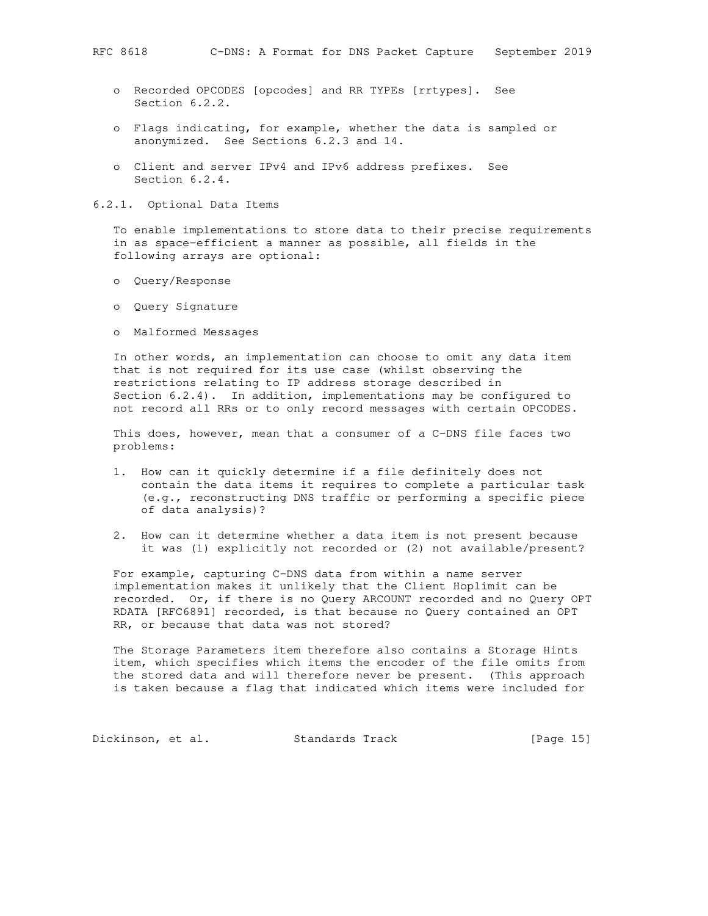- Recorded OPCODES [opcodes] and RR TYPEs [rrtypes]. See Section 6.2.2.
- Flags indicating, for example, whether the data is sampled or anonymized. See Sections 6.2.3 and 14.
- Client and server IPv4 and IPv6 address prefixes. See Section 6.2.4.

### 6.2.1. Optional Data Items

To enable implementations to store data to their precise requirements in as space-efficient a manner as possible, all fields in the following arrays are optional:

- Query/Response
- Query Signature
- Malformed Messages

In other words, an implementation can choose to omit any data item that is not required for its use case (whilst observing the restrictions relating to IP address storage described in Section 6.2.4). In addition, implementations may be configured to not record all RRs or to only record messages with certain OPCODES.

This does, however, mean that a consumer of a C-DNS file faces two problems:

1. How can it quickly determine if a file definitely does not contain the data items it requires to complete a particular task (e.g., reconstructing DNS traffic or performing a specific piece of data analysis)?
2. How can it determine whether a data item is not present because it was (1) explicitly not recorded or (2) not available/present?

For example, capturing C-DNS data from within a name server implementation makes it unlikely that the Client Hoplimit can be recorded. Or, if there is no Query ARCOUNT recorded and no Query OPT RDATA [RFC6891] recorded, is that because no Query contained an OPT RR, or because that data was not stored?

The Storage Parameters item therefore also contains a Storage Hints item, which specifies which items the encoder of the file omits from the stored data and will therefore never be present. (This approach is taken because a flag that indicated which items were included for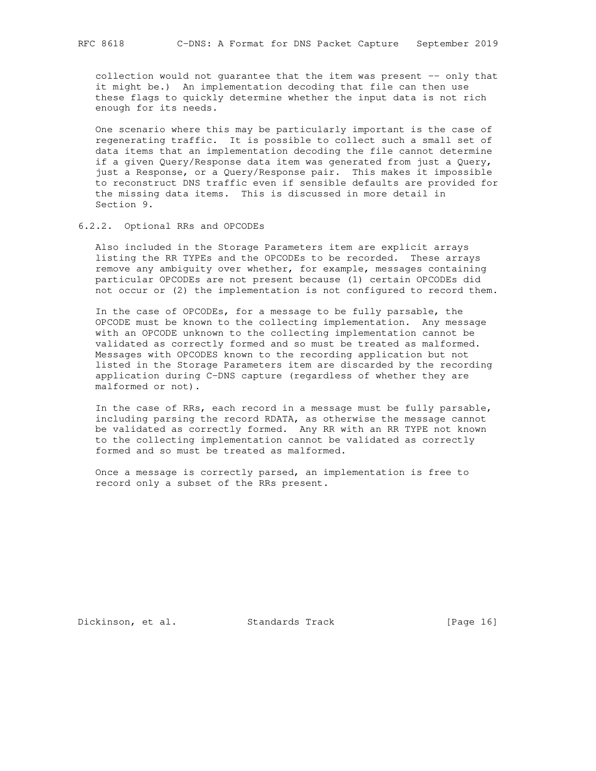collection would not guarantee that the item was present -- only that it might be.) An implementation decoding that file can then use these flags to quickly determine whether the input data is not rich enough for its needs.

One scenario where this may be particularly important is the case of regenerating traffic. It is possible to collect such a small set of data items that an implementation decoding the file cannot determine if a given Query/Response data item was generated from just a Query, just a Response, or a Query/Response pair. This makes it impossible to reconstruct DNS traffic even if sensible defaults are provided for the missing data items. This is discussed in more detail in Section 9.

#### 6.2.2. Optional RRs and OPCODEs

Also included in the Storage Parameters item are explicit arrays listing the RR TYPEs and the OPCODEs to be recorded. These arrays remove any ambiguity over whether, for example, messages containing particular OPCODEs are not present because (1) certain OPCODEs did not occur or (2) the implementation is not configured to record them.

In the case of OPCODEs, for a message to be fully parsable, the OPCODE must be known to the collecting implementation. Any message with an OPCODE unknown to the collecting implementation cannot be validated as correctly formed and so must be treated as malformed. Messages with OPCODES known to the recording application but not listed in the Storage Parameters item are discarded by the recording application during C-DNS capture (regardless of whether they are malformed or not).

In the case of RRs, each record in a message must be fully parsable, including parsing the record RDATA, as otherwise the message cannot be validated as correctly formed. Any RR with an RR TYPE not known to the collecting implementation cannot be validated as correctly formed and so must be treated as malformed.

Once a message is correctly parsed, an implementation is free to record only a subset of the RRs present.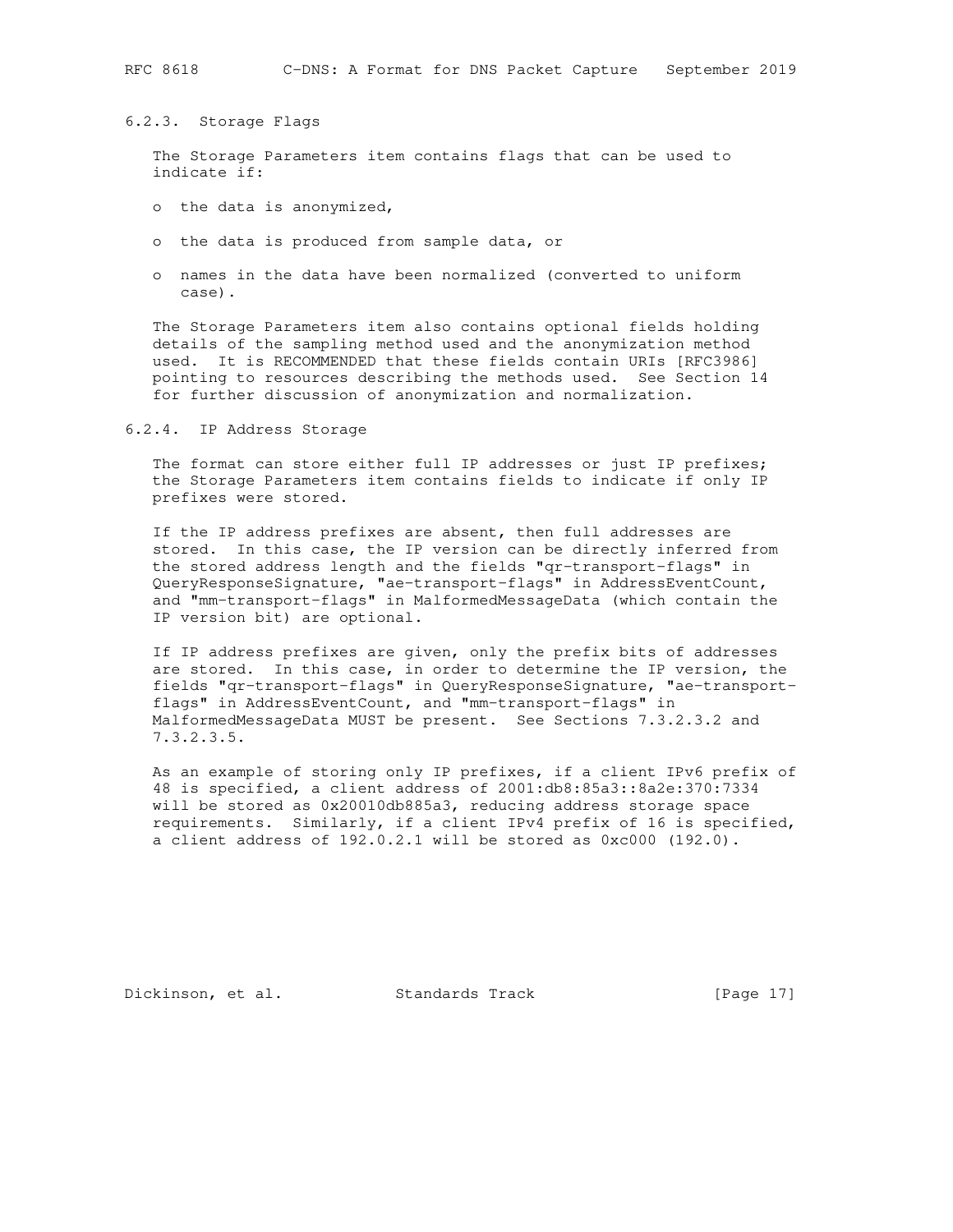### 6.2.3. Storage Flags

The Storage Parameters item contains flags that can be used to indicate if:

- the data is anonymized,
- the data is produced from sample data, or
- names in the data have been normalized (converted to uniform case).

The Storage Parameters item also contains optional fields holding details of the sampling method used and the anonymization method used. It is RECOMMENDED that these fields contain URIs [RFC3986] pointing to resources describing the methods used. See Section 14 for further discussion of anonymization and normalization.

### 6.2.4. IP Address Storage

The format can store either full IP addresses or just IP prefixes; the Storage Parameters item contains fields to indicate if only IP prefixes were stored.

If the IP address prefixes are absent, then full addresses are stored. In this case, the IP version can be directly inferred from the stored address length and the fields "qr-transport-flags" in QueryResponseSignature, "ae-transport-flags" in AddressEventCount, and "mm-transport-flags" in MalformedMessageData (which contain the IP version bit) are optional.

If IP address prefixes are given, only the prefix bits of addresses are stored. In this case, in order to determine the IP version, the fields "qr-transport-flags" in QueryResponseSignature, "ae-transport-flags" in AddressEventCount, and "mm-transport-flags" in MalformedMessageData MUST be present. See Sections 7.3.2.3.2 and 7.3.2.3.5.

As an example of storing only IP prefixes, if a client IPv6 prefix of 48 is specified, a client address of 2001:db8:85a3::8a2e:370:7334 will be stored as 0x20010db885a3, reducing address storage space requirements. Similarly, if a client IPv4 prefix of 16 is specified, a client address of 192.0.2.1 will be stored as 0xc000 (192.0).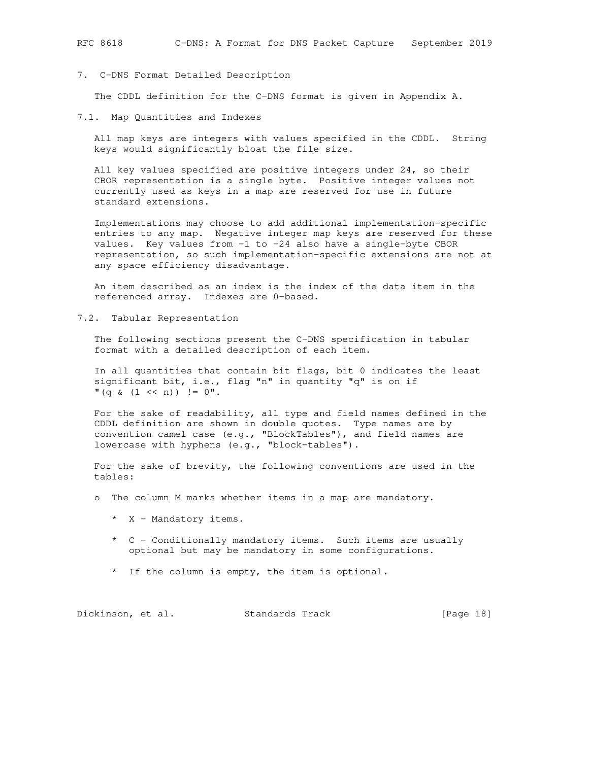## 7. C-DNS Format Detailed Description

The CDDL definition for the C-DNS format is given in Appendix A.

### 7.1. Map Quantities and Indexes

All map keys are integers with values specified in the CDDL. String keys would significantly bloat the file size.

All key values specified are positive integers under 24, so their CBOR representation is a single byte. Positive integer values not currently used as keys in a map are reserved for use in future standard extensions.

Implementations may choose to add additional implementation-specific entries to any map. Negative integer map keys are reserved for these values. Key values from -1 to -24 also have a single-byte CBOR representation, so such implementation-specific extensions are not at any space efficiency disadvantage.

An item described as an index is the index of the data item in the referenced array. Indexes are 0-based.

### 7.2. Tabular Representation

The following sections present the C-DNS specification in tabular format with a detailed description of each item.

In all quantities that contain bit flags, bit 0 indicates the least significant bit, i.e., flag "n" in quantity "q" is on if "(q & (1 << n)) != 0".

For the sake of readability, all type and field names defined in the CDDL definition are shown in double quotes. Type names are by convention camel case (e.g., "BlockTables"), and field names are lowercase with hyphens (e.g., "block-tables").

For the sake of brevity, the following conventions are used in the tables:

- The column M marks whether items in a map are mandatory.
  - X - Mandatory items.
  - C - Conditionally mandatory items. Such items are usually optional but may be mandatory in some configurations.
  - If the column is empty, the item is optional.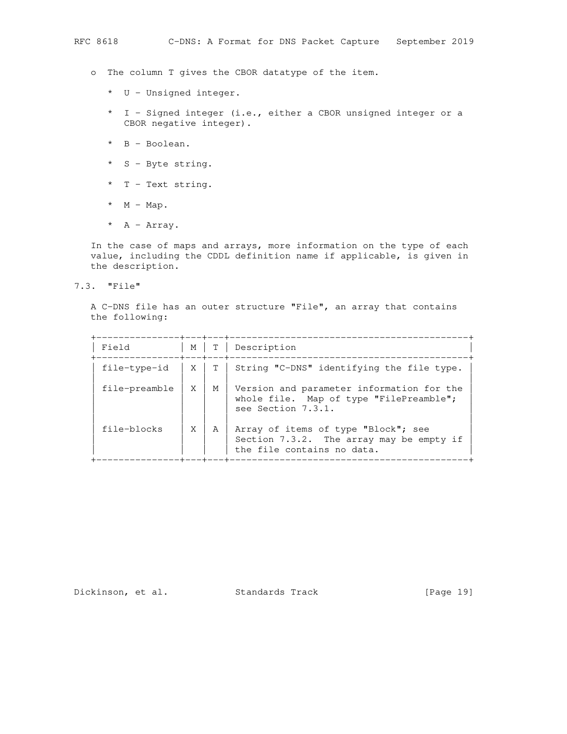- The column T gives the CBOR datatype of the item.
  - U - Unsigned integer.
  - I - Signed integer (i.e., either a CBOR unsigned integer or a CBOR negative integer).
  - B - Boolean.
  - S - Byte string.
  - T - Text string.
  - M - Map.
  - A - Array.

In the case of maps and arrays, more information on the type of each value, including the CDDL definition name if applicable, is given in the description.

### 7.3. "File"

A C-DNS file has an outer structure "File", an array that contains the following:

| Field | M | T | Description |
|---|---|---|---|
| file-type-id | X | T | String "C-DNS" identifying the file type. |
| file-preamble | X | M | Version and parameter information for the whole file. Map of type "FilePreamble"; see Section 7.3.1. |
| file-blocks | X | A | Array of items of type "Block"; see Section 7.3.2. The array may be empty if the file contains no data. |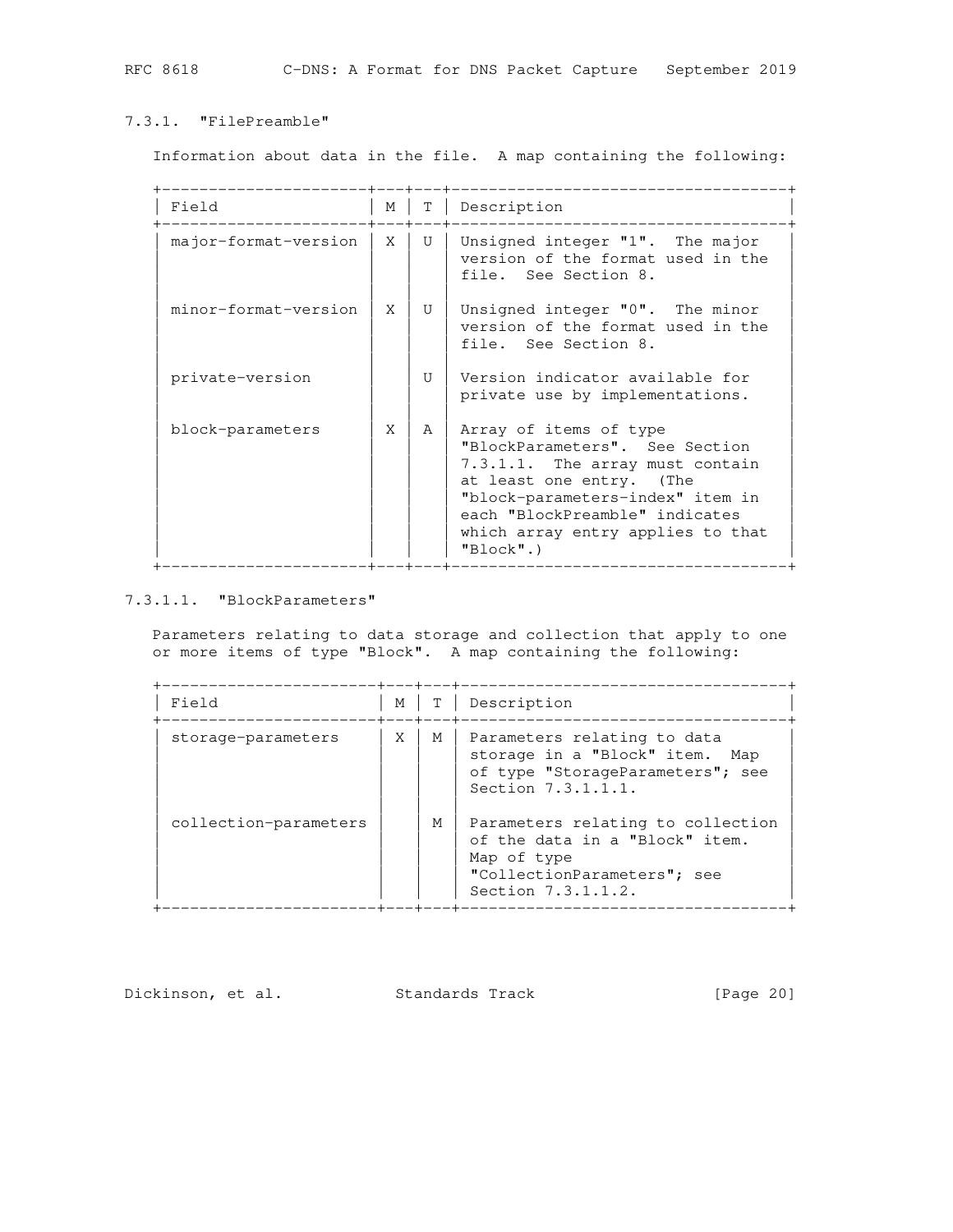### 7.3.1. "FilePreamble"

Information about data in the file. A map containing the following:

| Field | M | T | Description |
|---|---|---|---|
| major-format-version | X | U | Unsigned integer "1". The major version of the format used in the file. See Section 8. |
| minor-format-version | X | U | Unsigned integer "0". The minor version of the format used in the file. See Section 8. |
| private-version | | U | Version indicator available for private use by implementations. |
| block-parameters | X | A | Array of items of type "BlockParameters". See Section 7.3.1.1. The array must contain at least one entry. (The "block-parameters-index" item in each "BlockPreamble" indicates which array entry applies to that "Block".) |

#### 7.3.1.1. "BlockParameters"

Parameters relating to data storage and collection that apply to one or more items of type "Block". A map containing the following:

| Field | M | T | Description |
|---|---|---|---|
| storage-parameters | X | M | Parameters relating to data storage in a "Block" item. Map of type "StorageParameters"; see Section 7.3.1.1.1. |
| collection-parameters | | M | Parameters relating to collection of the data in a "Block" item. Map of type "CollectionParameters"; see Section 7.3.1.1.2. |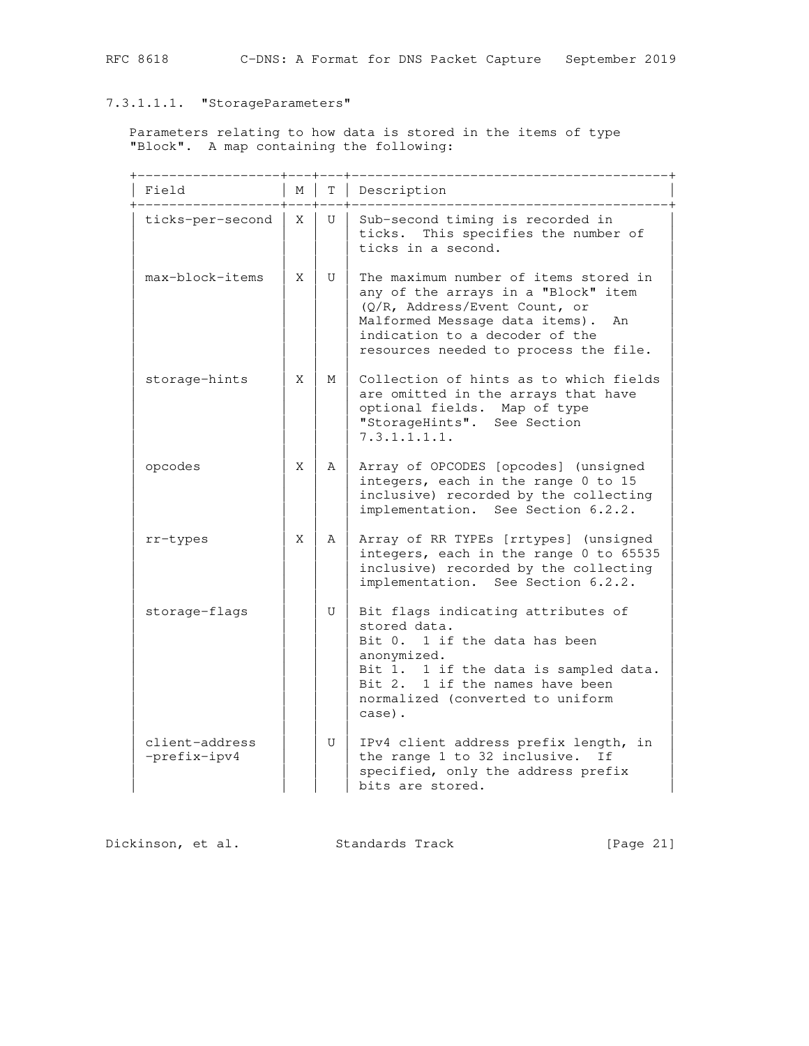#### 7.3.1.1.1.1. "StorageParameters"

Parameters relating to how data is stored in the items of type "Block". A map containing the following:

| Field | M | T | Description |
|---|---|---|---|
| ticks-per-second | X | U | Sub-second timing is recorded in ticks. This specifies the number of ticks in a second. |
| max-block-items | X | U | The maximum number of items stored in any of the arrays in a "Block" item (Q/R, Address/Event Count, or Malformed Message data items). An indication to a decoder of the resources needed to process the file. |
| storage-hints | X | M | Collection of hints as to which fields are omitted in the arrays that have optional fields. Map of type "StorageHints". See Section 7.3.1.1.1.1. |
| opcodes | X | A | Array of OPCODES [opcodes] (unsigned integers, each in the range 0 to 15 inclusive) recorded by the collecting implementation. See Section 6.2.2. |
| rr-types | X | A | Array of RR TYPEs [rrtypes] (unsigned integers, each in the range 0 to 65535 inclusive) recorded by the collecting implementation. See Section 6.2.2. |
| storage-flags | | U | Bit flags indicating attributes of stored data.<br>Bit 0. 1 if the data has been anonymized.<br>Bit 1. 1 if the data is sampled data.<br>Bit 2. 1 if the names have been normalized (converted to uniform case). |
| client-address -prefix-ipv4 | | U | IPv4 client address prefix length, in the range 1 to 32 inclusive. If specified, only the address prefix bits are stored. |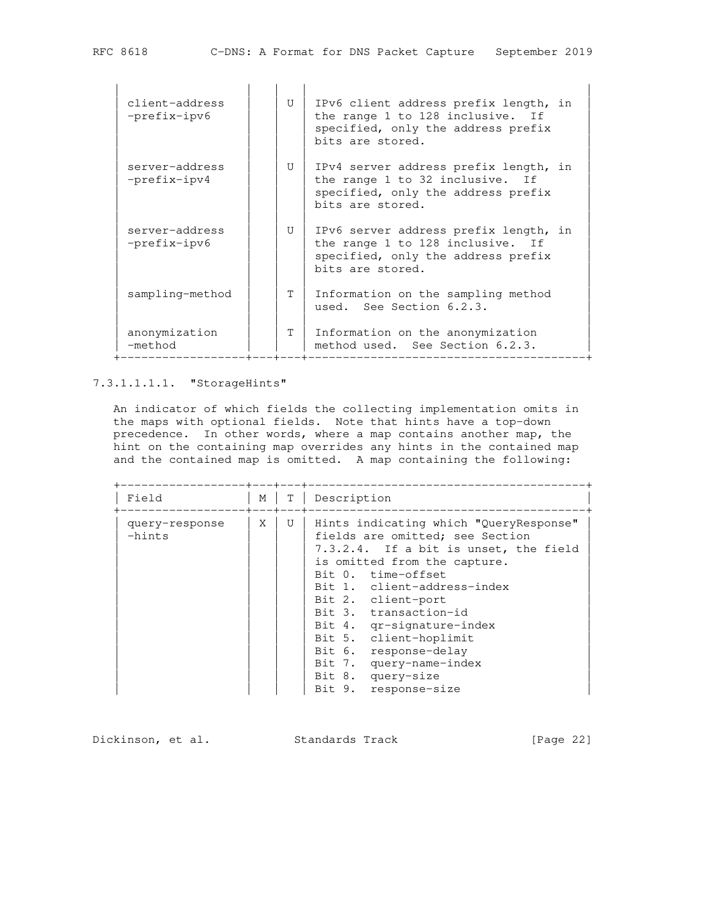| Field | M | T | Description |
|---|---|---|---|
| client-address-prefix-ipv6 | | U | IPv6 client address prefix length, in the range 1 to 128 inclusive. If specified, only the address prefix bits are stored. |
| server-address-prefix-ipv4 | | U | IPv4 server address prefix length, in the range 1 to 32 inclusive. If specified, only the address prefix bits are stored. |
| server-address-prefix-ipv6 | | U | IPv6 server address prefix length, in the range 1 to 128 inclusive. If specified, only the address prefix bits are stored. |
| sampling-method | | T | Information on the sampling method used. See Section 6.2.3. |
| anonymization-method | | T | Information on the anonymization method used. See Section 6.2.3. |

#### 7.3.1.1.1.1. "StorageHints"

An indicator of which fields the collecting implementation omits in the maps with optional fields. Note that hints have a top-down precedence. In other words, where a map contains another map, the hint on the containing map overrides any hints in the contained map and the contained map is omitted. A map containing the following:

| Field | M | T | Description |
|---|---|---|---|
| query-response-hints | X | U | Hints indicating which "QueryResponse" fields are omitted; see Section 7.3.2.4. If a bit is unset, the field is omitted from the capture.<br>Bit 0. time-offset<br>Bit 1. client-address-index<br>Bit 2. client-port<br>Bit 3. transaction-id<br>Bit 4. qr-signature-index<br>Bit 5. client-hoplimit<br>Bit 6. response-delay<br>Bit 7. query-name-index<br>Bit 8. query-size<br>Bit 9. response-size |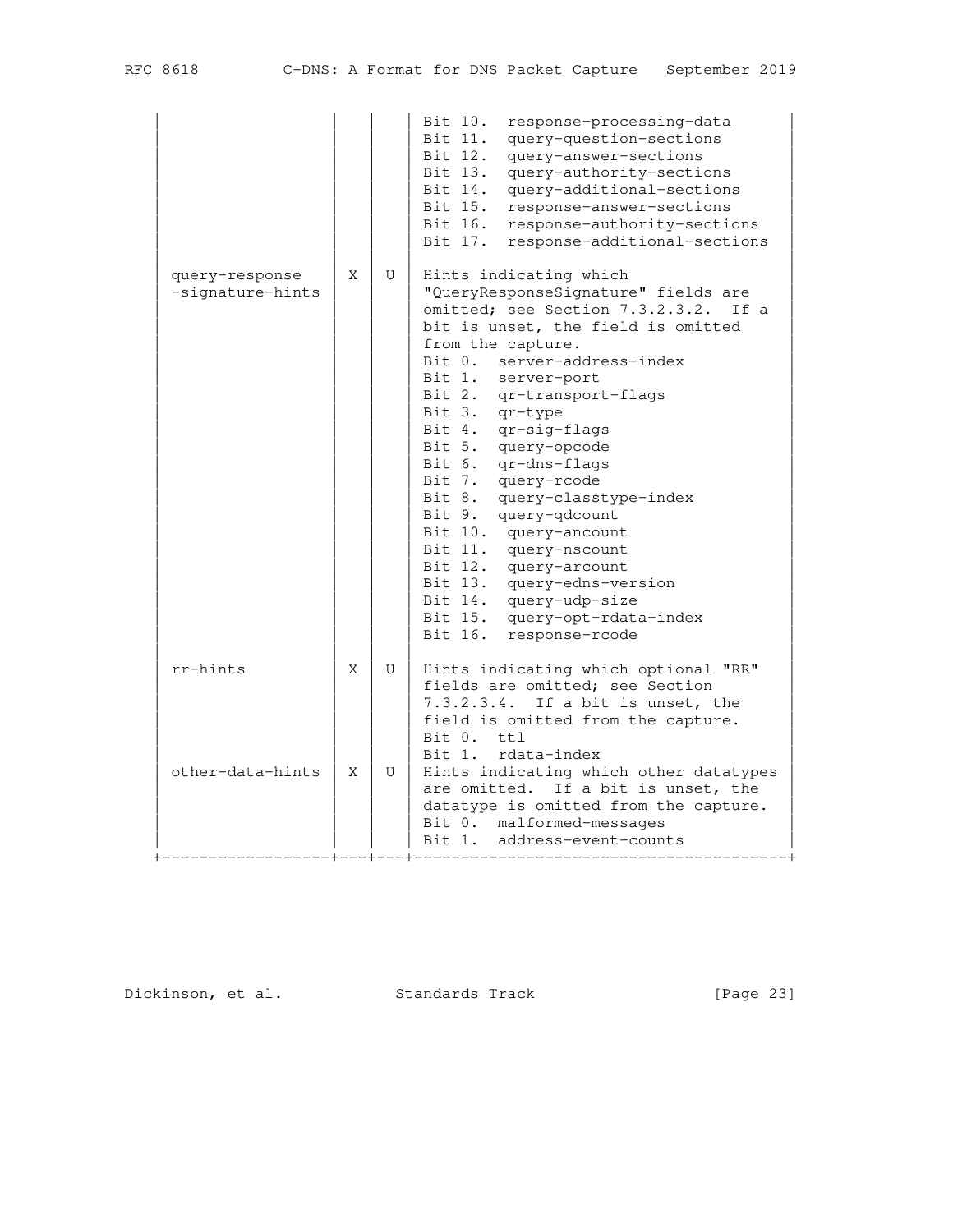| Field | M | T | Description |
|---|---|---|---|
| | | | Bit 10. response-processing-data<br>Bit 11. query-question-sections<br>Bit 12. query-answer-sections<br>Bit 13. query-authority-sections<br>Bit 14. query-additional-sections<br>Bit 15. response-answer-sections<br>Bit 16. response-authority-sections<br>Bit 17. response-additional-sections |
| query-response-signature-hints | X | U | Hints indicating which "QueryResponseSignature" fields are omitted; see Section 7.3.2.3.2. If a bit is unset, the field is omitted from the capture.<br>Bit 0. server-address-index<br>Bit 1. server-port<br>Bit 2. qr-transport-flags<br>Bit 3. qr-type<br>Bit 4. qr-sig-flags<br>Bit 5. query-opcode<br>Bit 6. qr-dns-flags<br>Bit 7. query-rcode<br>Bit 8. query-classtype-index<br>Bit 9. query-qdcount<br>Bit 10. query-ancount<br>Bit 11. query-nscount<br>Bit 12. query-arcount<br>Bit 13. query-edns-version<br>Bit 14. query-udp-size<br>Bit 15. query-opt-rdata-index<br>Bit 16. response-rcode |
| rr-hints | X | U | Hints indicating which optional "RR" fields are omitted; see Section 7.3.2.3.4. If a bit is unset, the field is omitted from the capture.<br>Bit 0. ttl<br>Bit 1. rdata-index |
| other-data-hints | X | U | Hints indicating which other datatypes are omitted. If a bit is unset, the datatype is omitted from the capture.<br>Bit 0. malformed-messages<br>Bit 1. address-event-counts |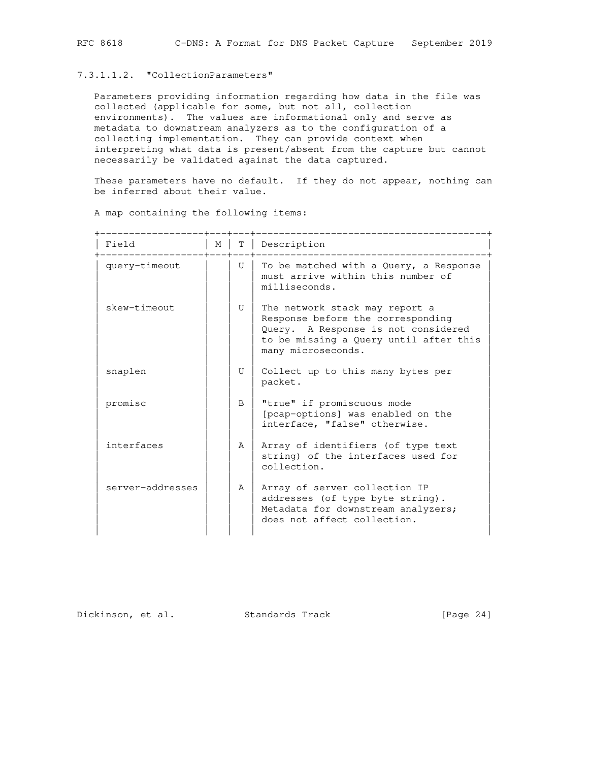#### 7.3.1.1.2. "CollectionParameters"

Parameters providing information regarding how data in the file was collected (applicable for some, but not all, collection environments). The values are informational only and serve as metadata to downstream analyzers as to the configuration of a collecting implementation. They can provide context when interpreting what data is present/absent from the capture but cannot necessarily be validated against the data captured.

These parameters have no default. If they do not appear, nothing can be inferred about their value.

A map containing the following items:

| Field | M | T | Description |
|---|---|---|---|
| query-timeout | | U | To be matched with a Query, a Response must arrive within this number of milliseconds. |
| skew-timeout | | U | The network stack may report a Response before the corresponding Query. A Response is not considered to be missing a Query until after this many microseconds. |
| snaplen | | U | Collect up to this many bytes per packet. |
| promisc | | B | "true" if promiscuous mode [pcap-options] was enabled on the interface, "false" otherwise. |
| interfaces | | A | Array of identifiers (of type text string) of the interfaces used for collection. |
| server-addresses | | A | Array of server collection IP addresses (of type byte string). Metadata for downstream analyzers; does not affect collection. |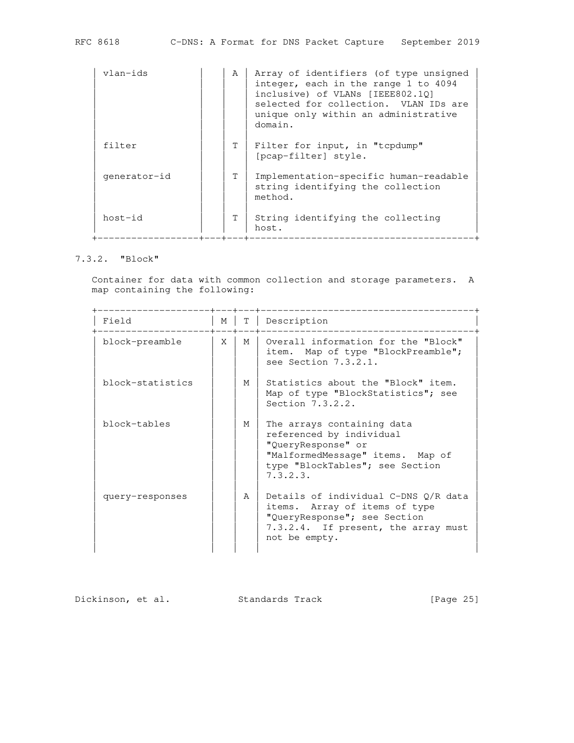| Field | M | T | Description |
|---|---|---|---|
| vlan-ids | | A | Array of identifiers (of type unsigned integer, each in the range 1 to 4094 inclusive) of VLANs [IEEE802.1Q] selected for collection. VLAN IDs are unique only within an administrative domain. |
| filter | | T | Filter for input, in "tcpdump" [pcap-filter] style. |
| generator-id | | T | Implementation-specific human-readable string identifying the collection method. |
| host-id | | T | String identifying the collecting host. |

### 7.3.2. "Block"

Container for data with common collection and storage parameters. A map containing the following:

| Field | M | T | Description |
|---|---|---|---|
| block-preamble | X | M | Overall information for the "Block" item. Map of type "BlockPreamble"; see Section 7.3.2.1. |
| block-statistics | | M | Statistics about the "Block" item. Map of type "BlockStatistics"; see Section 7.3.2.2. |
| block-tables | | M | The arrays containing data referenced by individual "QueryResponse" or "MalformedMessage" items. Map of type "BlockTables"; see Section 7.3.2.3. |
| query-responses | | A | Details of individual C-DNS Q/R data items. Array of items of type "QueryResponse"; see Section 7.3.2.4. If present, the array must not be empty. |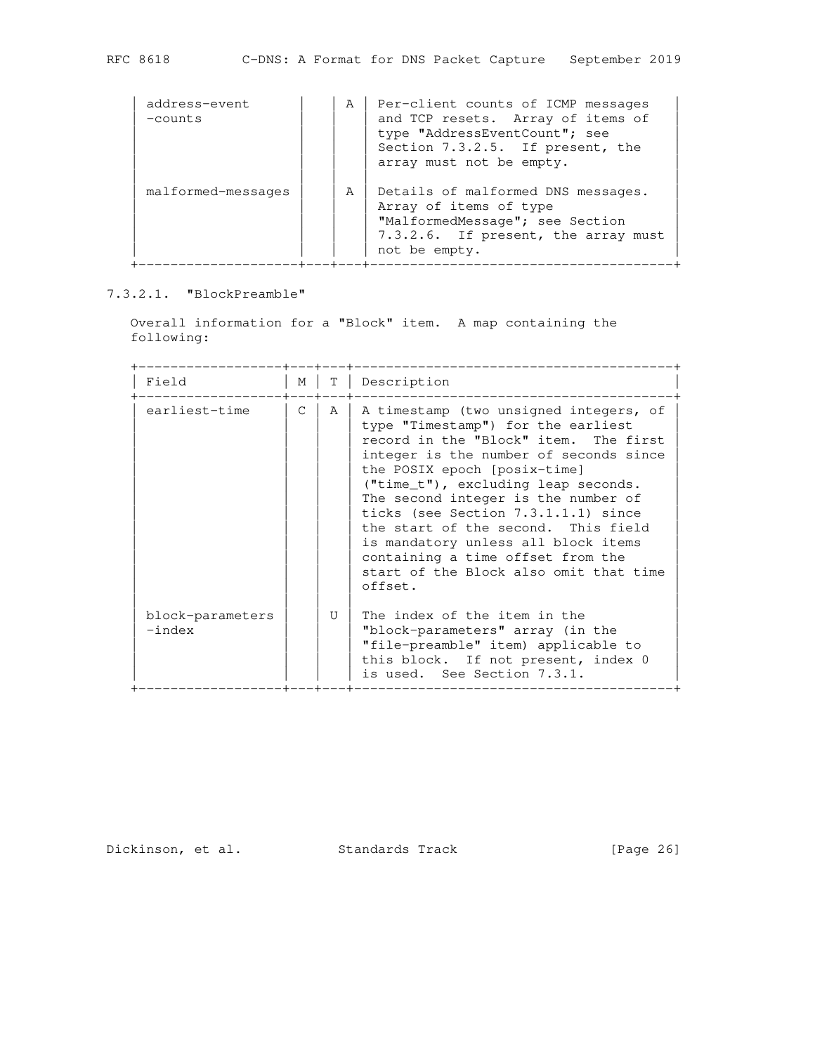| Field | M | T | Description |
|---|---|---|---|
| address-event-counts | | A | Per-client counts of ICMP messages and TCP resets. Array of items of type "AddressEventCount"; see Section 7.3.2.5. If present, the array must not be empty. |
| malformed-messages | | A | Details of malformed DNS messages. Array of items of type "MalformedMessage"; see Section 7.3.2.6. If present, the array must not be empty. |

#### 7.3.2.1. "BlockPreamble"

Overall information for a "Block" item. A map containing the following:

| Field | M | T | Description |
|---|---|---|---|
| earliest-time | C | A | A timestamp (two unsigned integers, of type "Timestamp") for the earliest record in the "Block" item. The first integer is the number of seconds since the POSIX epoch [posix-time] ("time_t"), excluding leap seconds. The second integer is the number of ticks (see Section 7.3.1.1.1) since the start of the second. This field is mandatory unless all block items containing a time offset from the start of the Block also omit that time offset. |
| block-parameters-index | | U | The index of the item in the "block-parameters" array (in the "file-preamble" item) applicable to this block. If not present, index 0 is used. See Section 7.3.1. |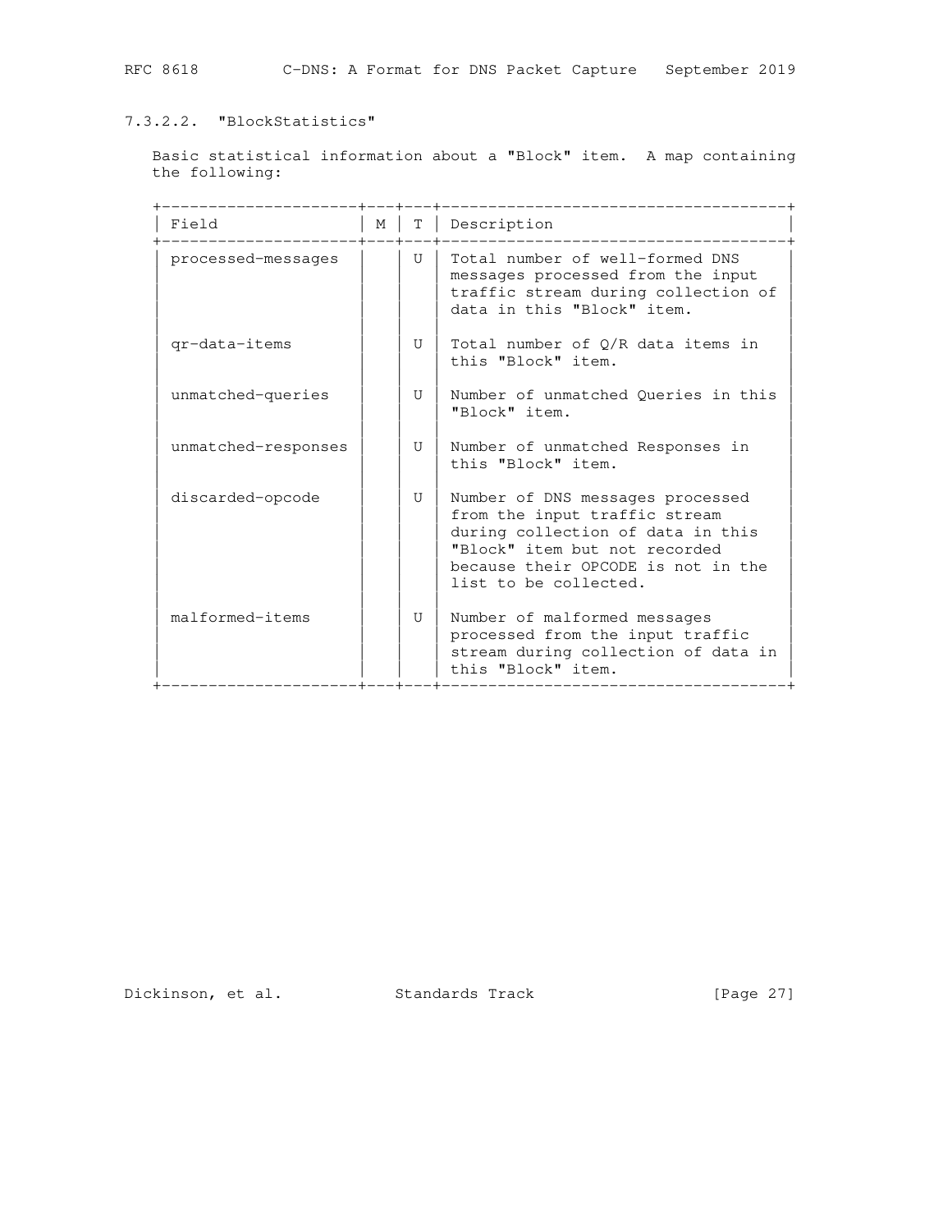#### 7.3.2.2. "BlockStatistics"

Basic statistical information about a "Block" item. A map containing the following:

| Field | M | T | Description |
|---|---|---|---|
| processed-messages | | U | Total number of well-formed DNS messages processed from the input traffic stream during collection of data in this "Block" item. |
| qr-data-items | | U | Total number of Q/R data items in this "Block" item. |
| unmatched-queries | | U | Number of unmatched Queries in this "Block" item. |
| unmatched-responses | | U | Number of unmatched Responses in this "Block" item. |
| discarded-opcode | | U | Number of DNS messages processed from the input traffic stream during collection of data in this "Block" item but not recorded because their OPCODE is not in the list to be collected. |
| malformed-items | | U | Number of malformed messages processed from the input traffic stream during collection of data in this "Block" item. |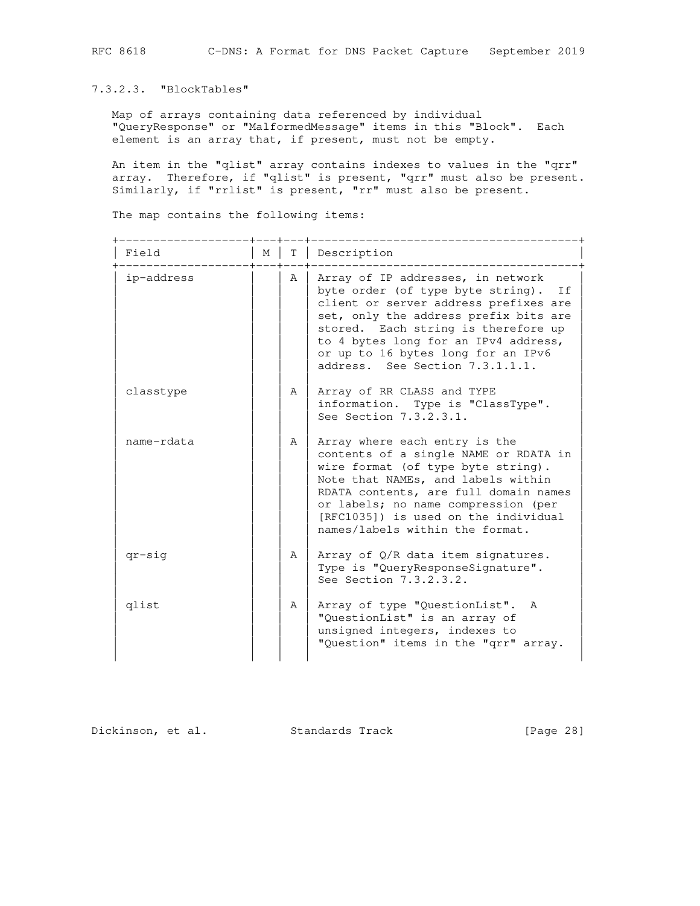#### 7.3.2.3. "BlockTables"

Map of arrays containing data referenced by individual "QueryResponse" or "MalformedMessage" items in this "Block". Each element is an array that, if present, must not be empty.

An item in the "qlist" array contains indexes to values in the "qrr" array. Therefore, if "qlist" is present, "qrr" must also be present. Similarly, if "rrlist" is present, "rr" must also be present.

The map contains the following items:

| Field | M | T | Description |
|---|---|---|---|
| ip-address | | A | Array of IP addresses, in network byte order (of type byte string). If client or server address prefixes are set, only the address prefix bits are stored. Each string is therefore up to 4 bytes long for an IPv4 address, or up to 16 bytes long for an IPv6 address. See Section 7.3.1.1.1. |
| classtype | | A | Array of RR CLASS and TYPE information. Type is "ClassType". See Section 7.3.2.3.1. |
| name-rdata | | A | Array where each entry is the contents of a single NAME or RDATA in wire format (of type byte string). Note that NAMEs, and labels within RDATA contents, are full domain names or labels; no name compression (per [RFC1035]) is used on the individual names/labels within the format. |
| qr-sig | | A | Array of Q/R data item signatures. Type is "QueryResponseSignature". See Section 7.3.2.3.2. |
| qlist | | A | Array of type "QuestionList". A "QuestionList" is an array of unsigned integers, indexes to "Question" items in the "qrr" array. |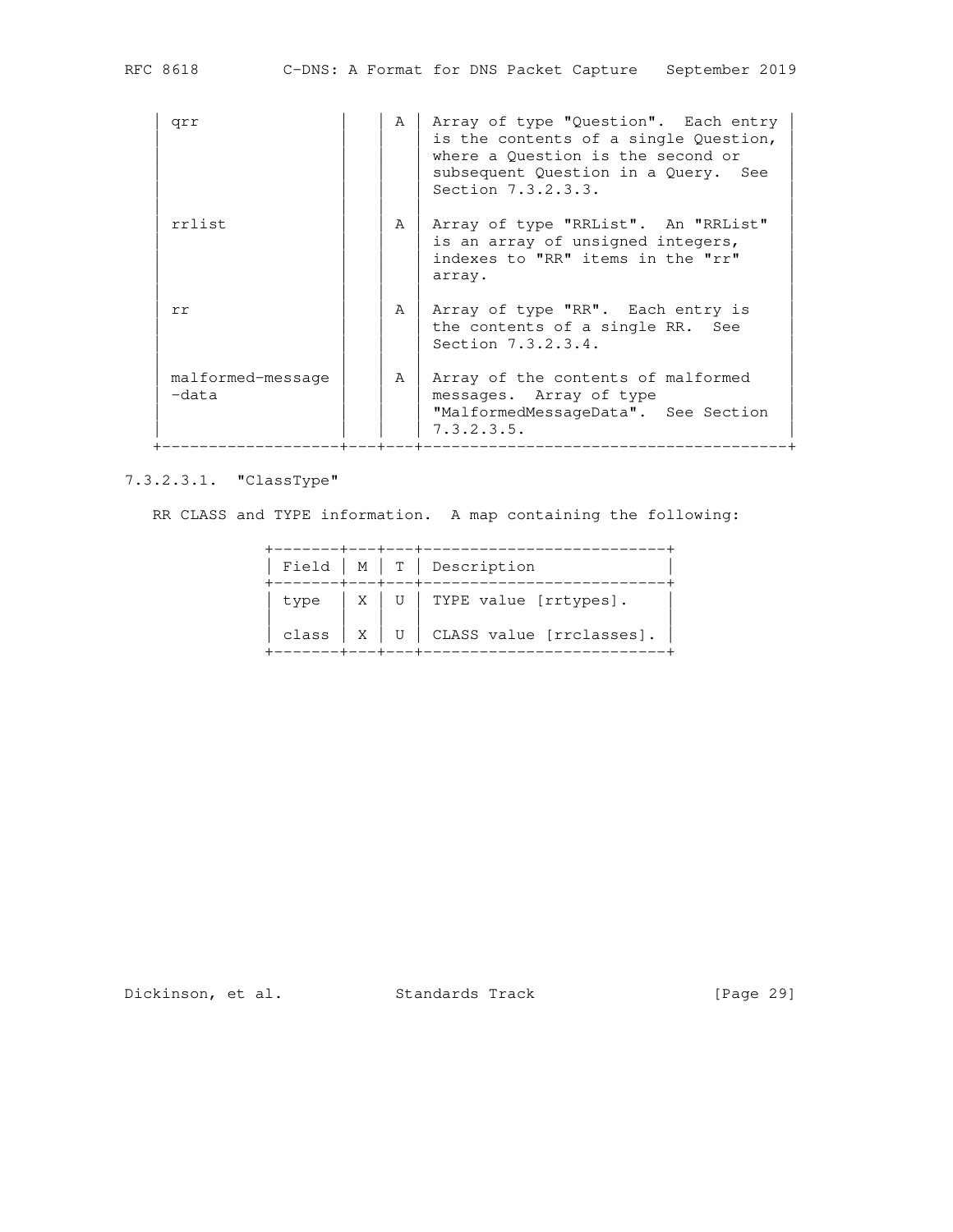| Field | M | T | Description |
|---|---|---|---|
| qrr | | A | Array of type "Question". Each entry is the contents of a single Question, where a Question is the second or subsequent Question in a Query. See Section 7.3.2.3.3. |
| rrlist | | A | Array of type "RRList". An "RRList" is an array of unsigned integers, indexes to "RR" items in the "rr" array. |
| rr | | A | Array of type "RR". Each entry is the contents of a single RR. See Section 7.3.2.3.4. |
| malformed-message-data | | A | Array of the contents of malformed messages. Array of type "MalformedMessageData". See Section 7.3.2.3.5. |

#### 7.3.2.3.1. "ClassType"

RR CLASS and TYPE information. A map containing the following:

| Field | M | T | Description |
|---|---|---|---|
| type | X | U | TYPE value [rrtypes]. |
| class | X | U | CLASS value [rrclasses]. |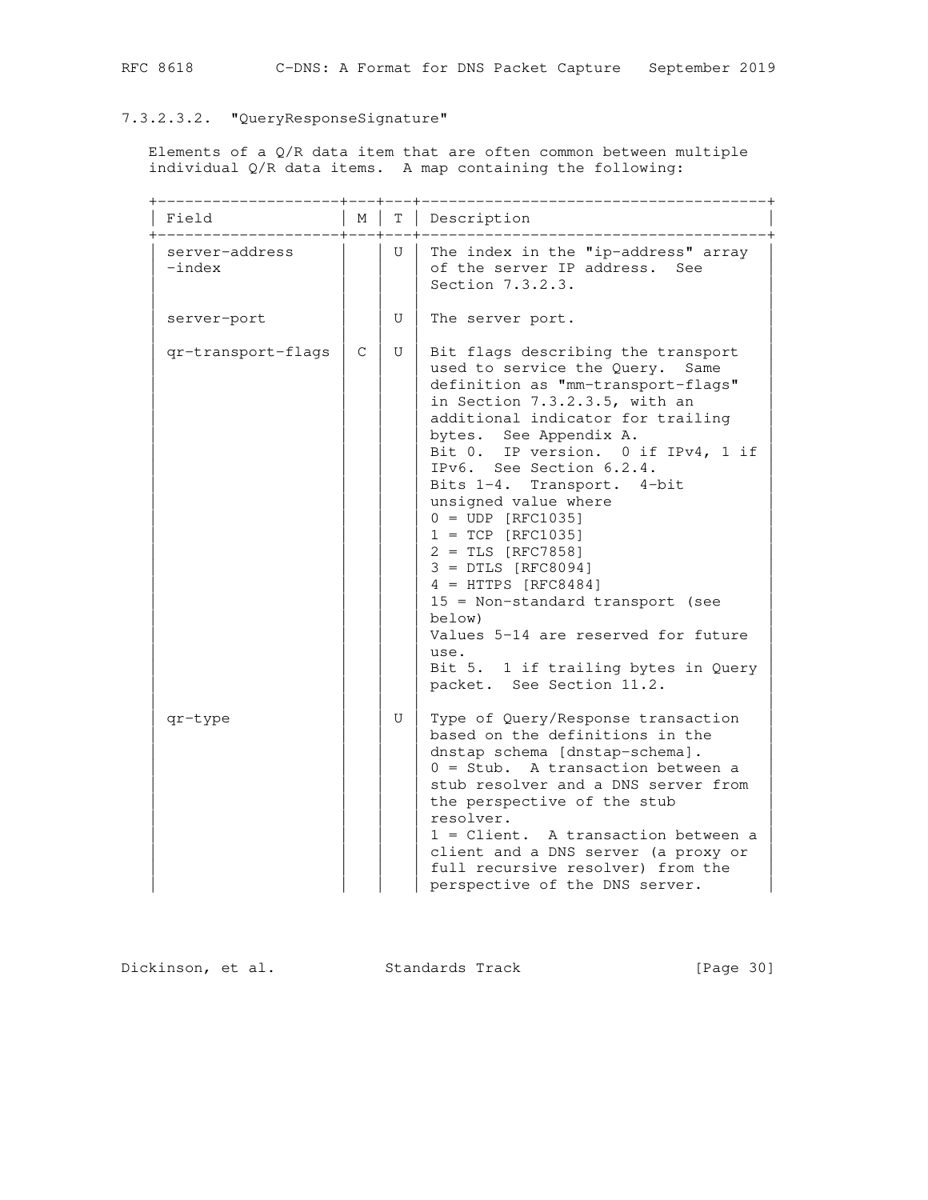#### 7.3.2.3.2. "QueryResponseSignature"

Elements of a Q/R data item that are often common between multiple individual Q/R data items. A map containing the following:

| Field | M | T | Description |
| --- | --- | --- | --- |
| server-address-index | | U | The index in the "ip-address" array of the server IP address. See Section 7.3.2.3. |
| server-port | | U | The server port. |
| qr-transport-flags | C | U | Bit flags describing the transport used to service the Query. Same definition as "mm-transport-flags" in Section 7.3.2.3.5, with an additional indicator for trailing bytes. See Appendix A.<br>Bit 0. IP version. 0 if IPv4, 1 if IPv6. See Section 6.2.4.<br>Bits 1-4. Transport. 4-bit unsigned value where<br>0 = UDP [RFC1035]<br>1 = TCP [RFC1035]<br>2 = TLS [RFC7858]<br>3 = DTLS [RFC8094]<br>4 = HTTPS [RFC8484]<br>15 = Non-standard transport (see below)<br>Values 5-14 are reserved for future use.<br>Bit 5. 1 if trailing bytes in Query packet. See Section 11.2. |
| qr-type | | U | Type of Query/Response transaction based on the definitions in the dnstap schema [dnstap-schema].<br>0 = Stub. A transaction between a stub resolver and a DNS server from the perspective of the stub resolver.<br>1 = Client. A transaction between a client and a DNS server (a proxy or full recursive resolver) from the perspective of the DNS server. |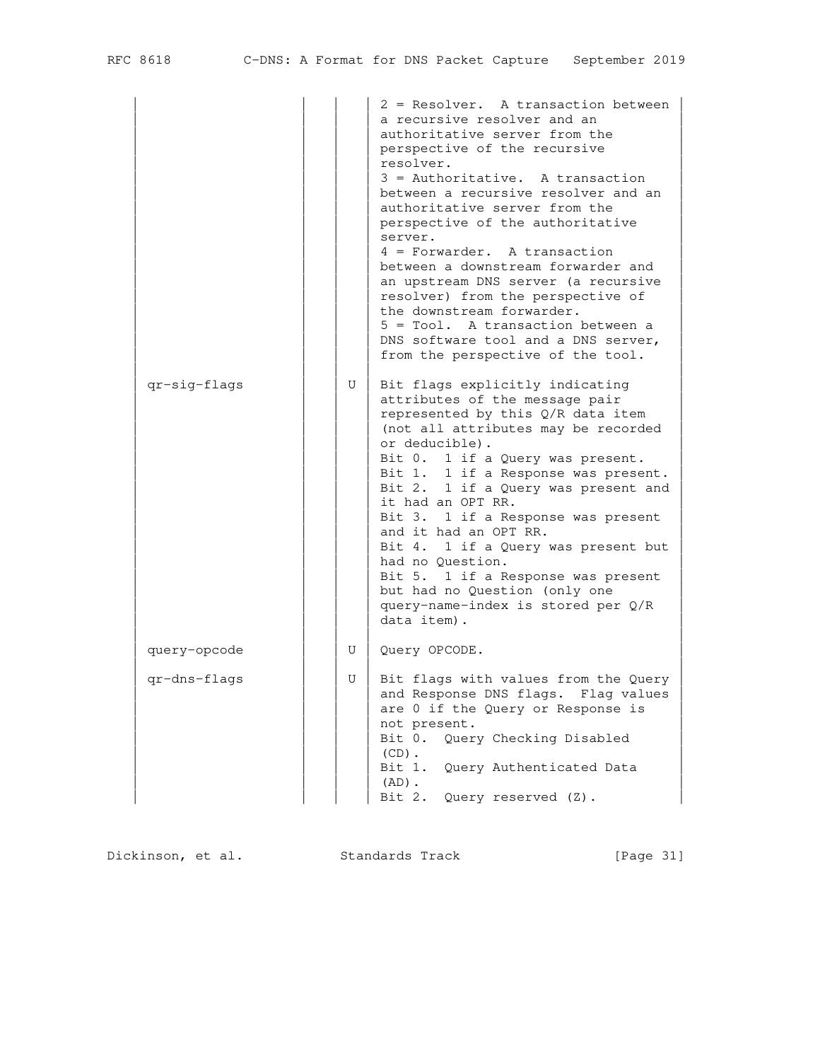| | | | |
|---|---|---|---|
| | | | 2 = Resolver. A transaction between a recursive resolver and an authoritative server from the perspective of the recursive resolver.<br>3 = Authoritative. A transaction between a recursive resolver and an authoritative server from the perspective of the authoritative server.<br>4 = Forwarder. A transaction between a downstream forwarder and an upstream DNS server (a recursive resolver) from the perspective of the downstream forwarder.<br>5 = Tool. A transaction between a DNS software tool and a DNS server, from the perspective of the tool. |
| qr-sig-flags | | U | Bit flags explicitly indicating attributes of the message pair represented by this Q/R data item (not all attributes may be recorded or deducible).<br>Bit 0. 1 if a Query was present.<br>Bit 1. 1 if a Response was present.<br>Bit 2. 1 if a Query was present and it had an OPT RR.<br>Bit 3. 1 if a Response was present and it had an OPT RR.<br>Bit 4. 1 if a Query was present but had no Question.<br>Bit 5. 1 if a Response was present but had no Question (only one query-name-index is stored per Q/R data item). |
| query-opcode | | U | Query OPCODE. |
| qr-dns-flags | | U | Bit flags with values from the Query and Response DNS flags. Flag values are 0 if the Query or Response is not present.<br>Bit 0. Query Checking Disabled (CD).<br>Bit 1. Query Authenticated Data (AD).<br>Bit 2. Query reserved (Z). |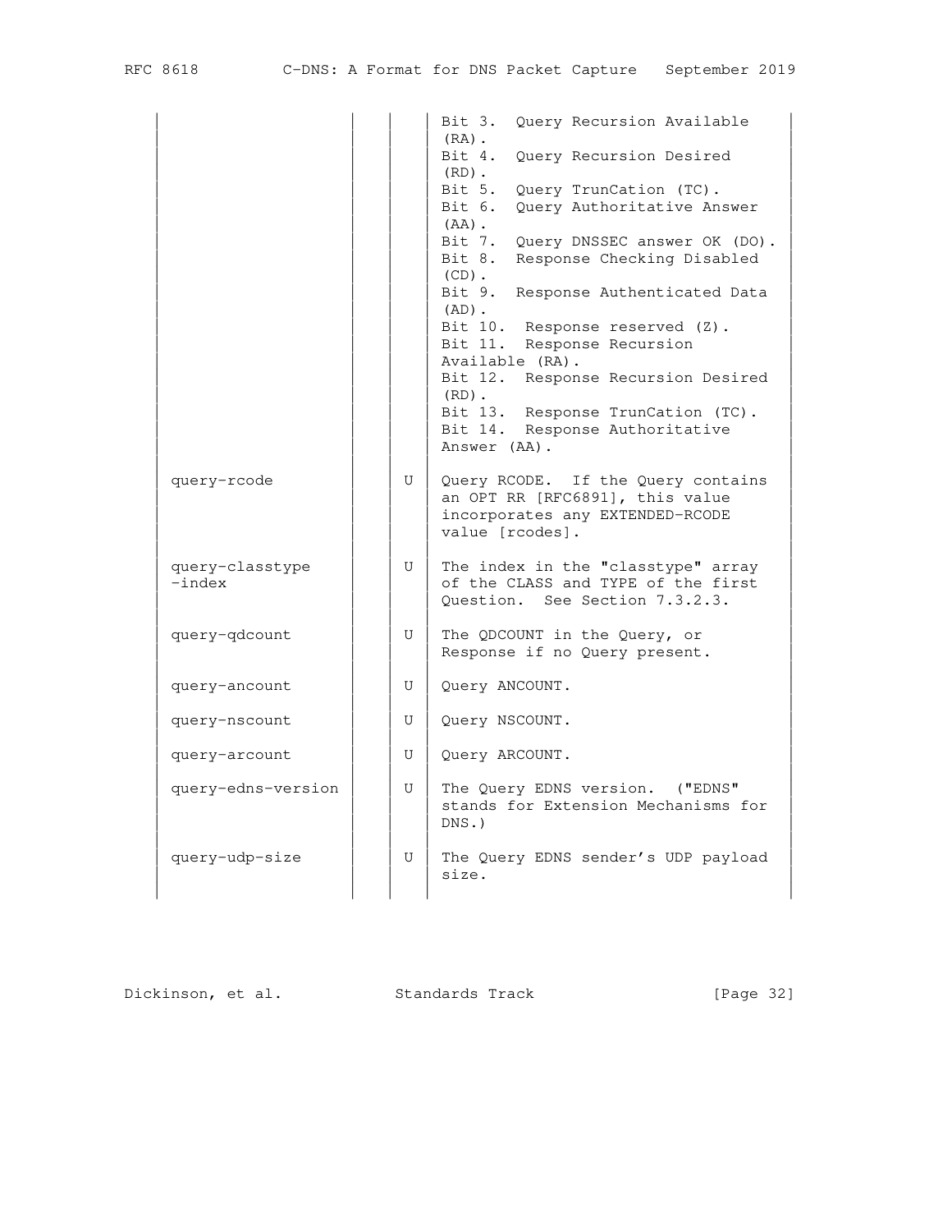| | | | |
|---|---|---|---|
| | | | Bit 3. Query Recursion Available (RA).<br>Bit 4. Query Recursion Desired (RD).<br>Bit 5. Query TrunCation (TC).<br>Bit 6. Query Authoritative Answer (AA).<br>Bit 7. Query DNSSEC answer OK (DO).<br>Bit 8. Response Checking Disabled (CD).<br>Bit 9. Response Authenticated Data (AD).<br>Bit 10. Response reserved (Z).<br>Bit 11. Response Recursion Available (RA).<br>Bit 12. Response Recursion Desired (RD).<br>Bit 13. Response TrunCation (TC).<br>Bit 14. Response Authoritative Answer (AA). |
| query-rcode | | U | Query RCODE. If the Query contains an OPT RR [RFC6891], this value incorporates any EXTENDED-RCODE value [rcodes]. |
| query-classtype-index | | U | The index in the "classtype" array of the CLASS and TYPE of the first Question. See Section 7.3.2.3. |
| query-qdcount | | U | The QDCOUNT in the Query, or Response if no Query present. |
| query-ancount | | U | Query ANCOUNT. |
| query-nscount | | U | Query NSCOUNT. |
| query-arcount | | U | Query ARCOUNT. |
| query-edns-version | | U | The Query EDNS version. ("EDNS" stands for Extension Mechanisms for DNS.) |
| query-udp-size | | U | The Query EDNS sender's UDP payload size. |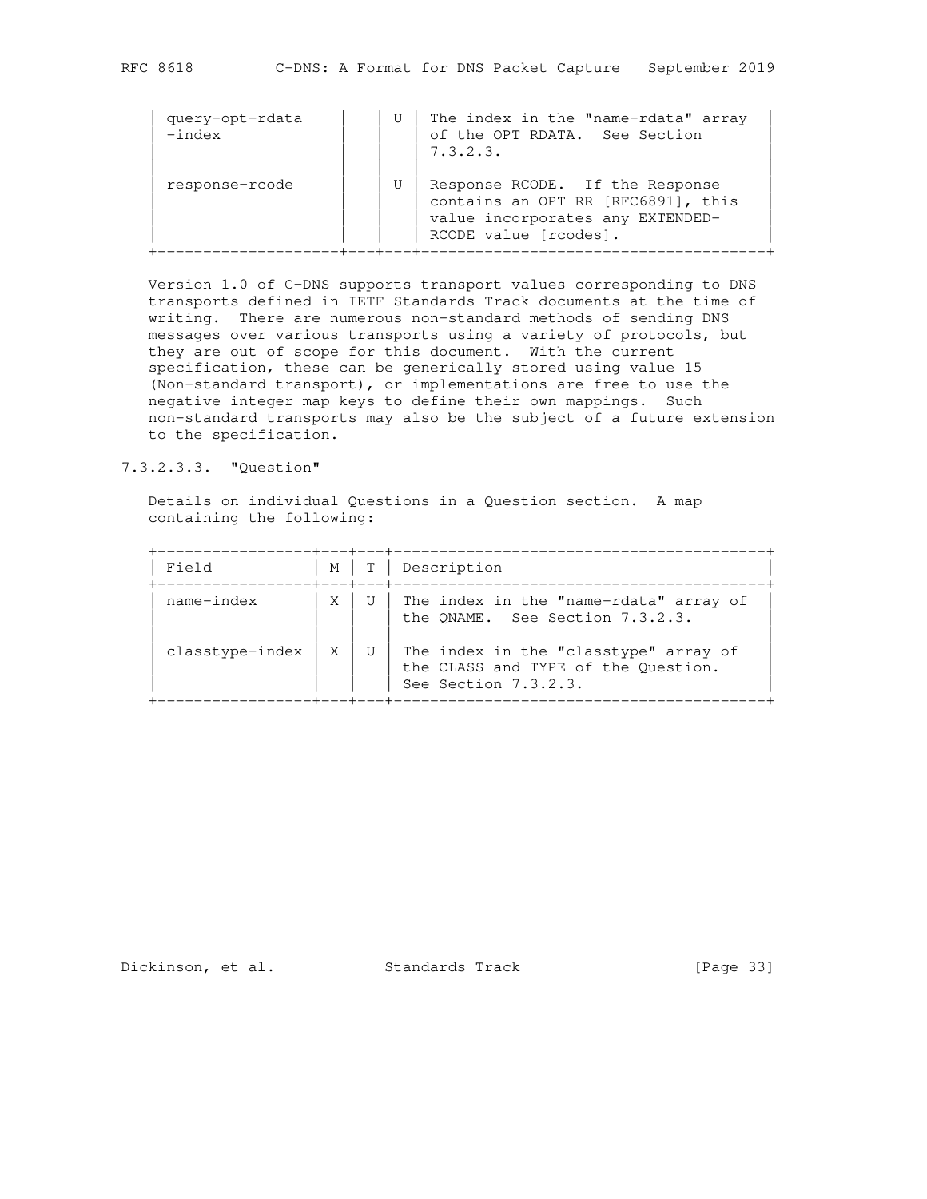| Field | M | T | Description |
|---|---|---|---|
| query-opt-rdata -index | | U | The index in the "name-rdata" array of the OPT RDATA. See Section 7.3.2.3. |
| response-rcode | | U | Response RCODE. If the Response contains an OPT RR [RFC6891], this value incorporates any EXTENDED-RCODE value [rcodes]. |

Version 1.0 of C-DNS supports transport values corresponding to DNS transports defined in IETF Standards Track documents at the time of writing. There are numerous non-standard methods of sending DNS messages over various transports using a variety of protocols, but they are out of scope for this document. With the current specification, these can be generically stored using value 15 (Non-standard transport), or implementations are free to use the negative integer map keys to define their own mappings. Such non-standard transports may also be the subject of a future extension to the specification.

###### 7.3.2.3.3. "Question"

Details on individual Questions in a Question section. A map containing the following:

| Field | M | T | Description |
|---|---|---|---|
| name-index | X | U | The index in the "name-rdata" array of the QNAME. See Section 7.3.2.3. |
| classtype-index | X | U | The index in the "classtype" array of the CLASS and TYPE of the Question. See Section 7.3.2.3. |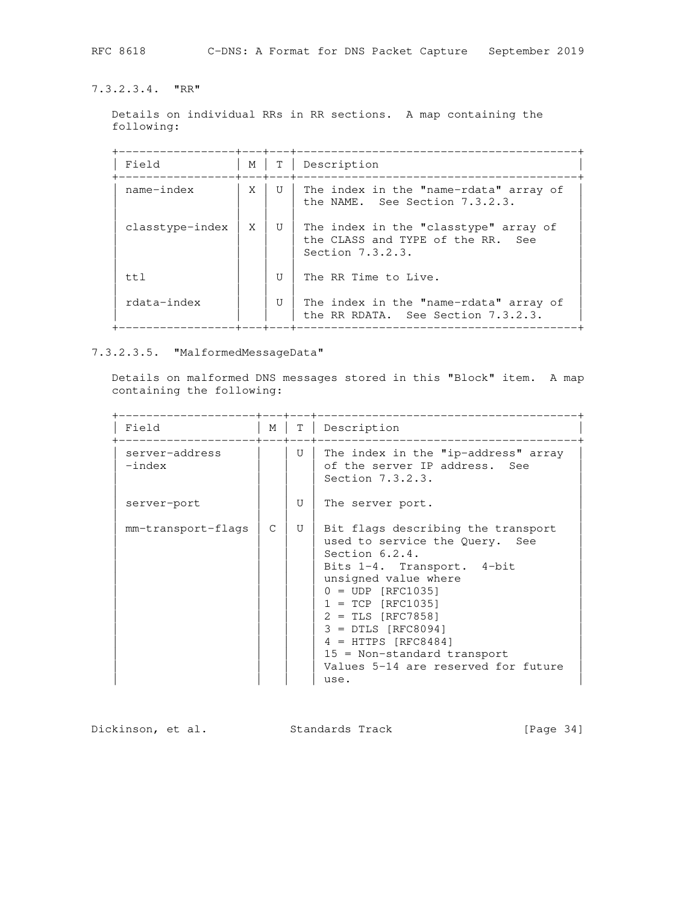#### 7.3.2.3.4. "RR"

Details on individual RRs in RR sections. A map containing the following:

| Field | M | T | Description |
|---|---|---|---|
| name-index | X | U | The index in the "name-rdata" array of the NAME. See Section 7.3.2.3. |
| classtype-index | X | U | The index in the "classtype" array of the CLASS and TYPE of the RR. See Section 7.3.2.3. |
| ttl | | U | The RR Time to Live. |
| rdata-index | | U | The index in the "name-rdata" array of the RR RDATA. See Section 7.3.2.3. |

#### 7.3.2.3.5. "MalformedMessageData"

Details on malformed DNS messages stored in this "Block" item. A map containing the following:

| Field | M | T | Description |
|---|---|---|---|
| server-address -index | | U | The index in the "ip-address" array of the server IP address. See Section 7.3.2.3. |
| server-port | | U | The server port. |
| mm-transport-flags | C | U | Bit flags describing the transport used to service the Query. See Section 6.2.4.<br>Bits 1-4. Transport. 4-bit unsigned value where<br>0 = UDP [RFC1035]<br>1 = TCP [RFC1035]<br>2 = TLS [RFC7858]<br>3 = DTLS [RFC8094]<br>4 = HTTPS [RFC8484]<br>15 = Non-standard transport<br>Values 5-14 are reserved for future use. |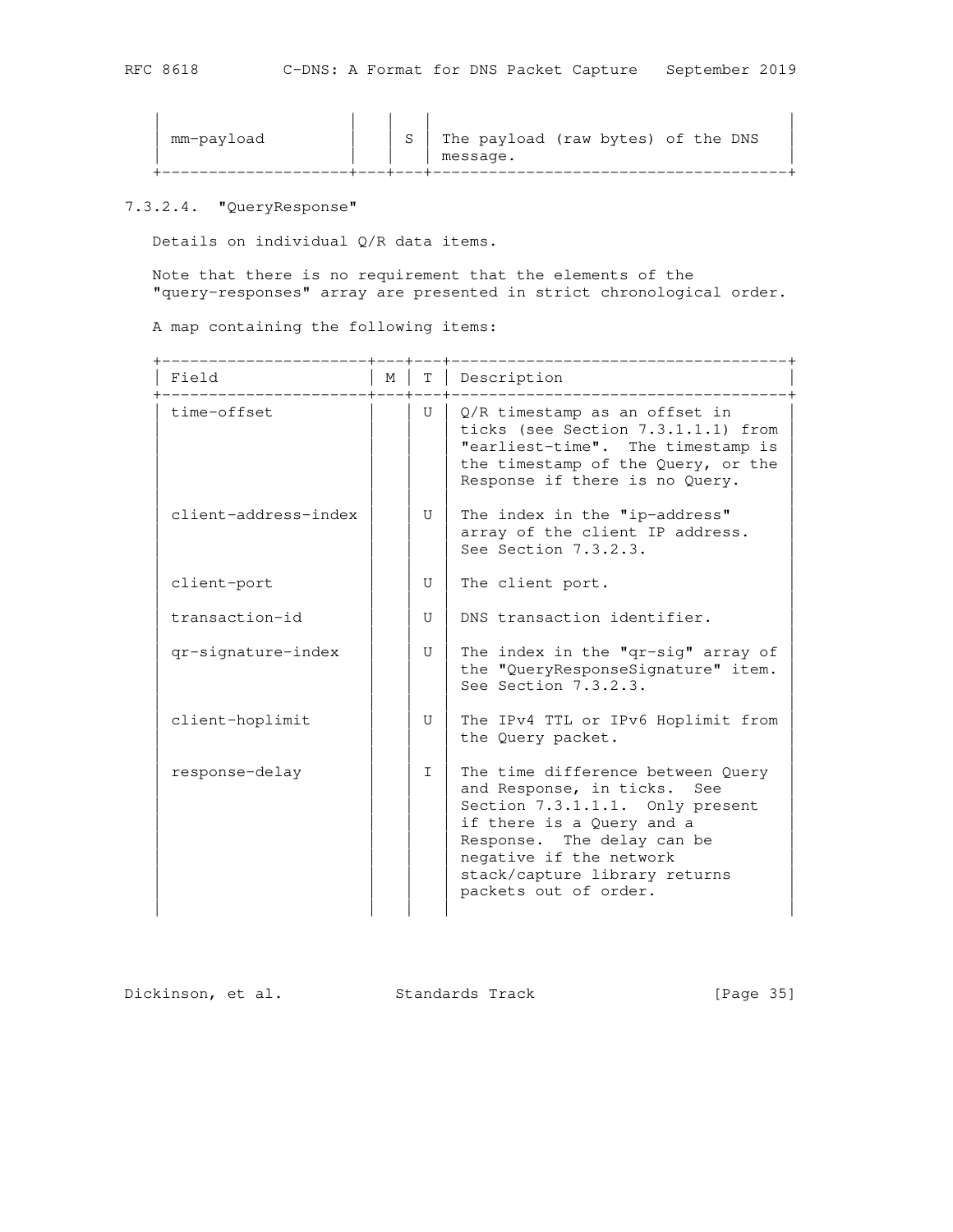| Field | M | T | Description |
|---|---|---|---|
| mm-payload | | S | The payload (raw bytes) of the DNS message. |

### 7.3.2.4. "QueryResponse"

Details on individual Q/R data items.

Note that there is no requirement that the elements of the "query-responses" array are presented in strict chronological order.

A map containing the following items:

| Field | M | T | Description |
|---|---|---|---|
| time-offset | | U | Q/R timestamp as an offset in ticks (see Section 7.3.1.1.1) from "earliest-time". The timestamp is the timestamp of the Query, or the Response if there is no Query. |
| client-address-index | | U | The index in the "ip-address" array of the client IP address. See Section 7.3.2.3. |
| client-port | | U | The client port. |
| transaction-id | | U | DNS transaction identifier. |
| qr-signature-index | | U | The index in the "qr-sig" array of the "QueryResponseSignature" item. See Section 7.3.2.3. |
| client-hoplimit | | U | The IPv4 TTL or IPv6 Hoplimit from the Query packet. |
| response-delay | | I | The time difference between Query and Response, in ticks. See Section 7.3.1.1.1. Only present if there is a Query and a Response. The delay can be negative if the network stack/capture library returns packets out of order. |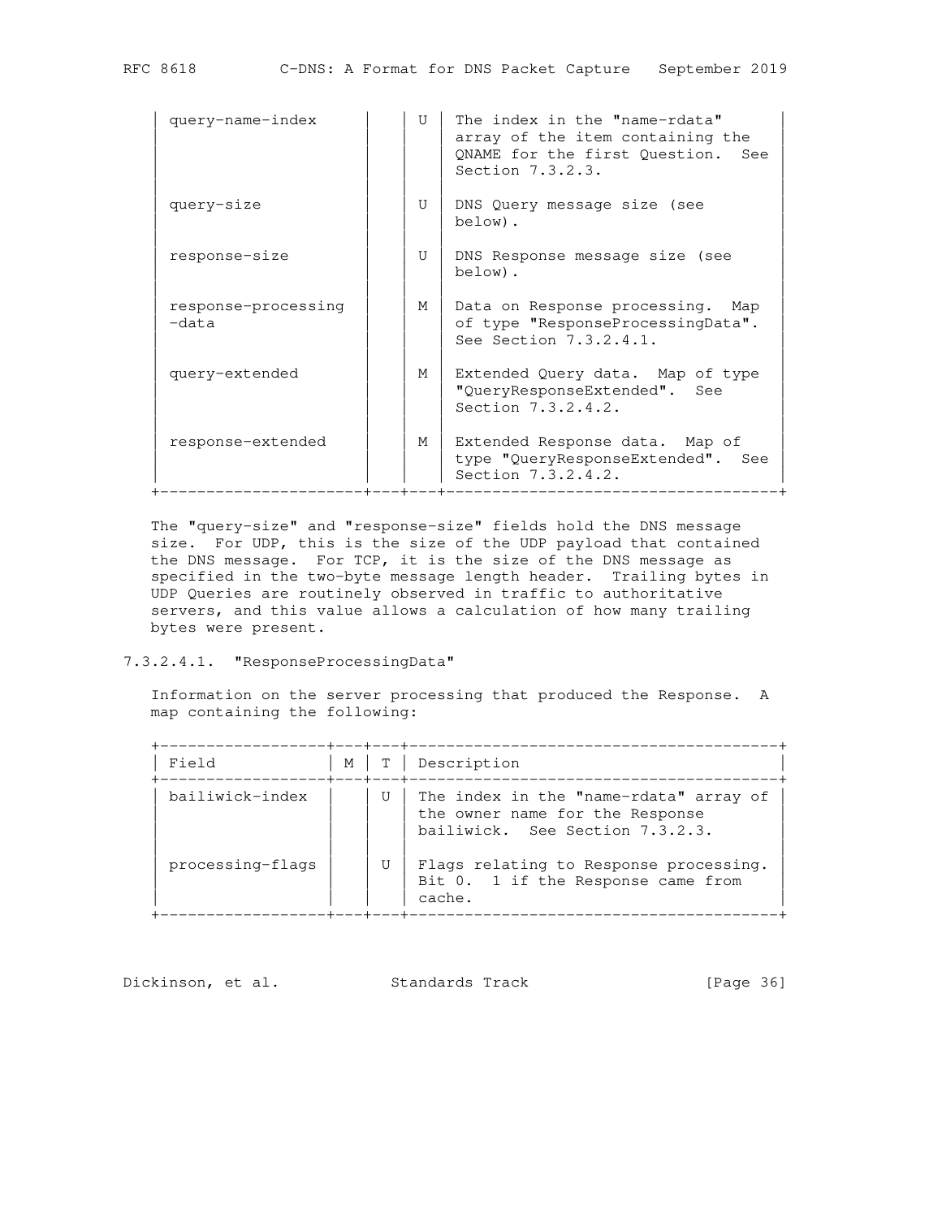| Field | M | T | Description |
|---|---|---|---|
| query-name-index | | U | The index in the "name-rdata" array of the item containing the QNAME for the first Question. See Section 7.3.2.3. |
| query-size | | U | DNS Query message size (see below). |
| response-size | | U | DNS Response message size (see below). |
| response-processing-data | | M | Data on Response processing. Map of type "ResponseProcessingData". See Section 7.3.2.4.1. |
| query-extended | | M | Extended Query data. Map of type "QueryResponseExtended". See Section 7.3.2.4.2. |
| response-extended | | M | Extended Response data. Map of type "QueryResponseExtended". See Section 7.3.2.4.2. |

The "query-size" and "response-size" fields hold the DNS message size. For UDP, this is the size of the UDP payload that contained the DNS message. For TCP, it is the size of the DNS message as specified in the two-byte message length header. Trailing bytes in UDP Queries are routinely observed in traffic to authoritative servers, and this value allows a calculation of how many trailing bytes were present.

#### 7.3.2.4.1. "ResponseProcessingData"

Information on the server processing that produced the Response. A map containing the following:

| Field | M | T | Description |
|---|---|---|---|
| bailiwick-index | | U | The index in the "name-rdata" array of the owner name for the Response bailiwick. See Section 7.3.2.3. |
| processing-flags | | U | Flags relating to Response processing. Bit 0. 1 if the Response came from cache. |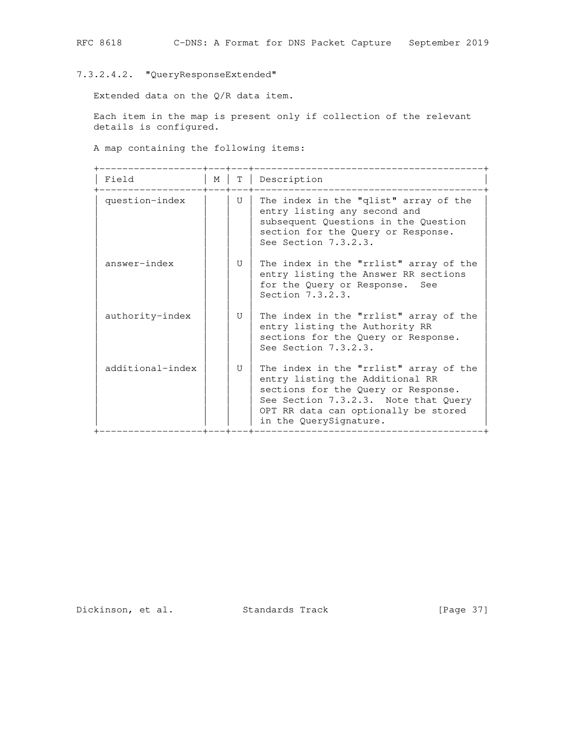#### 7.3.2.4.2. "QueryResponseExtended"

Extended data on the Q/R data item.

Each item in the map is present only if collection of the relevant details is configured.

A map containing the following items:

| Field | M | T | Description |
|---|---|---|---|
| question-index | | U | The index in the "qlist" array of the entry listing any second and subsequent Questions in the Question section for the Query or Response. See Section 7.3.2.3. |
| answer-index | | U | The index in the "rrlist" array of the entry listing the Answer RR sections for the Query or Response. See Section 7.3.2.3. |
| authority-index | | U | The index in the "rrlist" array of the entry listing the Authority RR sections for the Query or Response. See Section 7.3.2.3. |
| additional-index | | U | The index in the "rrlist" array of the entry listing the Additional RR sections for the Query or Response. See Section 7.3.2.3. Note that Query OPT RR data can optionally be stored in the QuerySignature. |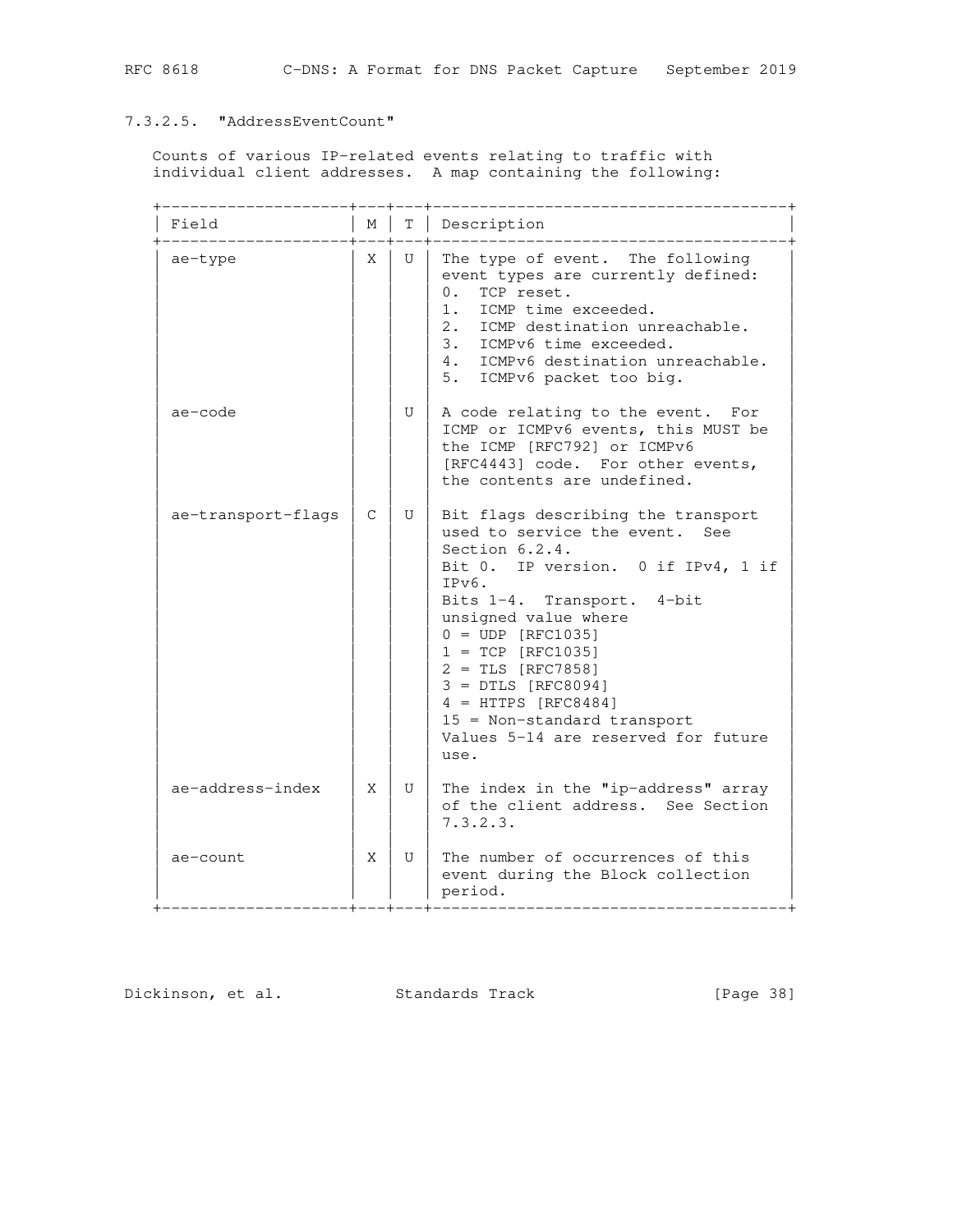#### 7.3.2.5. "AddressEventCount"

Counts of various IP-related events relating to traffic with individual client addresses. A map containing the following:

| Field | M | T | Description |
|---|---|---|---|
| ae-type | X | U | The type of event. The following event types are currently defined:<br>0. TCP reset.<br>1. ICMP time exceeded.<br>2. ICMP destination unreachable.<br>3. ICMPv6 time exceeded.<br>4. ICMPv6 destination unreachable.<br>5. ICMPv6 packet too big. |
| ae-code | | U | A code relating to the event. For ICMP or ICMPv6 events, this MUST be the ICMP [RFC792] or ICMPv6 [RFC4443] code. For other events, the contents are undefined. |
| ae-transport-flags | C | U | Bit flags describing the transport used to service the event. See Section 6.2.4.<br>Bit 0. IP version. 0 if IPv4, 1 if IPv6.<br>Bits 1-4. Transport. 4-bit unsigned value where<br>0 = UDP [RFC1035]<br>1 = TCP [RFC1035]<br>2 = TLS [RFC7858]<br>3 = DTLS [RFC8094]<br>4 = HTTPS [RFC8484]<br>15 = Non-standard transport<br>Values 5-14 are reserved for future use. |
| ae-address-index | X | U | The index in the "ip-address" array of the client address. See Section 7.3.2.3. |
| ae-count | X | U | The number of occurrences of this event during the Block collection period. |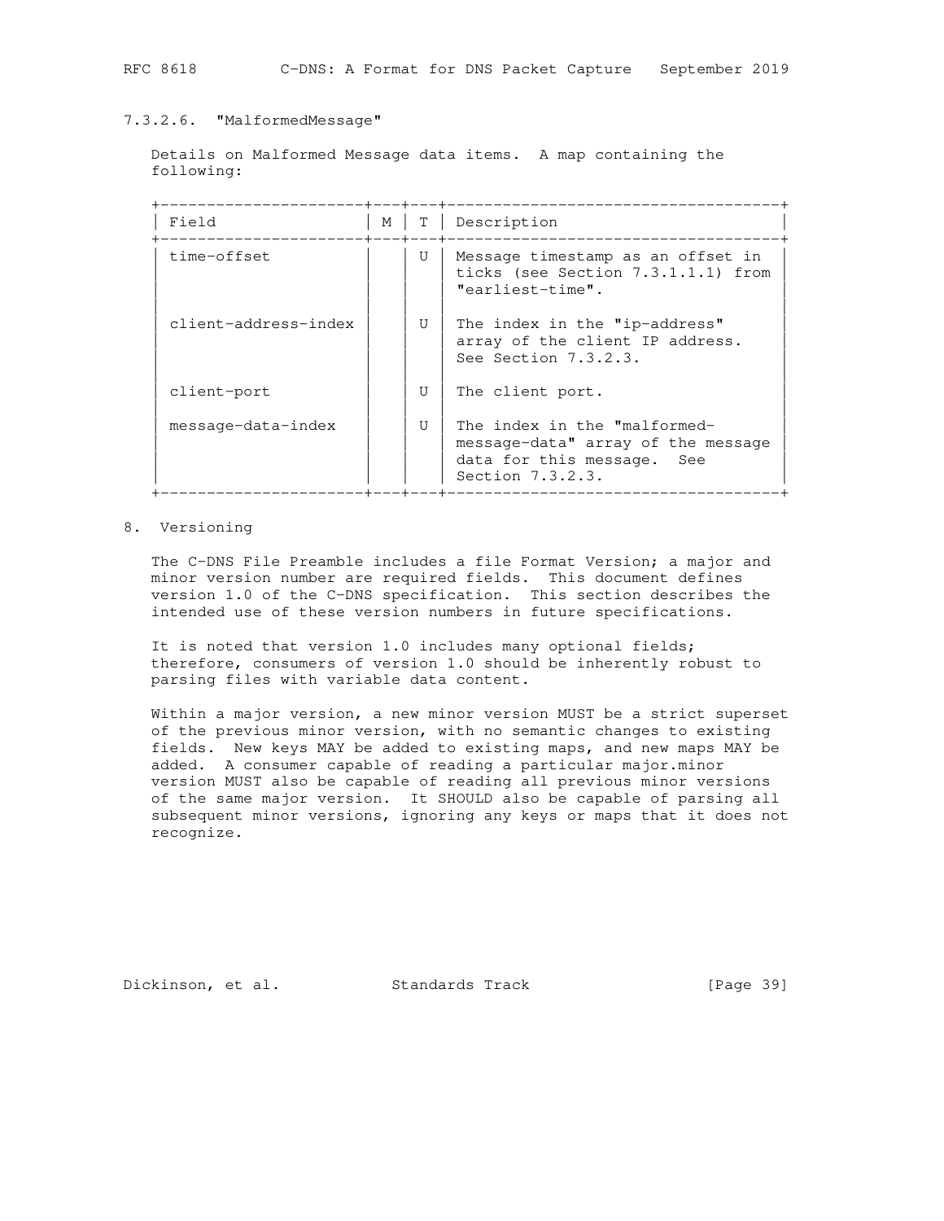#### 7.3.2.6. "MalformedMessage"

Details on Malformed Message data items. A map containing the following:

| Field | M | T | Description |
|---|---|---|---|
| time-offset | | U | Message timestamp as an offset in ticks (see Section 7.3.1.1.1) from "earliest-time". |
| client-address-index | | U | The index in the "ip-address" array of the client IP address. See Section 7.3.2.3. |
| client-port | | U | The client port. |
| message-data-index | | U | The index in the "malformed-message-data" array of the message data for this message. See Section 7.3.2.3. |

## 8. Versioning

The C-DNS File Preamble includes a file Format Version; a major and minor version number are required fields. This document defines version 1.0 of the C-DNS specification. This section describes the intended use of these version numbers in future specifications.

It is noted that version 1.0 includes many optional fields; therefore, consumers of version 1.0 should be inherently robust to parsing files with variable data content.

Within a major version, a new minor version MUST be a strict superset of the previous minor version, with no semantic changes to existing fields. New keys MAY be added to existing maps, and new maps MAY be added. A consumer capable of reading a particular major.minor version MUST also be capable of reading all previous minor versions of the same major version. It SHOULD also be capable of parsing all subsequent minor versions, ignoring any keys or maps that it does not recognize.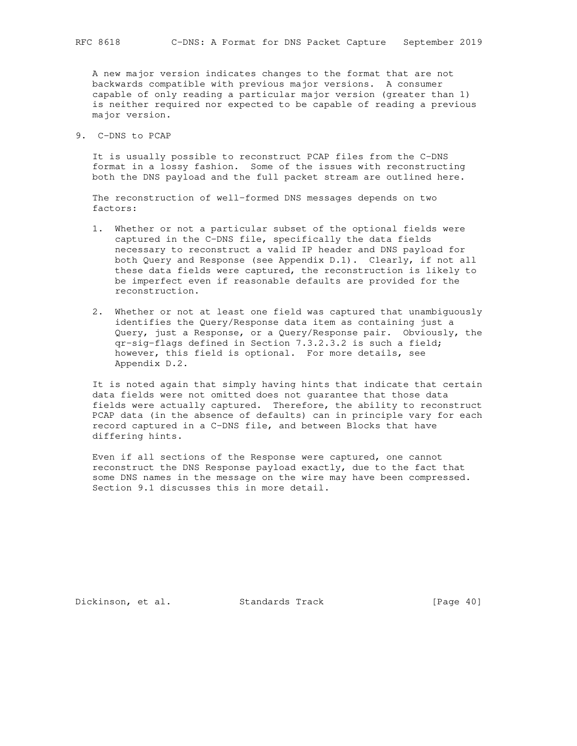A new major version indicates changes to the format that are not backwards compatible with previous major versions. A consumer capable of only reading a particular major version (greater than 1) is neither required nor expected to be capable of reading a previous major version.

## 9. C-DNS to PCAP

It is usually possible to reconstruct PCAP files from the C-DNS format in a lossy fashion. Some of the issues with reconstructing both the DNS payload and the full packet stream are outlined here.

The reconstruction of well-formed DNS messages depends on two factors:

1. Whether or not a particular subset of the optional fields were captured in the C-DNS file, specifically the data fields necessary to reconstruct a valid IP header and DNS payload for both Query and Response (see Appendix D.1). Clearly, if not all these data fields were captured, the reconstruction is likely to be imperfect even if reasonable defaults are provided for the reconstruction.

2. Whether or not at least one field was captured that unambiguously identifies the Query/Response data item as containing just a Query, just a Response, or a Query/Response pair. Obviously, the qr-sig-flags defined in Section 7.3.2.3.2 is such a field; however, this field is optional. For more details, see Appendix D.2.

It is noted again that simply having hints that indicate that certain data fields were not omitted does not guarantee that those data fields were actually captured. Therefore, the ability to reconstruct PCAP data (in the absence of defaults) can in principle vary for each record captured in a C-DNS file, and between Blocks that have differing hints.

Even if all sections of the Response were captured, one cannot reconstruct the DNS Response payload exactly, due to the fact that some DNS names in the message on the wire may have been compressed. Section 9.1 discusses this in more detail.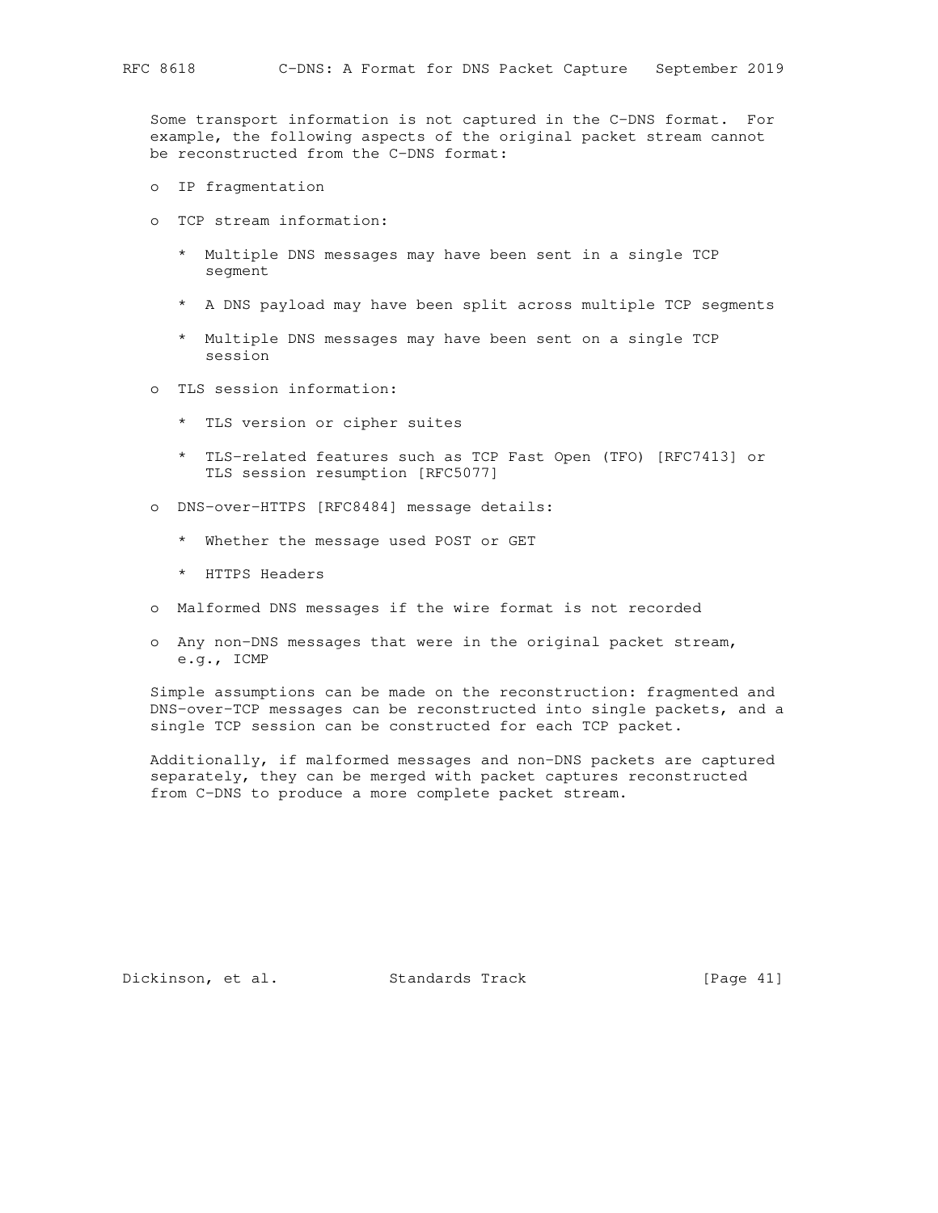Some transport information is not captured in the C-DNS format. For example, the following aspects of the original packet stream cannot be reconstructed from the C-DNS format:

- IP fragmentation
- TCP stream information:
  - Multiple DNS messages may have been sent in a single TCP segment
  - A DNS payload may have been split across multiple TCP segments
  - Multiple DNS messages may have been sent on a single TCP session
- TLS session information:
  - TLS version or cipher suites
  - TLS-related features such as TCP Fast Open (TFO) [RFC7413] or TLS session resumption [RFC5077]
- DNS-over-HTTPS [RFC8484] message details:
  - Whether the message used POST or GET
  - HTTPS Headers
- Malformed DNS messages if the wire format is not recorded
- Any non-DNS messages that were in the original packet stream, e.g., ICMP

Simple assumptions can be made on the reconstruction: fragmented and DNS-over-TCP messages can be reconstructed into single packets, and a single TCP session can be constructed for each TCP packet.

Additionally, if malformed messages and non-DNS packets are captured separately, they can be merged with packet captures reconstructed from C-DNS to produce a more complete packet stream.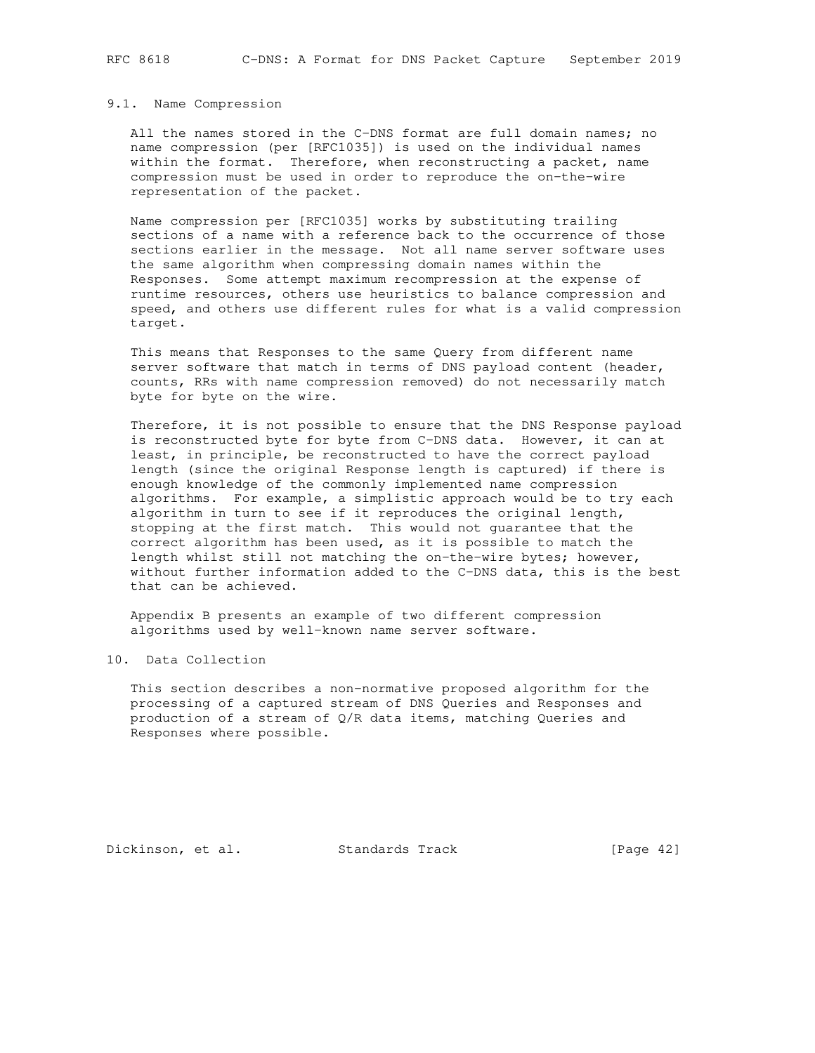### 9.1. Name Compression

All the names stored in the C-DNS format are full domain names; no name compression (per [RFC1035]) is used on the individual names within the format. Therefore, when reconstructing a packet, name compression must be used in order to reproduce the on-the-wire representation of the packet.

Name compression per [RFC1035] works by substituting trailing sections of a name with a reference back to the occurrence of those sections earlier in the message. Not all name server software uses the same algorithm when compressing domain names within the Responses. Some attempt maximum recompression at the expense of runtime resources, others use heuristics to balance compression and speed, and others use different rules for what is a valid compression target.

This means that Responses to the same Query from different name server software that match in terms of DNS payload content (header, counts, RRs with name compression removed) do not necessarily match byte for byte on the wire.

Therefore, it is not possible to ensure that the DNS Response payload is reconstructed byte for byte from C-DNS data. However, it can at least, in principle, be reconstructed to have the correct payload length (since the original Response length is captured) if there is enough knowledge of the commonly implemented name compression algorithms. For example, a simplistic approach would be to try each algorithm in turn to see if it reproduces the original length, stopping at the first match. This would not guarantee that the correct algorithm has been used, as it is possible to match the length whilst still not matching the on-the-wire bytes; however, without further information added to the C-DNS data, this is the best that can be achieved.

Appendix B presents an example of two different compression algorithms used by well-known name server software.

## 10. Data Collection

This section describes a non-normative proposed algorithm for the processing of a captured stream of DNS Queries and Responses and production of a stream of Q/R data items, matching Queries and Responses where possible.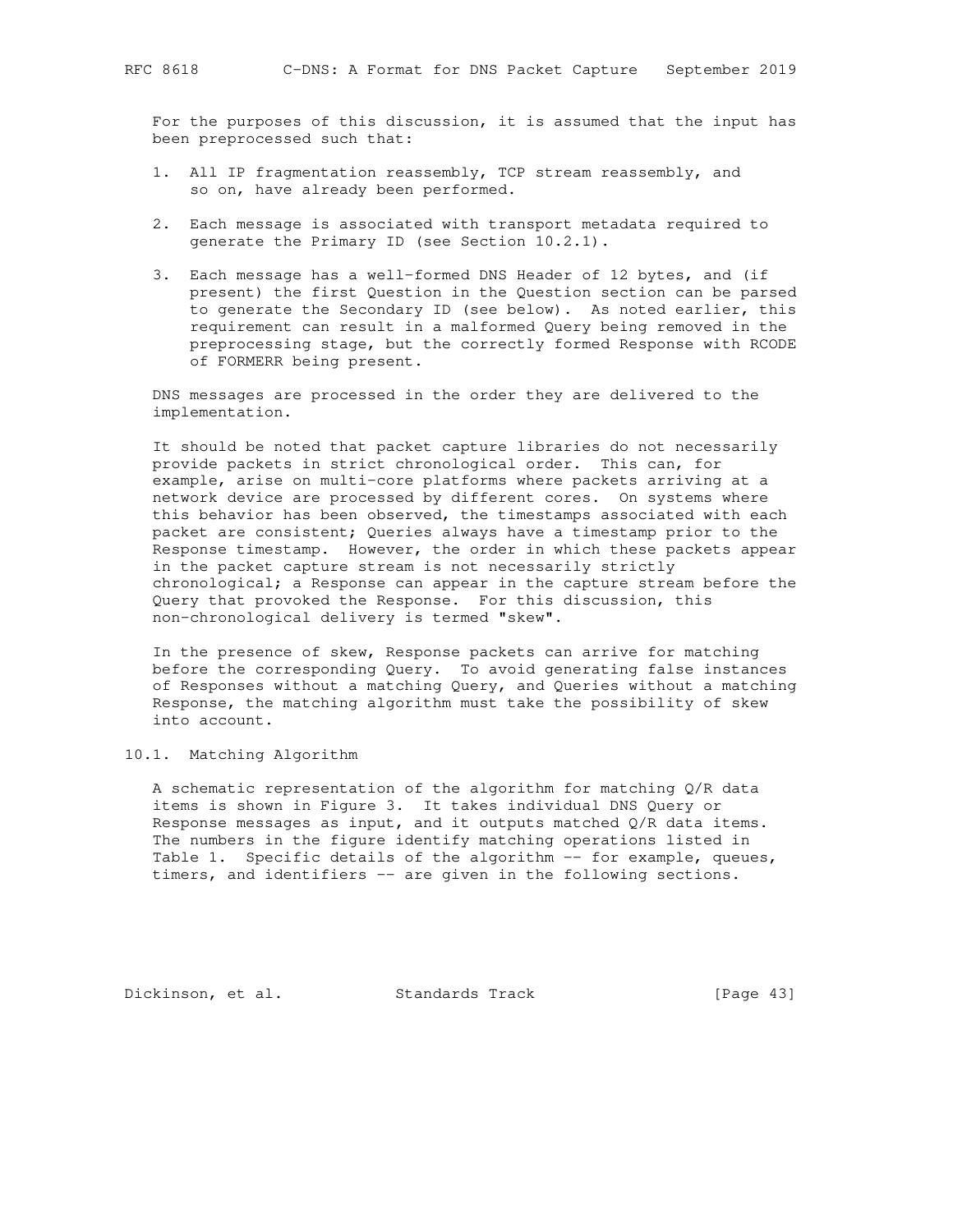For the purposes of this discussion, it is assumed that the input has been preprocessed such that:

1. All IP fragmentation reassembly, TCP stream reassembly, and so on, have already been performed.

2. Each message is associated with transport metadata required to generate the Primary ID (see Section 10.2.1).

3. Each message has a well-formed DNS Header of 12 bytes, and (if present) the first Question in the Question section can be parsed to generate the Secondary ID (see below). As noted earlier, this requirement can result in a malformed Query being removed in the preprocessing stage, but the correctly formed Response with RCODE of FORMERR being present.

DNS messages are processed in the order they are delivered to the implementation.

It should be noted that packet capture libraries do not necessarily provide packets in strict chronological order. This can, for example, arise on multi-core platforms where packets arriving at a network device are processed by different cores. On systems where this behavior has been observed, the timestamps associated with each packet are consistent; Queries always have a timestamp prior to the Response timestamp. However, the order in which these packets appear in the packet capture stream is not necessarily strictly chronological; a Response can appear in the capture stream before the Query that provoked the Response. For this discussion, this non-chronological delivery is termed "skew".

In the presence of skew, Response packets can arrive for matching before the corresponding Query. To avoid generating false instances of Responses without a matching Query, and Queries without a matching Response, the matching algorithm must take the possibility of skew into account.

## 10.1. Matching Algorithm

A schematic representation of the algorithm for matching Q/R data items is shown in Figure 3. It takes individual DNS Query or Response messages as input, and it outputs matched Q/R data items. The numbers in the figure identify matching operations listed in Table 1. Specific details of the algorithm -- for example, queues, timers, and identifiers -- are given in the following sections.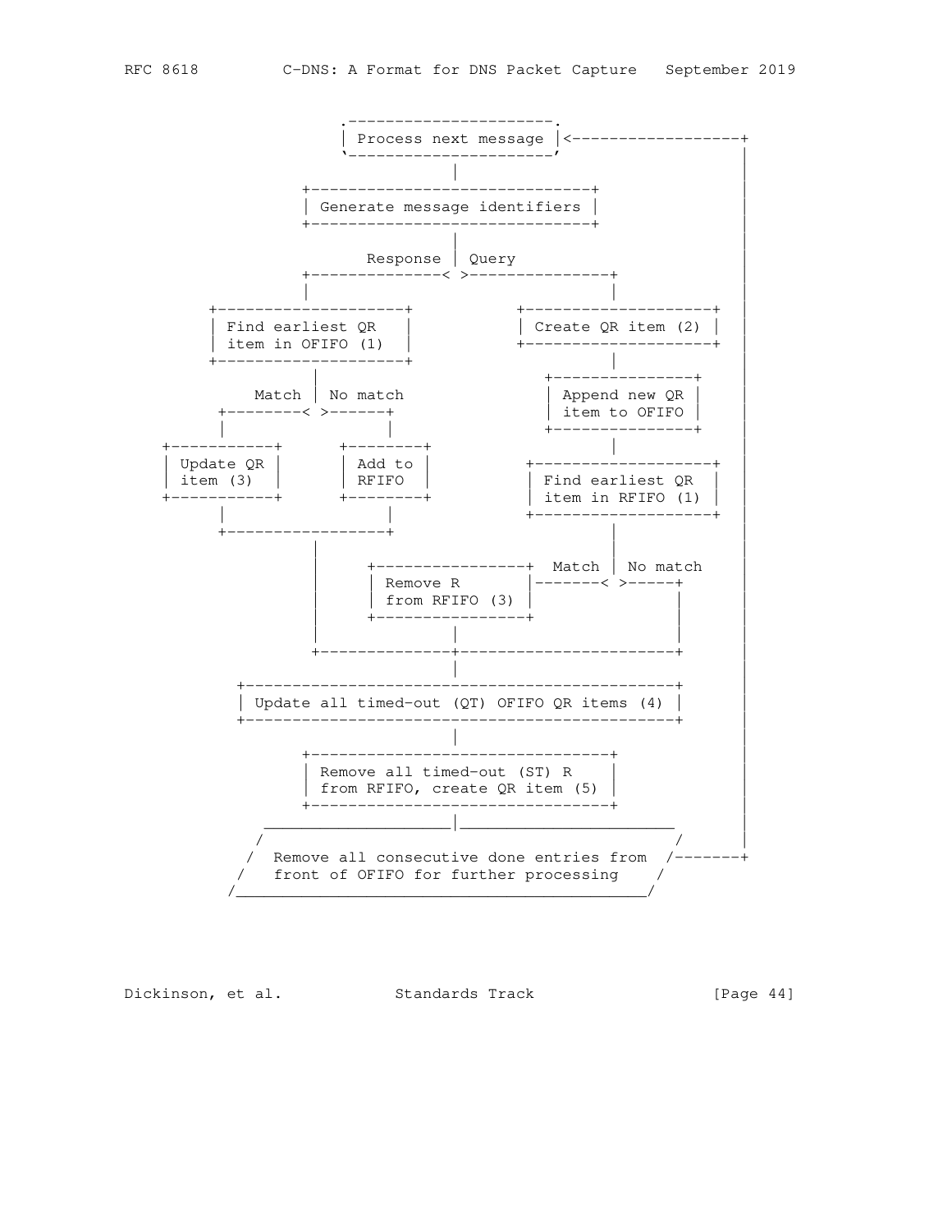```
                     .----------------------.
                     | Process next message |<------------------+
                     `----------------------'                    |
                                 |                               |
                  +------------------------------+               |
                  | Generate message identifiers |               |
                  +------------------------------+               |
                                 |                               |
                        Response | Query                         |
                  +--------------< >---------------+             |
                  |                                |             |
        +--------------------+           +---------------------+ |
        | Find earliest QR   |           | Create QR item (2)  | |
        | item in OFIFO (1)  |           +---------------------+ |
        +--------------------+                     |             |
                  |                       +----------------+     |
            Match | No match              | Append new QR  |     |
         +--------< >------+              | item to OFIFO  |     |
         |                 |              +----------------+     |
   +-----------+      +---------+                  |             |
   | Update QR |      | Add to  |         +--------------------+ |
   | item (3)  |      | RFIFO   |         | Find earliest QR   | |
   +-----------+      +---------+         | item in RFIFO (1)  | |
         |                 |              +--------------------+ |
         +-----------------+                       |             |
                  |                                |             |
                  |     +----------------+  Match  | No match    |
                  |     | Remove R       |-------< >-----+       |
                  |     | from RFIFO (3) |               |       |
                  |     +----------------+               |       |
                  |              |                       |       |
                  +--------------+-----------------------+       |
                                 |                               |
       +----------------------------------------------+          |
       | Update all timed-out (QT) OFIFO QR items (4) |          |
       +----------------------------------------------+          |
                                 |                               |
                  +--------------------------------+             |
                  | Remove all timed-out (ST) R    |             |
                  | from RFIFO, create QR item (5) |             |
                  +--------------------------------+             |
            ___________________|_______________________          |
           /                                           /         |
          /  Remove all consecutive done entries from  /-------+
         /   front of OFIFO for further processing    /
        /____________________________________________/
```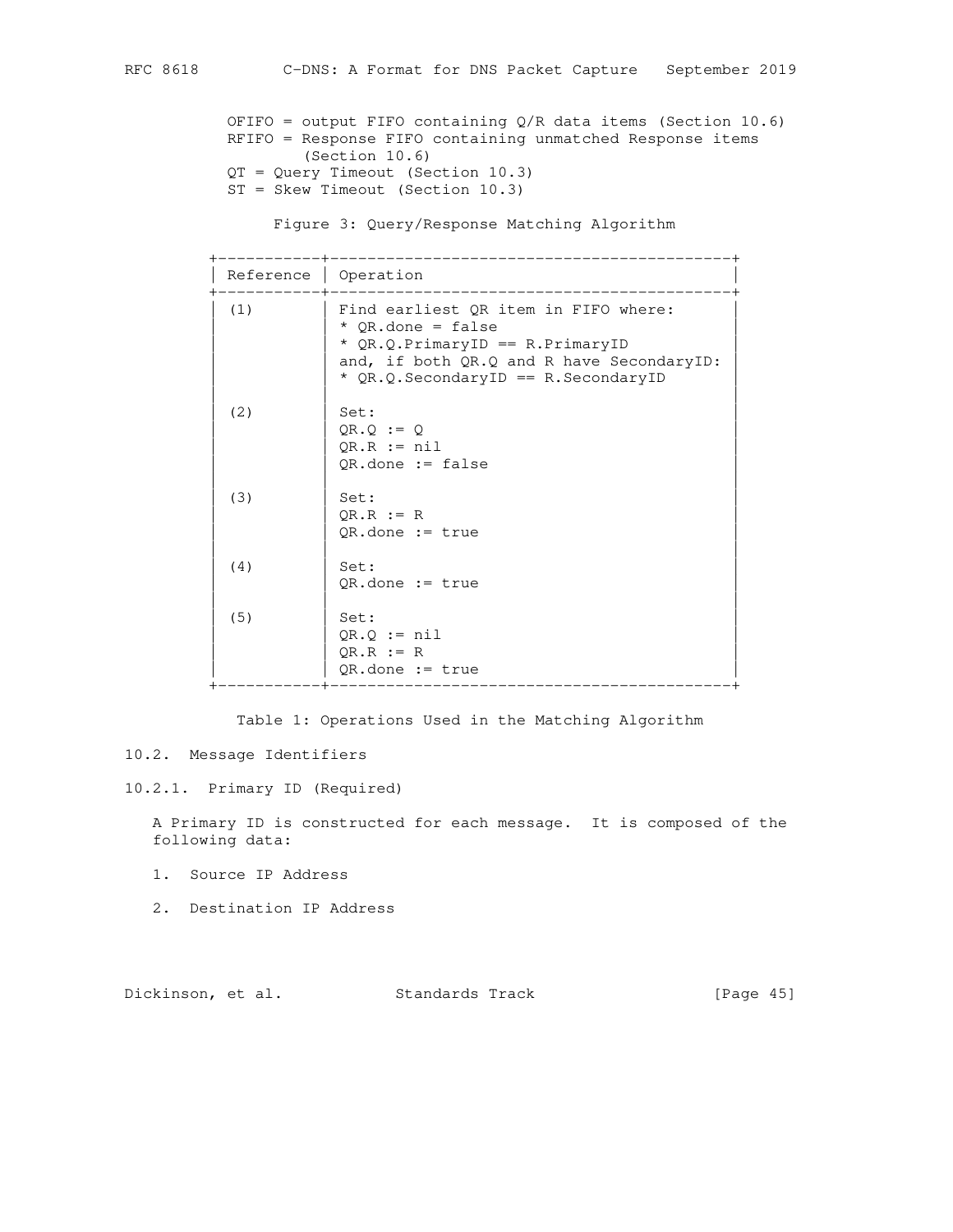OFIFO = output FIFO containing Q/R data items (Section 10.6)
RFIFO = Response FIFO containing unmatched Response items (Section 10.6)
QT = Query Timeout (Section 10.3)
ST = Skew Timeout (Section 10.3)

Figure 3: Query/Response Matching Algorithm

| Reference | Operation |
|---|---|
| (1) | Find earliest QR item in FIFO where: <br> * QR.done = false <br> * QR.Q.PrimaryID == R.PrimaryID <br> and, if both QR.Q and R have SecondaryID: <br> * QR.Q.SecondaryID == R.SecondaryID |
| (2) | Set: <br> QR.Q := Q <br> QR.R := nil <br> QR.done := false |
| (3) | Set: <br> QR.R := R <br> QR.done := true |
| (4) | Set: <br> QR.done := true |
| (5) | Set: <br> QR.Q := nil <br> QR.R := R <br> QR.done := true |

Table 1: Operations Used in the Matching Algorithm

## 10.2. Message Identifiers

### 10.2.1. Primary ID (Required)

A Primary ID is constructed for each message. It is composed of the following data:

1. Source IP Address
2. Destination IP Address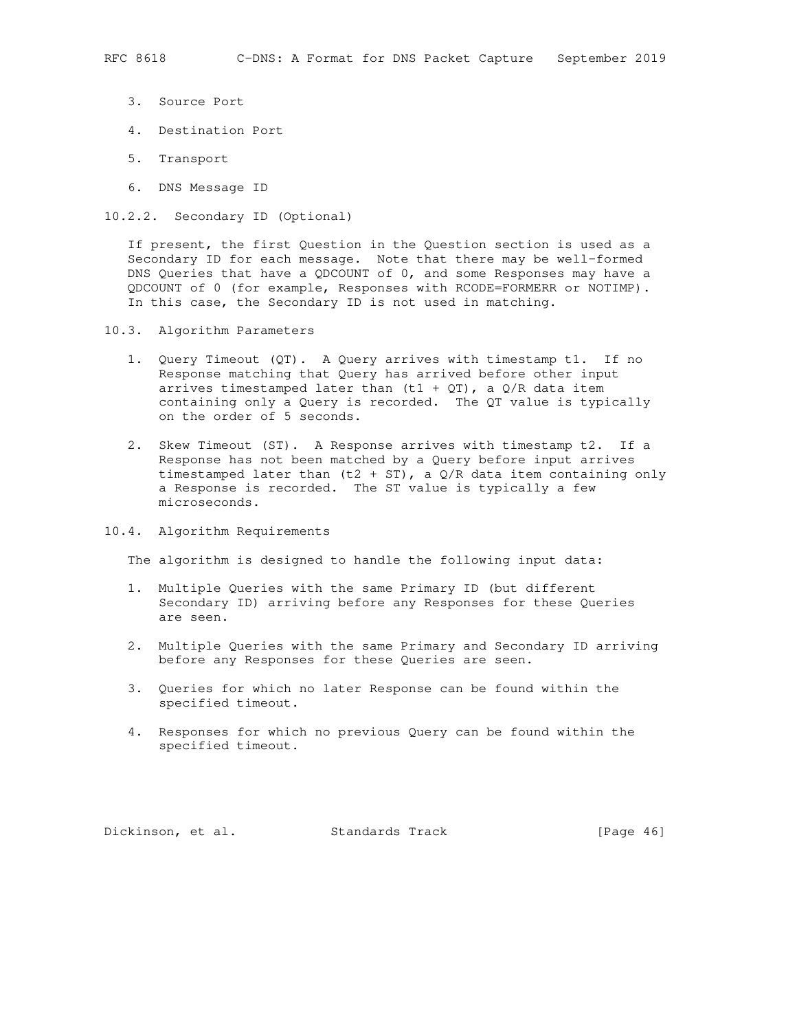3. Source Port

4. Destination Port

5. Transport

6. DNS Message ID

### 10.2.2. Secondary ID (Optional)

If present, the first Question in the Question section is used as a Secondary ID for each message. Note that there may be well-formed DNS Queries that have a QDCOUNT of 0, and some Responses may have a QDCOUNT of 0 (for example, Responses with RCODE=FORMERR or NOTIMP). In this case, the Secondary ID is not used in matching.

## 10.3. Algorithm Parameters

1. Query Timeout (QT). A Query arrives with timestamp t1. If no Response matching that Query has arrived before other input arrives timestamped later than (t1 + QT), a Q/R data item containing only a Query is recorded. The QT value is typically on the order of 5 seconds.

2. Skew Timeout (ST). A Response arrives with timestamp t2. If a Response has not been matched by a Query before input arrives timestamped later than (t2 + ST), a Q/R data item containing only a Response is recorded. The ST value is typically a few microseconds.

## 10.4. Algorithm Requirements

The algorithm is designed to handle the following input data:

1. Multiple Queries with the same Primary ID (but different Secondary ID) arriving before any Responses for these Queries are seen.

2. Multiple Queries with the same Primary and Secondary ID arriving before any Responses for these Queries are seen.

3. Queries for which no later Response can be found within the specified timeout.

4. Responses for which no previous Query can be found within the specified timeout.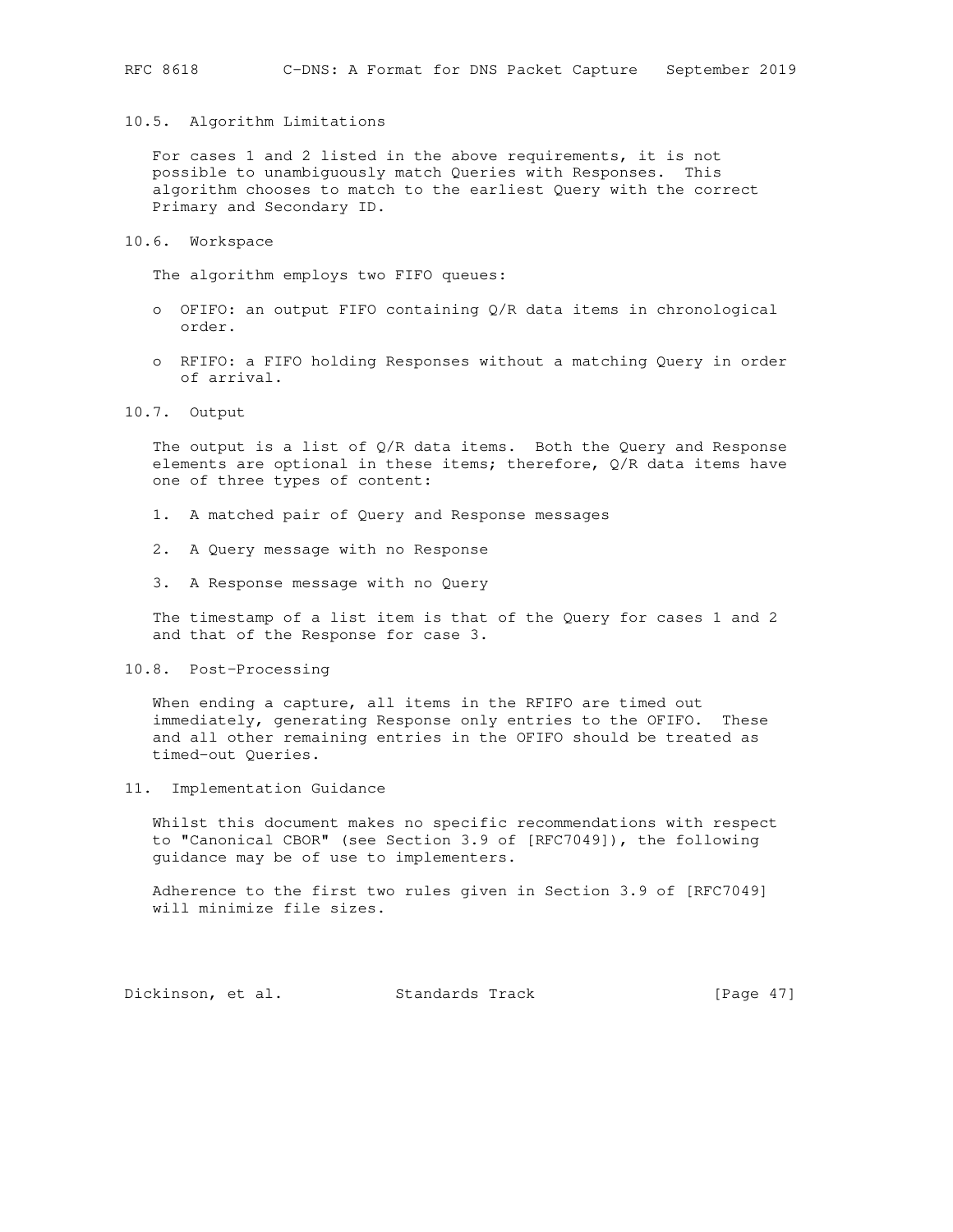### 10.5. Algorithm Limitations

For cases 1 and 2 listed in the above requirements, it is not possible to unambiguously match Queries with Responses. This algorithm chooses to match to the earliest Query with the correct Primary and Secondary ID.

### 10.6. Workspace

The algorithm employs two FIFO queues:

- OFIFO: an output FIFO containing Q/R data items in chronological order.
- RFIFO: a FIFO holding Responses without a matching Query in order of arrival.

### 10.7. Output

The output is a list of Q/R data items. Both the Query and Response elements are optional in these items; therefore, Q/R data items have one of three types of content:

1. A matched pair of Query and Response messages
2. A Query message with no Response
3. A Response message with no Query

The timestamp of a list item is that of the Query for cases 1 and 2 and that of the Response for case 3.

### 10.8. Post-Processing

When ending a capture, all items in the RFIFO are timed out immediately, generating Response only entries to the OFIFO. These and all other remaining entries in the OFIFO should be treated as timed-out Queries.

## 11. Implementation Guidance

Whilst this document makes no specific recommendations with respect to "Canonical CBOR" (see Section 3.9 of [RFC7049]), the following guidance may be of use to implementers.

Adherence to the first two rules given in Section 3.9 of [RFC7049] will minimize file sizes.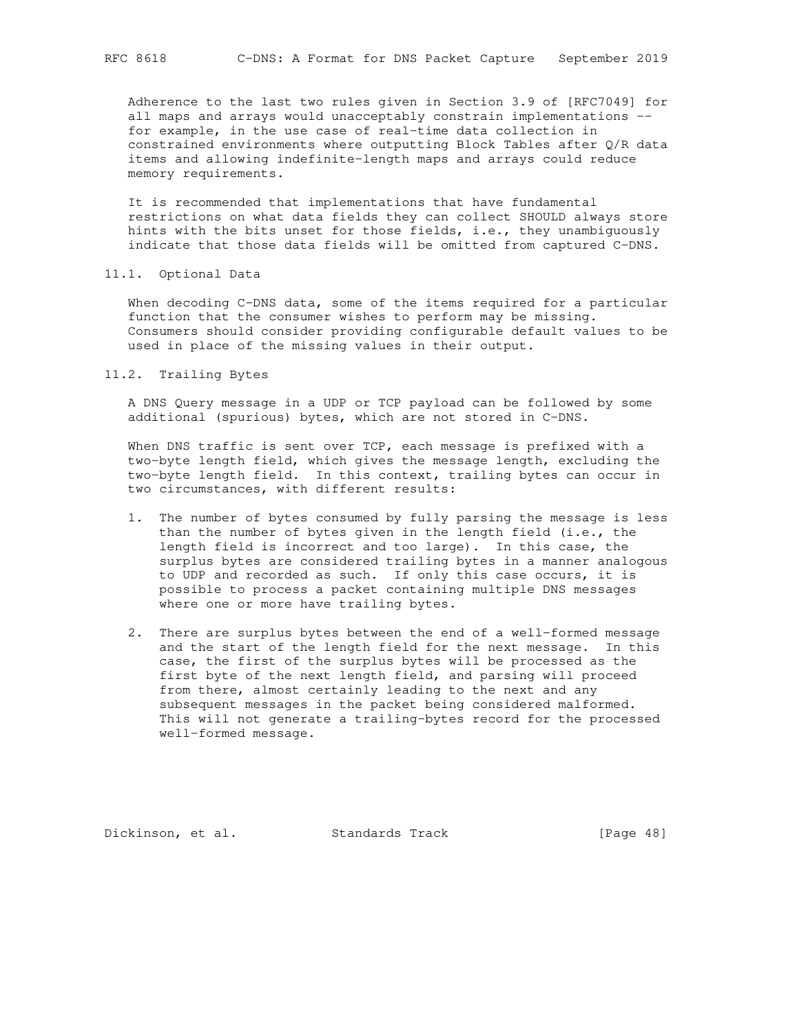Adherence to the last two rules given in Section 3.9 of [RFC7049] for all maps and arrays would unacceptably constrain implementations -- for example, in the use case of real-time data collection in constrained environments where outputting Block Tables after Q/R data items and allowing indefinite-length maps and arrays could reduce memory requirements.

It is recommended that implementations that have fundamental restrictions on what data fields they can collect SHOULD always store hints with the bits unset for those fields, i.e., they unambiguously indicate that those data fields will be omitted from captured C-DNS.

## 11.1. Optional Data

When decoding C-DNS data, some of the items required for a particular function that the consumer wishes to perform may be missing. Consumers should consider providing configurable default values to be used in place of the missing values in their output.

## 11.2. Trailing Bytes

A DNS Query message in a UDP or TCP payload can be followed by some additional (spurious) bytes, which are not stored in C-DNS.

When DNS traffic is sent over TCP, each message is prefixed with a two-byte length field, which gives the message length, excluding the two-byte length field. In this context, trailing bytes can occur in two circumstances, with different results:

1. The number of bytes consumed by fully parsing the message is less than the number of bytes given in the length field (i.e., the length field is incorrect and too large). In this case, the surplus bytes are considered trailing bytes in a manner analogous to UDP and recorded as such. If only this case occurs, it is possible to process a packet containing multiple DNS messages where one or more have trailing bytes.

2. There are surplus bytes between the end of a well-formed message and the start of the length field for the next message. In this case, the first of the surplus bytes will be processed as the first byte of the next length field, and parsing will proceed from there, almost certainly leading to the next and any subsequent messages in the packet being considered malformed. This will not generate a trailing-bytes record for the processed well-formed message.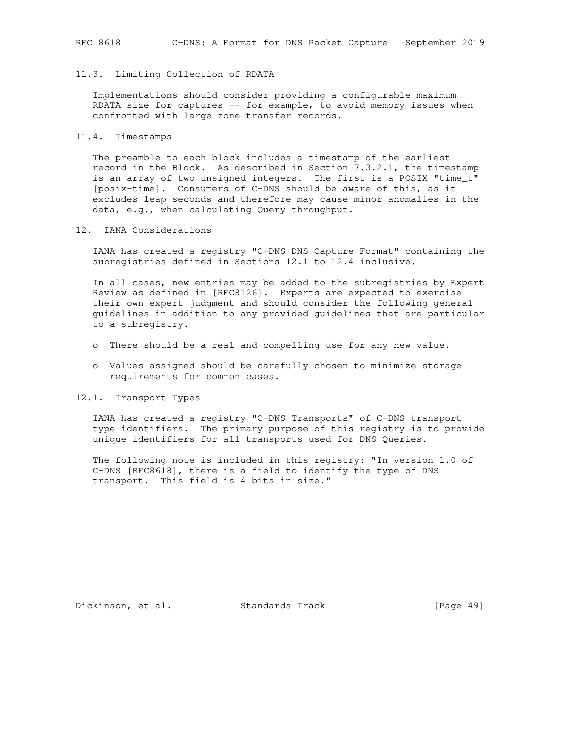### 11.3. Limiting Collection of RDATA

Implementations should consider providing a configurable maximum RDATA size for captures -- for example, to avoid memory issues when confronted with large zone transfer records.

### 11.4. Timestamps

The preamble to each block includes a timestamp of the earliest record in the Block. As described in Section 7.3.2.1, the timestamp is an array of two unsigned integers. The first is a POSIX "time_t" [posix-time]. Consumers of C-DNS should be aware of this, as it excludes leap seconds and therefore may cause minor anomalies in the data, e.g., when calculating Query throughput.

## 12. IANA Considerations

IANA has created a registry "C-DNS DNS Capture Format" containing the subregistries defined in Sections 12.1 to 12.4 inclusive.

In all cases, new entries may be added to the subregistries by Expert Review as defined in [RFC8126]. Experts are expected to exercise their own expert judgment and should consider the following general guidelines in addition to any provided guidelines that are particular to a subregistry.

- There should be a real and compelling use for any new value.
- Values assigned should be carefully chosen to minimize storage requirements for common cases.

### 12.1. Transport Types

IANA has created a registry "C-DNS Transports" of C-DNS transport type identifiers. The primary purpose of this registry is to provide unique identifiers for all transports used for DNS Queries.

The following note is included in this registry: "In version 1.0 of C-DNS [RFC8618], there is a field to identify the type of DNS transport. This field is 4 bits in size."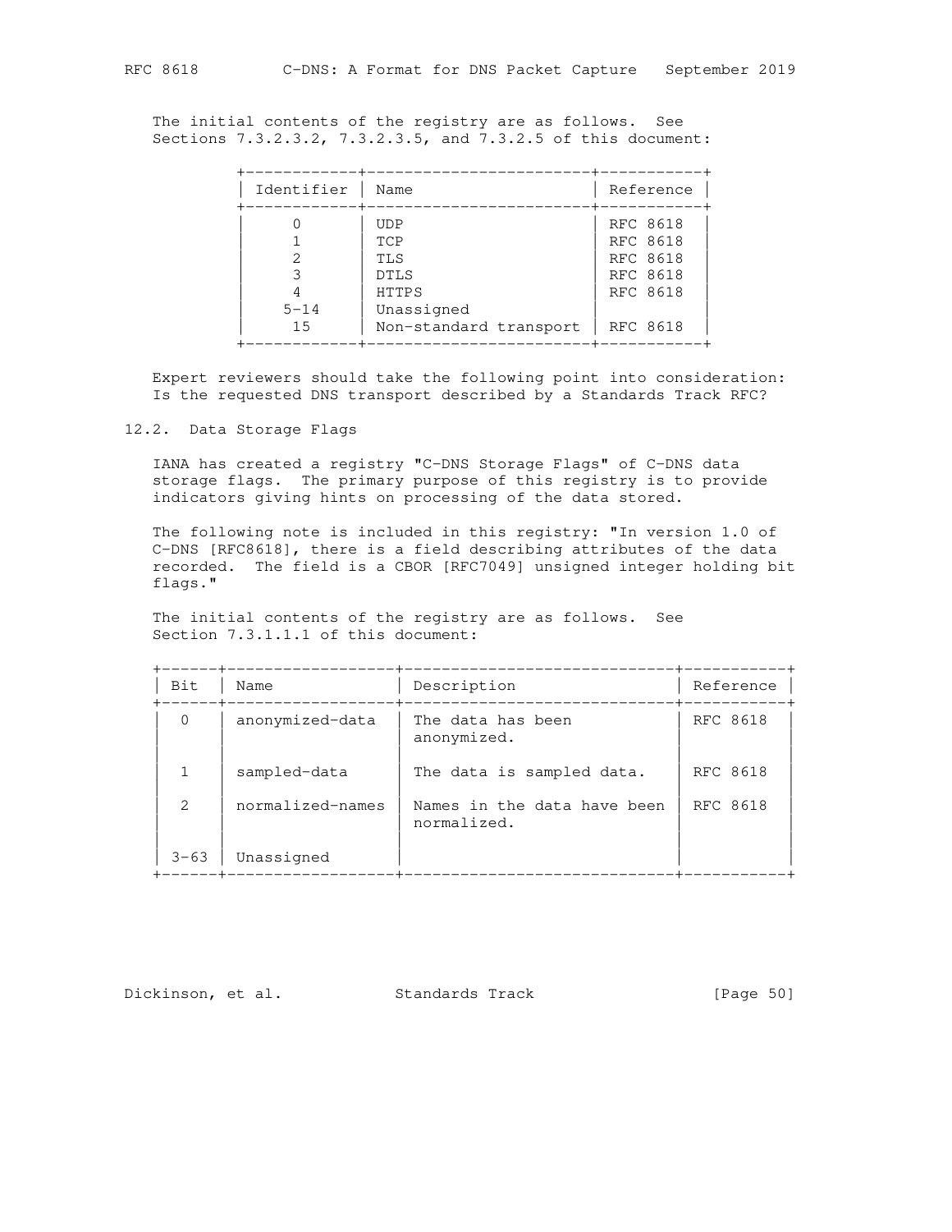The initial contents of the registry are as follows. See Sections 7.3.2.3.2, 7.3.2.3.5, and 7.3.2.5 of this document:

| Identifier | Name | Reference |
|---|---|---|
| 0 | UDP | RFC 8618 |
| 1 | TCP | RFC 8618 |
| 2 | TLS | RFC 8618 |
| 3 | DTLS | RFC 8618 |
| 4 | HTTPS | RFC 8618 |
| 5-14 | Unassigned | |
| 15 | Non-standard transport | RFC 8618 |

Expert reviewers should take the following point into consideration: Is the requested DNS transport described by a Standards Track RFC?

## 12.2. Data Storage Flags

IANA has created a registry "C-DNS Storage Flags" of C-DNS data storage flags. The primary purpose of this registry is to provide indicators giving hints on processing of the data stored.

The following note is included in this registry: "In version 1.0 of C-DNS [RFC8618], there is a field describing attributes of the data recorded. The field is a CBOR [RFC7049] unsigned integer holding bit flags."

The initial contents of the registry are as follows. See Section 7.3.1.1.1 of this document:

| Bit | Name | Description | Reference |
|---|---|---|---|
| 0 | anonymized-data | The data has been anonymized. | RFC 8618 |
| 1 | sampled-data | The data is sampled data. | RFC 8618 |
| 2 | normalized-names | Names in the data have been normalized. | RFC 8618 |
| 3-63 | Unassigned | | |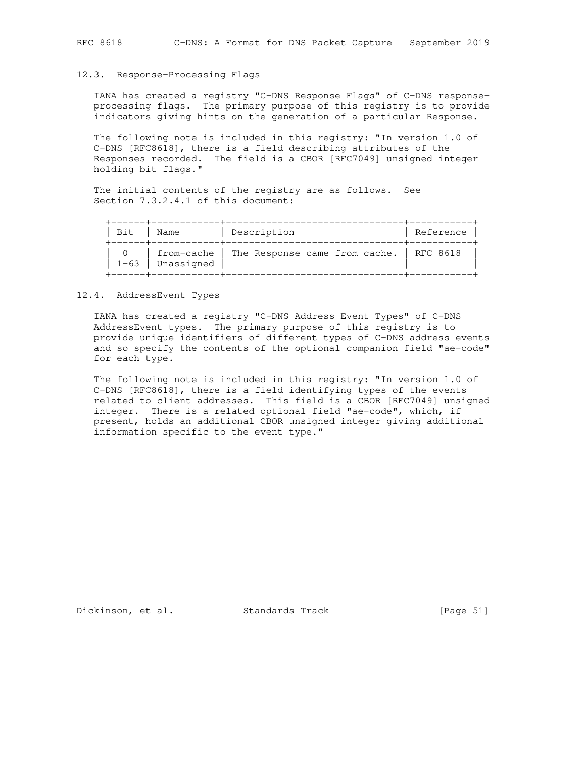## 12.3. Response-Processing Flags

IANA has created a registry "C-DNS Response Flags" of C-DNS response-processing flags. The primary purpose of this registry is to provide indicators giving hints on the generation of a particular Response.

The following note is included in this registry: "In version 1.0 of C-DNS [RFC8618], there is a field describing attributes of the Responses recorded. The field is a CBOR [RFC7049] unsigned integer holding bit flags."

The initial contents of the registry are as follows. See Section 7.3.2.4.1 of this document:

| Bit | Name | Description | Reference |
|---|---|---|---|
| 0 | from-cache | The Response came from cache. | RFC 8618 |
| 1-63 | Unassigned | | |

## 12.4. AddressEvent Types

IANA has created a registry "C-DNS Address Event Types" of C-DNS AddressEvent types. The primary purpose of this registry is to provide unique identifiers of different types of C-DNS address events and so specify the contents of the optional companion field "ae-code" for each type.

The following note is included in this registry: "In version 1.0 of C-DNS [RFC8618], there is a field identifying types of the events related to client addresses. This field is a CBOR [RFC7049] unsigned integer. There is a related optional field "ae-code", which, if present, holds an additional CBOR unsigned integer giving additional information specific to the event type."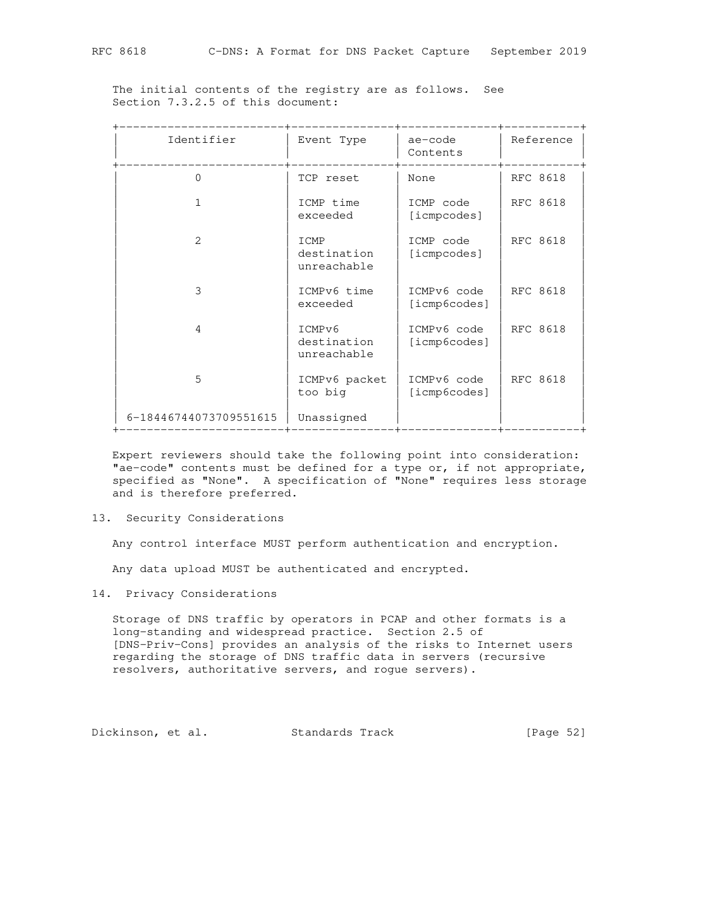The initial contents of the registry are as follows. See Section 7.3.2.5 of this document:

| Identifier | Event Type | ae-code Contents | Reference |
| --- | --- | --- | --- |
| 0 | TCP reset | None | RFC 8618 |
| 1 | ICMP time exceeded | ICMP code [icmpcodes] | RFC 8618 |
| 2 | ICMP destination unreachable | ICMP code [icmpcodes] | RFC 8618 |
| 3 | ICMPv6 time exceeded | ICMPv6 code [icmp6codes] | RFC 8618 |
| 4 | ICMPv6 destination unreachable | ICMPv6 code [icmp6codes] | RFC 8618 |
| 5 | ICMPv6 packet too big | ICMPv6 code [icmp6codes] | RFC 8618 |
| 6-18446744073709551615 | Unassigned | | |

Expert reviewers should take the following point into consideration: "ae-code" contents must be defined for a type or, if not appropriate, specified as "None". A specification of "None" requires less storage and is therefore preferred.

## 13. Security Considerations

Any control interface MUST perform authentication and encryption.

Any data upload MUST be authenticated and encrypted.

## 14. Privacy Considerations

Storage of DNS traffic by operators in PCAP and other formats is a long-standing and widespread practice. Section 2.5 of [DNS-Priv-Cons] provides an analysis of the risks to Internet users regarding the storage of DNS traffic data in servers (recursive resolvers, authoritative servers, and rogue servers).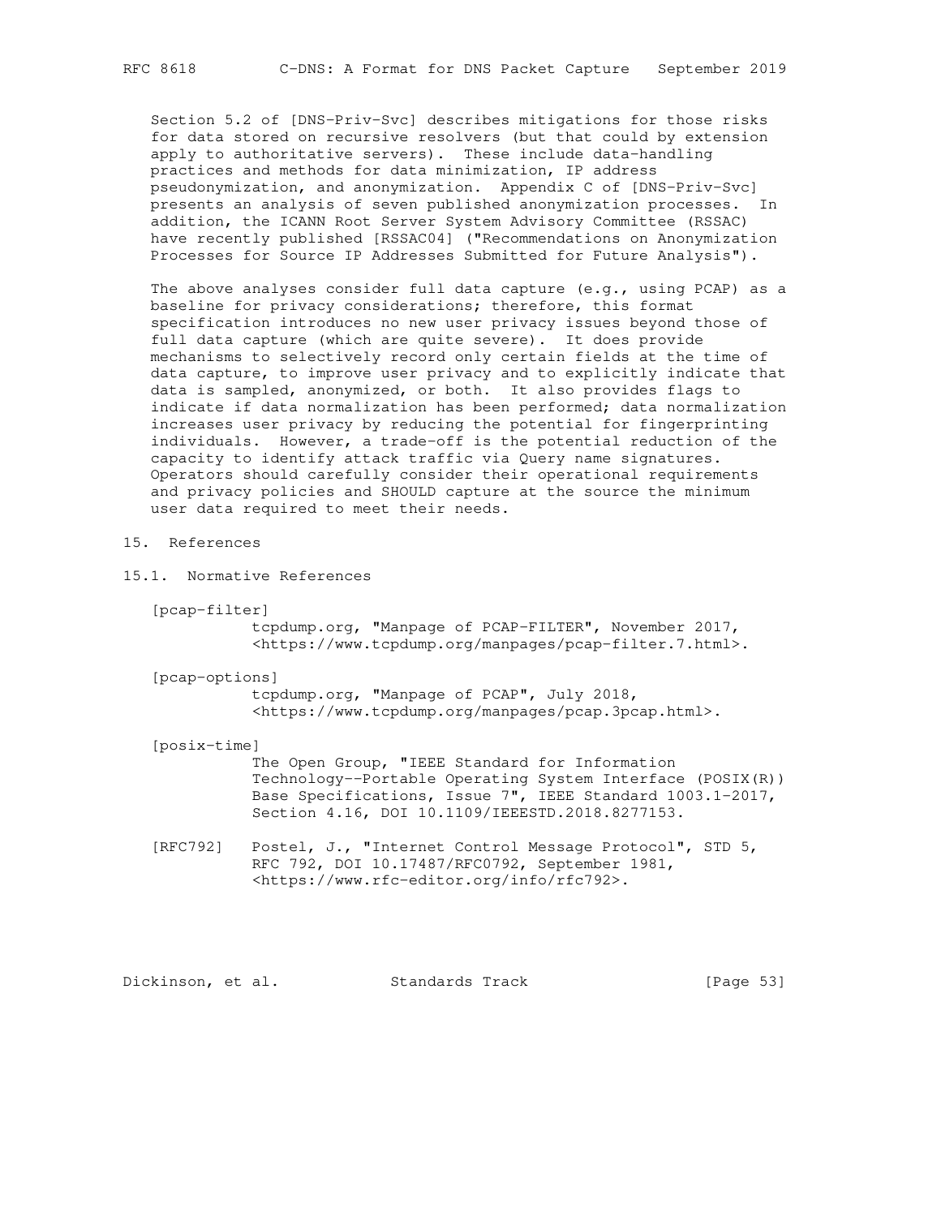Section 5.2 of [DNS-Priv-Svc] describes mitigations for those risks for data stored on recursive resolvers (but that could by extension apply to authoritative servers). These include data-handling practices and methods for data minimization, IP address pseudonymization, and anonymization. Appendix C of [DNS-Priv-Svc] presents an analysis of seven published anonymization processes. In addition, the ICANN Root Server System Advisory Committee (RSSAC) have recently published [RSSAC04] ("Recommendations on Anonymization Processes for Source IP Addresses Submitted for Future Analysis").

The above analyses consider full data capture (e.g., using PCAP) as a baseline for privacy considerations; therefore, this format specification introduces no new user privacy issues beyond those of full data capture (which are quite severe). It does provide mechanisms to selectively record only certain fields at the time of data capture, to improve user privacy and to explicitly indicate that data is sampled, anonymized, or both. It also provides flags to indicate if data normalization has been performed; data normalization increases user privacy by reducing the potential for fingerprinting individuals. However, a trade-off is the potential reduction of the capacity to identify attack traffic via Query name signatures. Operators should carefully consider their operational requirements and privacy policies and SHOULD capture at the source the minimum user data required to meet their needs.

## 15. References

### 15.1. Normative References

[pcap-filter]
tcpdump.org, "Manpage of PCAP-FILTER", November 2017, <https://www.tcpdump.org/manpages/pcap-filter.7.html>.

[pcap-options]
tcpdump.org, "Manpage of PCAP", July 2018, <https://www.tcpdump.org/manpages/pcap.3pcap.html>.

[posix-time]
The Open Group, "IEEE Standard for Information Technology--Portable Operating System Interface (POSIX(R)) Base Specifications, Issue 7", IEEE Standard 1003.1-2017, Section 4.16, DOI 10.1109/IEEESTD.2018.8277153.

[RFC792] Postel, J., "Internet Control Message Protocol", STD 5, RFC 792, DOI 10.17487/RFC0792, September 1981, <https://www.rfc-editor.org/info/rfc792>.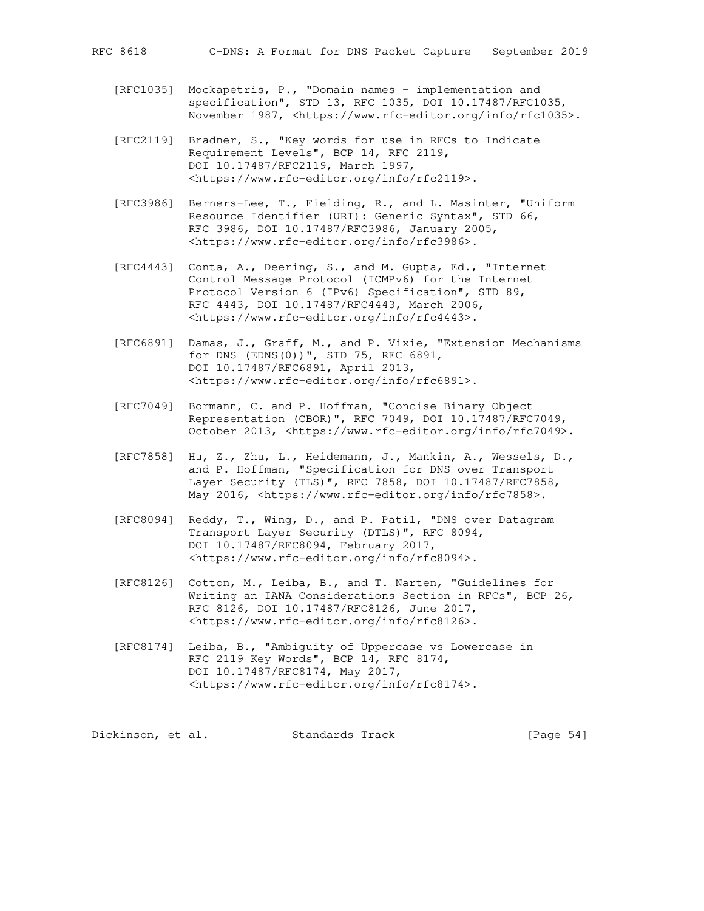[RFC1035] Mockapetris, P., "Domain names - implementation and specification", STD 13, RFC 1035, DOI 10.17487/RFC1035, November 1987, <https://www.rfc-editor.org/info/rfc1035>.

[RFC2119] Bradner, S., "Key words for use in RFCs to Indicate Requirement Levels", BCP 14, RFC 2119, DOI 10.17487/RFC2119, March 1997, <https://www.rfc-editor.org/info/rfc2119>.

[RFC3986] Berners-Lee, T., Fielding, R., and L. Masinter, "Uniform Resource Identifier (URI): Generic Syntax", STD 66, RFC 3986, DOI 10.17487/RFC3986, January 2005, <https://www.rfc-editor.org/info/rfc3986>.

[RFC4443] Conta, A., Deering, S., and M. Gupta, Ed., "Internet Control Message Protocol (ICMPv6) for the Internet Protocol Version 6 (IPv6) Specification", STD 89, RFC 4443, DOI 10.17487/RFC4443, March 2006, <https://www.rfc-editor.org/info/rfc4443>.

[RFC6891] Damas, J., Graff, M., and P. Vixie, "Extension Mechanisms for DNS (EDNS(0))", STD 75, RFC 6891, DOI 10.17487/RFC6891, April 2013, <https://www.rfc-editor.org/info/rfc6891>.

[RFC7049] Bormann, C. and P. Hoffman, "Concise Binary Object Representation (CBOR)", RFC 7049, DOI 10.17487/RFC7049, October 2013, <https://www.rfc-editor.org/info/rfc7049>.

[RFC7858] Hu, Z., Zhu, L., Heidemann, J., Mankin, A., Wessels, D., and P. Hoffman, "Specification for DNS over Transport Layer Security (TLS)", RFC 7858, DOI 10.17487/RFC7858, May 2016, <https://www.rfc-editor.org/info/rfc7858>.

[RFC8094] Reddy, T., Wing, D., and P. Patil, "DNS over Datagram Transport Layer Security (DTLS)", RFC 8094, DOI 10.17487/RFC8094, February 2017, <https://www.rfc-editor.org/info/rfc8094>.

[RFC8126] Cotton, M., Leiba, B., and T. Narten, "Guidelines for Writing an IANA Considerations Section in RFCs", BCP 26, RFC 8126, DOI 10.17487/RFC8126, June 2017, <https://www.rfc-editor.org/info/rfc8126>.

[RFC8174] Leiba, B., "Ambiguity of Uppercase vs Lowercase in RFC 2119 Key Words", BCP 14, RFC 8174, DOI 10.17487/RFC8174, May 2017, <https://www.rfc-editor.org/info/rfc8174>.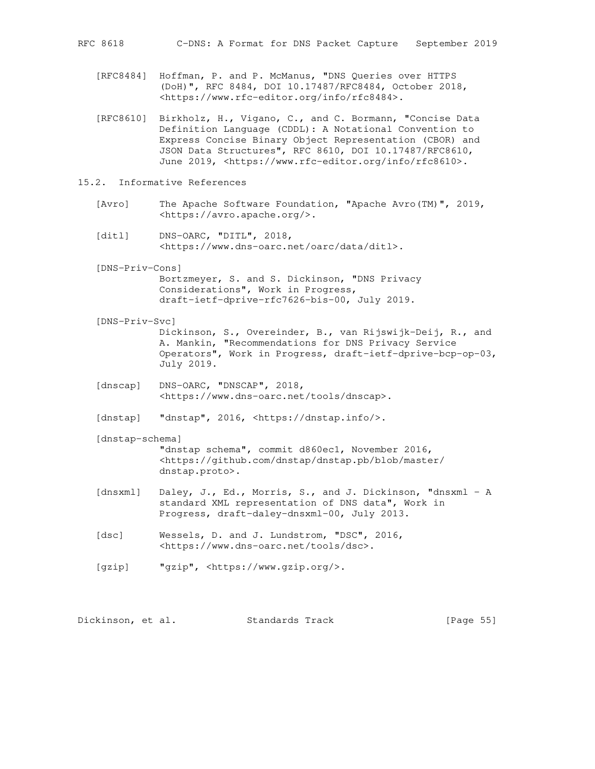[RFC8484] Hoffman, P. and P. McManus, "DNS Queries over HTTPS (DoH)", RFC 8484, DOI 10.17487/RFC8484, October 2018, <https://www.rfc-editor.org/info/rfc8484>.

[RFC8610] Birkholz, H., Vigano, C., and C. Bormann, "Concise Data Definition Language (CDDL): A Notational Convention to Express Concise Binary Object Representation (CBOR) and JSON Data Structures", RFC 8610, DOI 10.17487/RFC8610, June 2019, <https://www.rfc-editor.org/info/rfc8610>.

## 15.2. Informative References

[Avro] The Apache Software Foundation, "Apache Avro(TM)", 2019, <https://avro.apache.org/>.

[ditl] DNS-OARC, "DITL", 2018, <https://www.dns-oarc.net/oarc/data/ditl>.

[DNS-Priv-Cons] Bortzmeyer, S. and S. Dickinson, "DNS Privacy Considerations", Work in Progress, draft-ietf-dprive-rfc7626-bis-00, July 2019.

[DNS-Priv-Svc] Dickinson, S., Overeinder, B., van Rijswijk-Deij, R., and A. Mankin, "Recommendations for DNS Privacy Service Operators", Work in Progress, draft-ietf-dprive-bcp-op-03, July 2019.

[dnscap] DNS-OARC, "DNSCAP", 2018, <https://www.dns-oarc.net/tools/dnscap>.

[dnstap] "dnstap", 2016, <https://dnstap.info/>.

[dnstap-schema] "dnstap schema", commit d860ec1, November 2016, <https://github.com/dnstap/dnstap.pb/blob/master/dnstap.proto>.

[dnsxml] Daley, J., Ed., Morris, S., and J. Dickinson, "dnsxml - A standard XML representation of DNS data", Work in Progress, draft-daley-dnsxml-00, July 2013.

[dsc] Wessels, D. and J. Lundstrom, "DSC", 2016, <https://www.dns-oarc.net/tools/dsc>.

[gzip] "gzip", <https://www.gzip.org/>.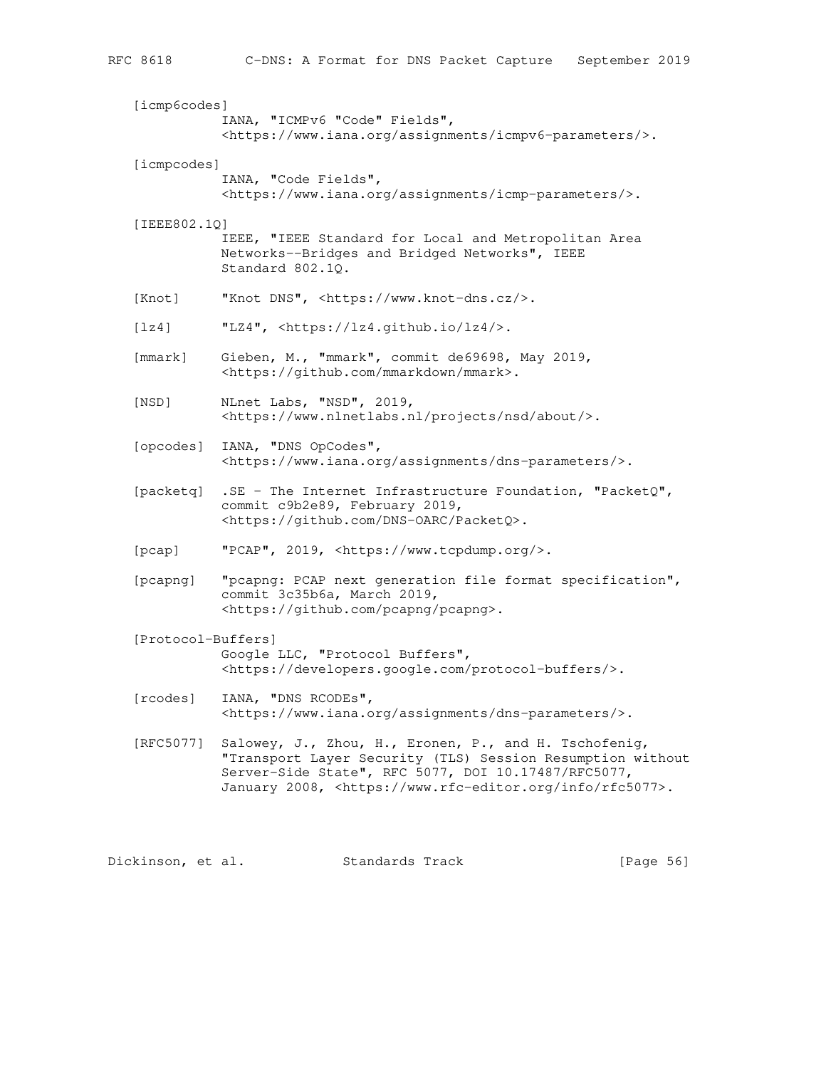[icmp6codes]
IANA, "ICMPv6 "Code" Fields", <https://www.iana.org/assignments/icmpv6-parameters/>.

[icmpcodes]
IANA, "Code Fields", <https://www.iana.org/assignments/icmp-parameters/>.

[IEEE802.1Q]
IEEE, "IEEE Standard for Local and Metropolitan Area Networks--Bridges and Bridged Networks", IEEE Standard 802.1Q.

[Knot] "Knot DNS", <https://www.knot-dns.cz/>.

[lz4] "LZ4", <https://lz4.github.io/lz4/>.

[mmark] Gieben, M., "mmark", commit de69698, May 2019, <https://github.com/mmarkdown/mmark>.

[NSD] NLnet Labs, "NSD", 2019, <https://www.nlnetlabs.nl/projects/nsd/about/>.

[opcodes] IANA, "DNS OpCodes", <https://www.iana.org/assignments/dns-parameters/>.

[packetq] .SE - The Internet Infrastructure Foundation, "PacketQ", commit c9b2e89, February 2019, <https://github.com/DNS-OARC/PacketQ>.

[pcap] "PCAP", 2019, <https://www.tcpdump.org/>.

[pcapng] "pcapng: PCAP next generation file format specification", commit 3c35b6a, March 2019, <https://github.com/pcapng/pcapng>.

[Protocol-Buffers]
Google LLC, "Protocol Buffers", <https://developers.google.com/protocol-buffers/>.

[rcodes] IANA, "DNS RCODEs", <https://www.iana.org/assignments/dns-parameters/>.

[RFC5077] Salowey, J., Zhou, H., Eronen, P., and H. Tschofenig, "Transport Layer Security (TLS) Session Resumption without Server-Side State", RFC 5077, DOI 10.17487/RFC5077, January 2008, <https://www.rfc-editor.org/info/rfc5077>.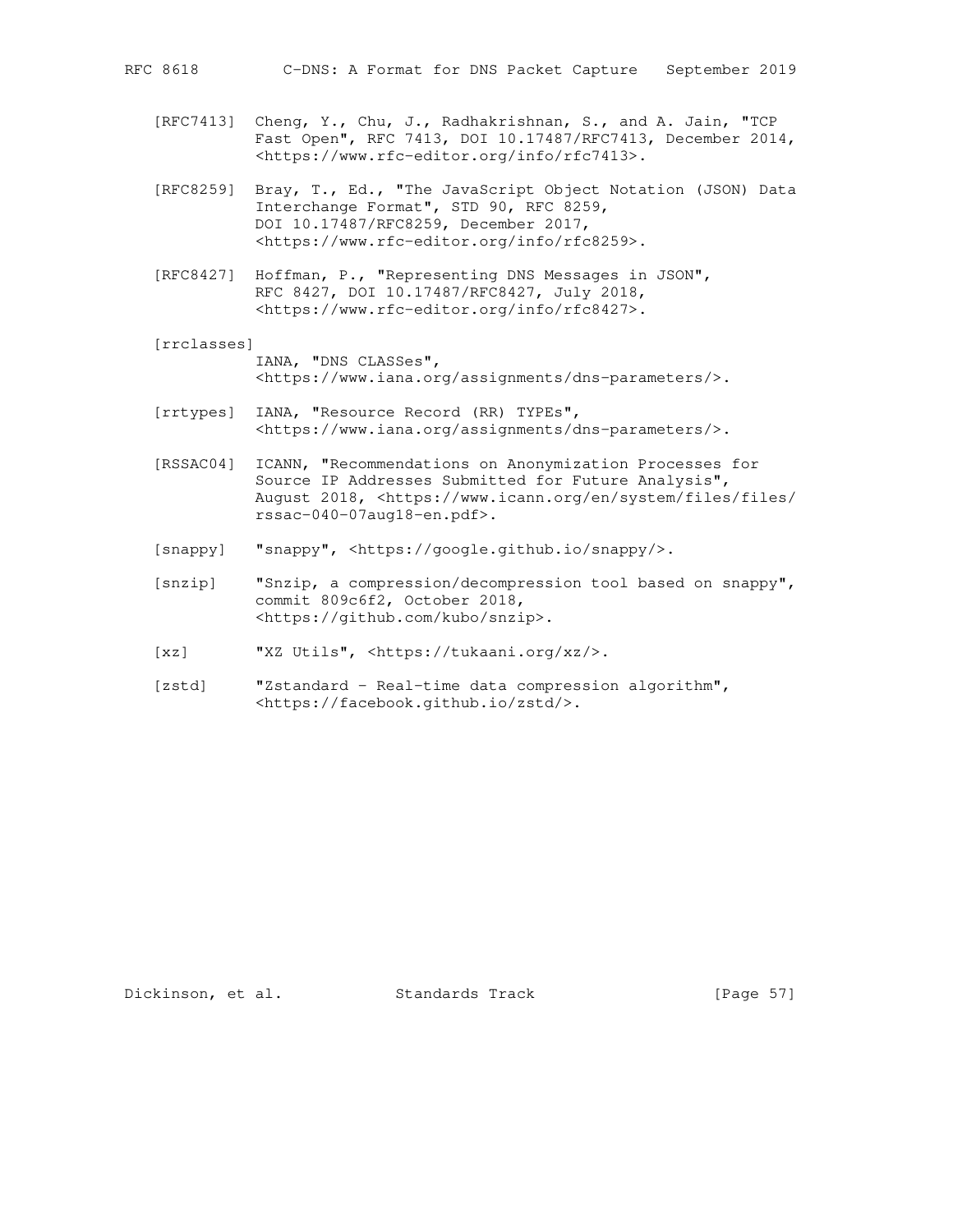[RFC7413] Cheng, Y., Chu, J., Radhakrishnan, S., and A. Jain, "TCP Fast Open", RFC 7413, DOI 10.17487/RFC7413, December 2014, <https://www.rfc-editor.org/info/rfc7413>.

[RFC8259] Bray, T., Ed., "The JavaScript Object Notation (JSON) Data Interchange Format", STD 90, RFC 8259, DOI 10.17487/RFC8259, December 2017, <https://www.rfc-editor.org/info/rfc8259>.

[RFC8427] Hoffman, P., "Representing DNS Messages in JSON", RFC 8427, DOI 10.17487/RFC8427, July 2018, <https://www.rfc-editor.org/info/rfc8427>.

[rrclasses] IANA, "DNS CLASSes", <https://www.iana.org/assignments/dns-parameters/>.

[rrtypes] IANA, "Resource Record (RR) TYPEs", <https://www.iana.org/assignments/dns-parameters/>.

[RSSAC04] ICANN, "Recommendations on Anonymization Processes for Source IP Addresses Submitted for Future Analysis", August 2018, <https://www.icann.org/en/system/files/files/rssac-040-07aug18-en.pdf>.

[snappy] "snappy", <https://google.github.io/snappy/>.

[snzip] "Snzip, a compression/decompression tool based on snappy", commit 809c6f2, October 2018, <https://github.com/kubo/snzip>.

[xz] "XZ Utils", <https://tukaani.org/xz/>.

[zstd] "Zstandard - Real-time data compression algorithm", <https://facebook.github.io/zstd/>.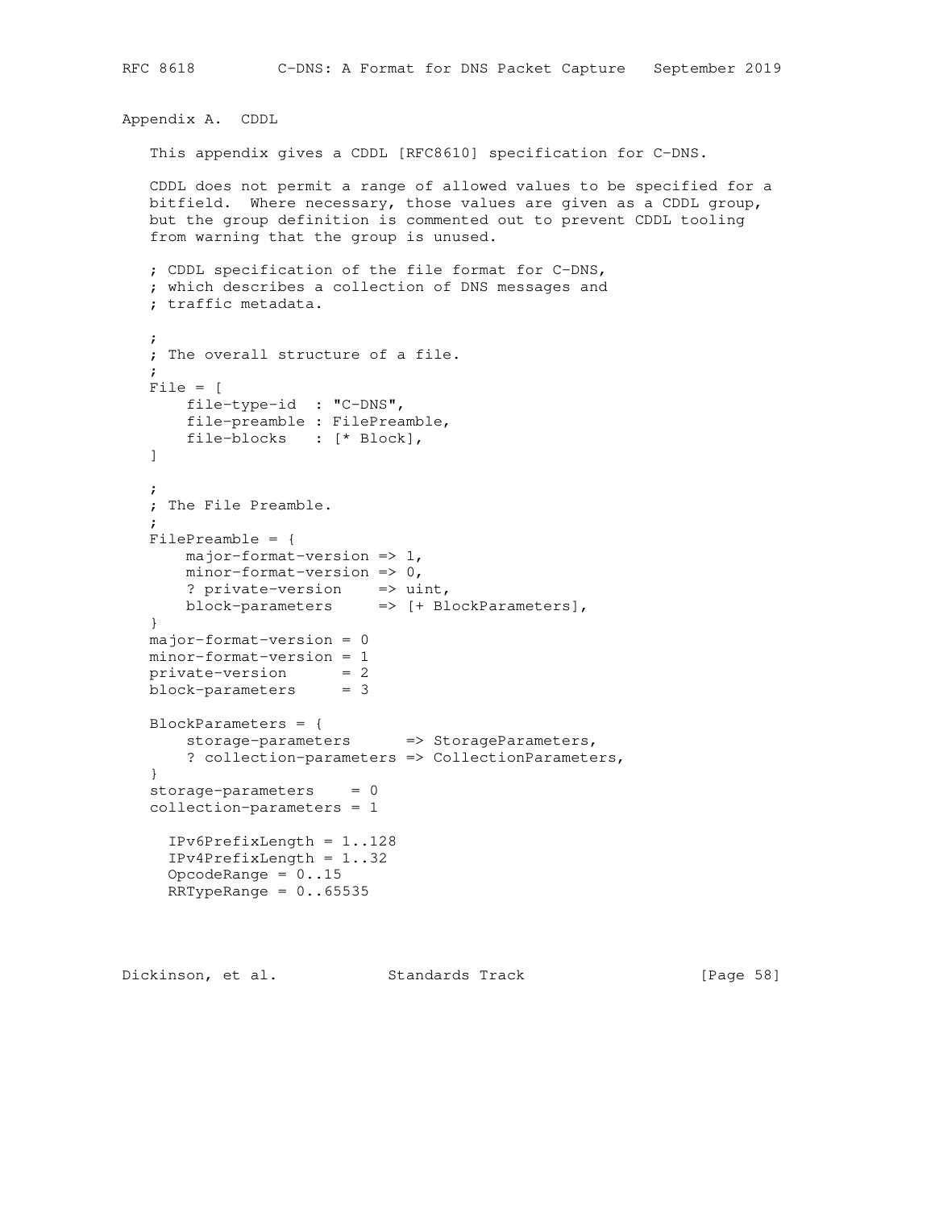## Appendix A. CDDL

This appendix gives a CDDL [RFC8610] specification for C-DNS.

CDDL does not permit a range of allowed values to be specified for a bitfield. Where necessary, those values are given as a CDDL group, but the group definition is commented out to prevent CDDL tooling from warning that the group is unused.

```
; CDDL specification of the file format for C-DNS,
; which describes a collection of DNS messages and
; traffic metadata.

;
; The overall structure of a file.
;
File = [
    file-type-id  : "C-DNS",
    file-preamble : FilePreamble,
    file-blocks   : [* Block],
]

;
; The File Preamble.
;
FilePreamble = {
    major-format-version => 1,
    minor-format-version => 0,
    ? private-version    => uint,
    block-parameters     => [+ BlockParameters],
}
major-format-version = 0
minor-format-version = 1
private-version      = 2
block-parameters     = 3

BlockParameters = {
    storage-parameters      => StorageParameters,
    ? collection-parameters => CollectionParameters,
}
storage-parameters    = 0
collection-parameters = 1

  IPv6PrefixLength = 1..128
  IPv4PrefixLength = 1..32
  OpcodeRange = 0..15
  RRTypeRange = 0..65535
```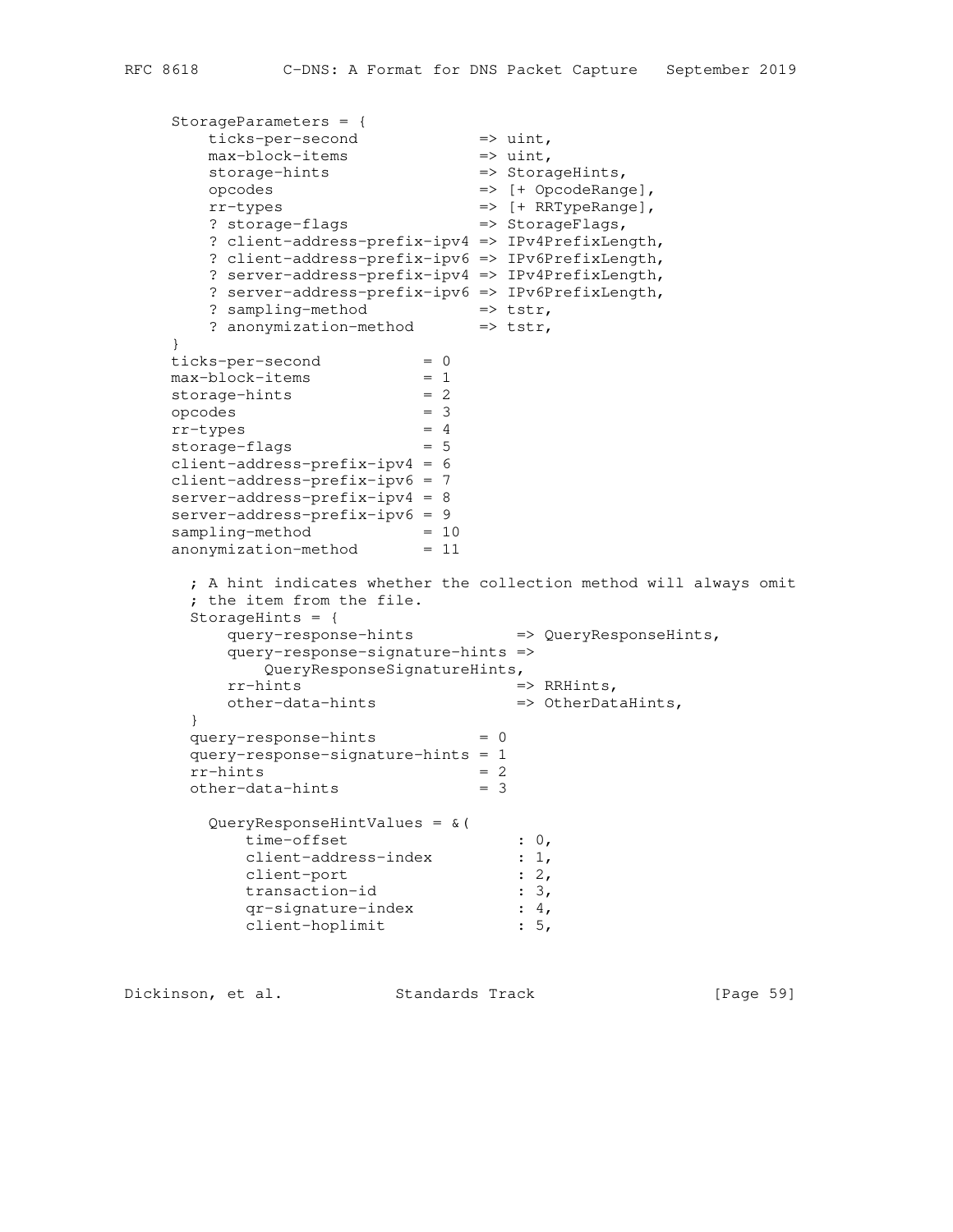```
      StorageParameters = {
          ticks-per-second             => uint,
          max-block-items              => uint,
          storage-hints                => StorageHints,
          opcodes                      => [+ OpcodeRange],
          rr-types                     => [+ RRTypeRange],
          ? storage-flags              => StorageFlags,
          ? client-address-prefix-ipv4 => IPv4PrefixLength,
          ? client-address-prefix-ipv6 => IPv6PrefixLength,
          ? server-address-prefix-ipv4 => IPv4PrefixLength,
          ? server-address-prefix-ipv6 => IPv6PrefixLength,
          ? sampling-method            => tstr,
          ? anonymization-method       => tstr,
      }
      ticks-per-second           = 0
      max-block-items            = 1
      storage-hints              = 2
      opcodes                    = 3
      rr-types                   = 4
      storage-flags              = 5
      client-address-prefix-ipv4 = 6
      client-address-prefix-ipv6 = 7
      server-address-prefix-ipv4 = 8
      server-address-prefix-ipv6 = 9
      sampling-method            = 10
      anonymization-method       = 11

        ; A hint indicates whether the collection method will always omit
        ; the item from the file.
        StorageHints = {
            query-response-hints           => QueryResponseHints,
            query-response-signature-hints =>
                QueryResponseSignatureHints,
            rr-hints                       => RRHints,
            other-data-hints               => OtherDataHints,
        }
        query-response-hints           = 0
        query-response-signature-hints = 1
        rr-hints                       = 2
        other-data-hints               = 3

          QueryResponseHintValues = &(
              time-offset                  : 0,
              client-address-index         : 1,
              client-port                  : 2,
              transaction-id               : 3,
              qr-signature-index           : 4,
              client-hoplimit              : 5,
```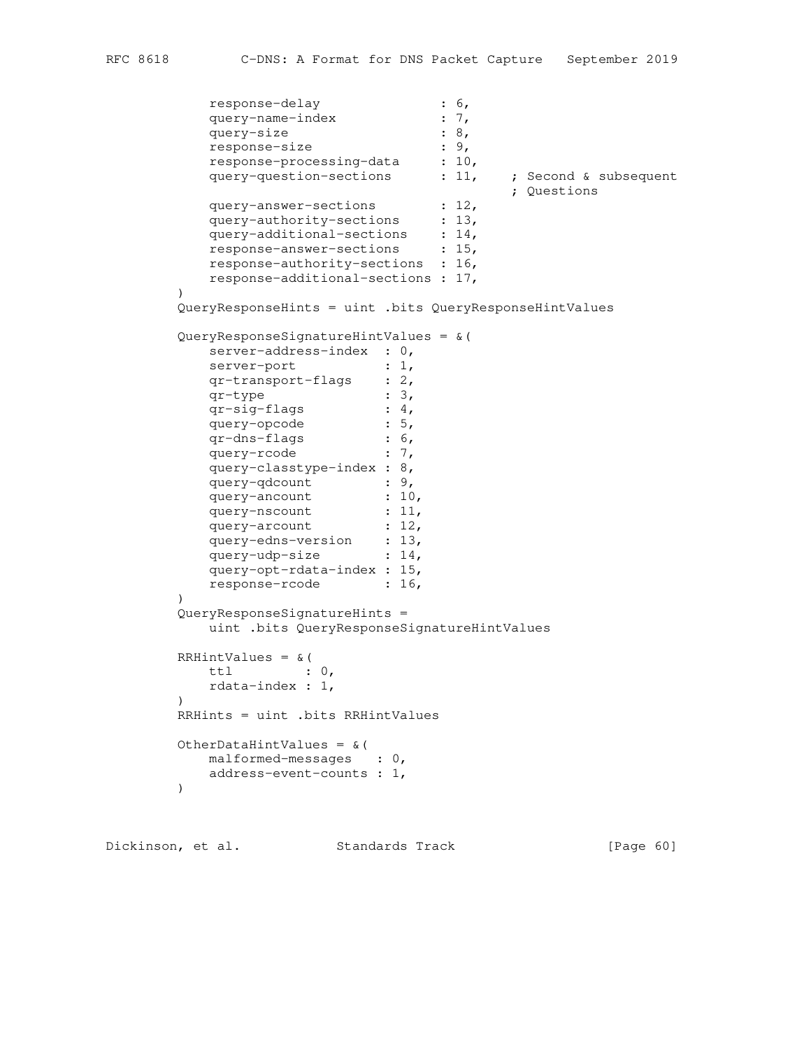```
    response-delay               : 6,
    query-name-index             : 7,
    query-size                   : 8,
    response-size                : 9,
    response-processing-data     : 10,
    query-question-sections      : 11,    ; Second & subsequent
                                          ; Questions
    query-answer-sections        : 12,
    query-authority-sections     : 13,
    query-additional-sections    : 14,
    response-answer-sections     : 15,
    response-authority-sections  : 16,
    response-additional-sections : 17,
)
QueryResponseHints = uint .bits QueryResponseHintValues

QueryResponseSignatureHintValues = &(
    server-address-index  : 0,
    server-port           : 1,
    qr-transport-flags    : 2,
    qr-type               : 3,
    qr-sig-flags          : 4,
    query-opcode          : 5,
    qr-dns-flags          : 6,
    query-rcode           : 7,
    query-classtype-index : 8,
    query-qdcount         : 9,
    query-ancount         : 10,
    query-nscount         : 11,
    query-arcount         : 12,
    query-edns-version    : 13,
    query-udp-size        : 14,
    query-opt-rdata-index : 15,
    response-rcode        : 16,
)
QueryResponseSignatureHints =
    uint .bits QueryResponseSignatureHintValues

RRHintValues = &(
    ttl         : 0,
    rdata-index : 1,
)
RRHints = uint .bits RRHintValues

OtherDataHintValues = &(
    malformed-messages   : 0,
    address-event-counts : 1,
)
```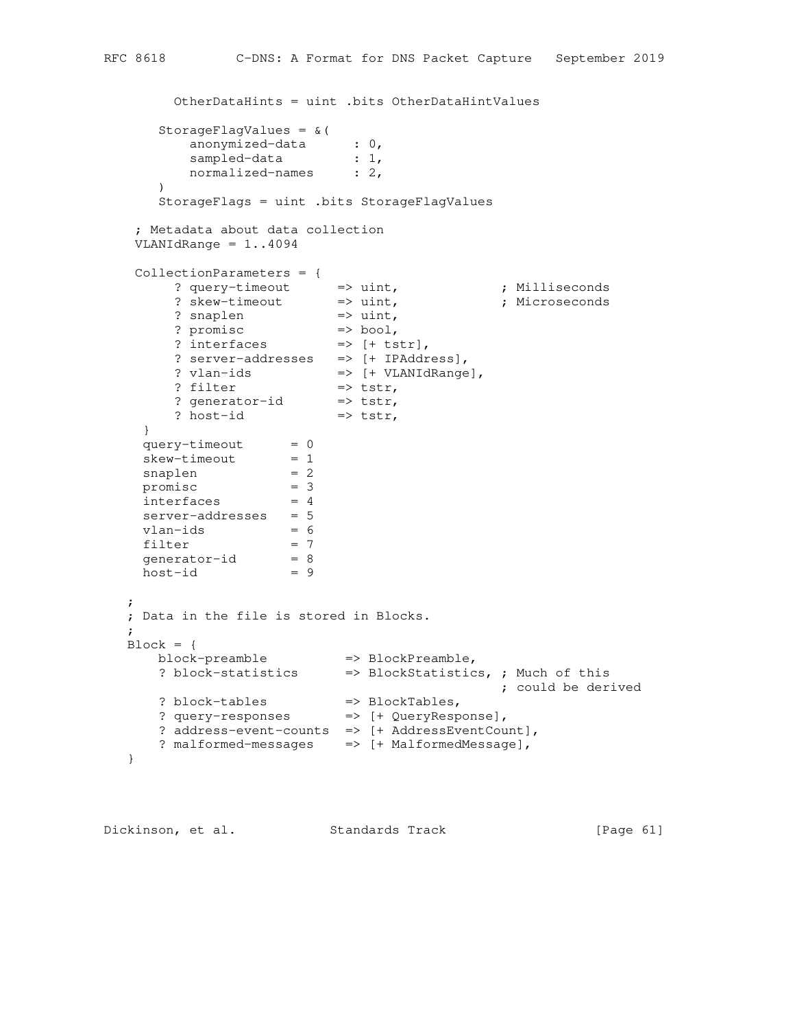```
      OtherDataHints = uint .bits OtherDataHintValues

     StorageFlagValues = &(
         anonymized-data      : 0,
         sampled-data         : 1,
         normalized-names     : 2,
     )
     StorageFlags = uint .bits StorageFlagValues

  ; Metadata about data collection
  VLANIdRange = 1..4094

  CollectionParameters = {
       ? query-timeout      => uint,             ; Milliseconds
       ? skew-timeout       => uint,             ; Microseconds
       ? snaplen            => uint,
       ? promisc            => bool,
       ? interfaces         => [+ tstr],
       ? server-addresses   => [+ IPAddress],
       ? vlan-ids           => [+ VLANIdRange],
       ? filter             => tstr,
       ? generator-id       => tstr,
       ? host-id            => tstr,
   }
   query-timeout      = 0
   skew-timeout       = 1
   snaplen            = 2
   promisc            = 3
   interfaces         = 4
   server-addresses   = 5
   vlan-ids           = 6
   filter             = 7
   generator-id       = 8
   host-id            = 9

 ;
 ; Data in the file is stored in Blocks.
 ;
 Block = {
     block-preamble          => BlockPreamble,
     ? block-statistics      => BlockStatistics, ; Much of this
                                                  ; could be derived
     ? block-tables          => BlockTables,
     ? query-responses       => [+ QueryResponse],
     ? address-event-counts  => [+ AddressEventCount],
     ? malformed-messages    => [+ MalformedMessage],
 }
```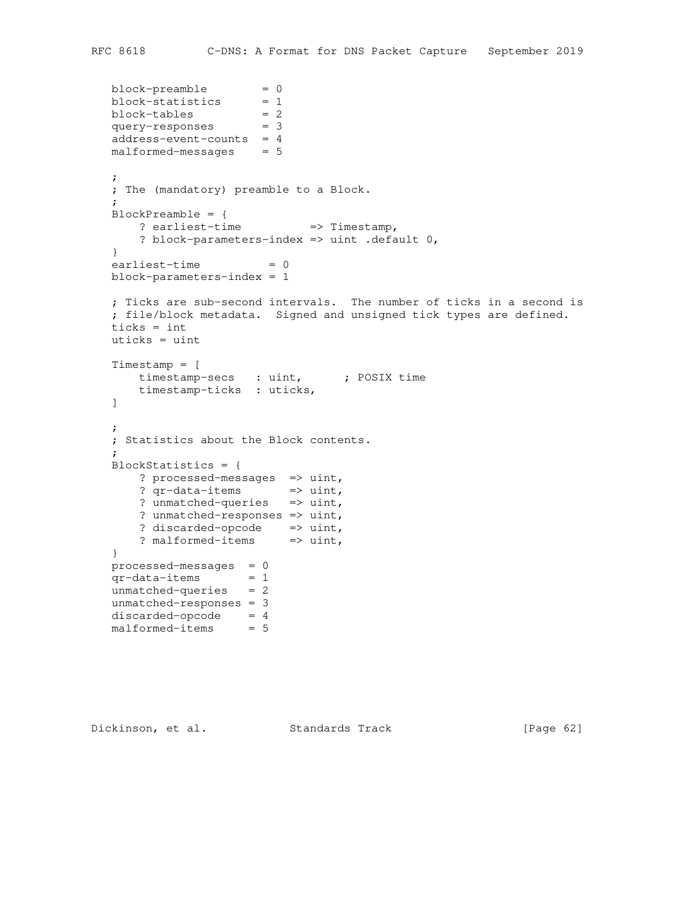```
   block-preamble        = 0
   block-statistics      = 1
   block-tables          = 2
   query-responses       = 3
   address-event-counts  = 4
   malformed-messages    = 5

   ;
   ; The (mandatory) preamble to a Block.
   ;
   BlockPreamble = {
       ? earliest-time          => Timestamp,
       ? block-parameters-index => uint .default 0,
   }
   earliest-time          = 0
   block-parameters-index = 1

   ; Ticks are sub-second intervals.  The number of ticks in a second is
   ; file/block metadata.  Signed and unsigned tick types are defined.
   ticks = int
   uticks = uint

   Timestamp = [
       timestamp-secs   : uint,      ; POSIX time
       timestamp-ticks  : uticks,
   ]

   ;
   ; Statistics about the Block contents.
   ;
   BlockStatistics = {
       ? processed-messages  => uint,
       ? qr-data-items       => uint,
       ? unmatched-queries   => uint,
       ? unmatched-responses => uint,
       ? discarded-opcode    => uint,
       ? malformed-items     => uint,
   }
   processed-messages  = 0
   qr-data-items       = 1
   unmatched-queries   = 2
   unmatched-responses = 3
   discarded-opcode    = 4
   malformed-items     = 5
```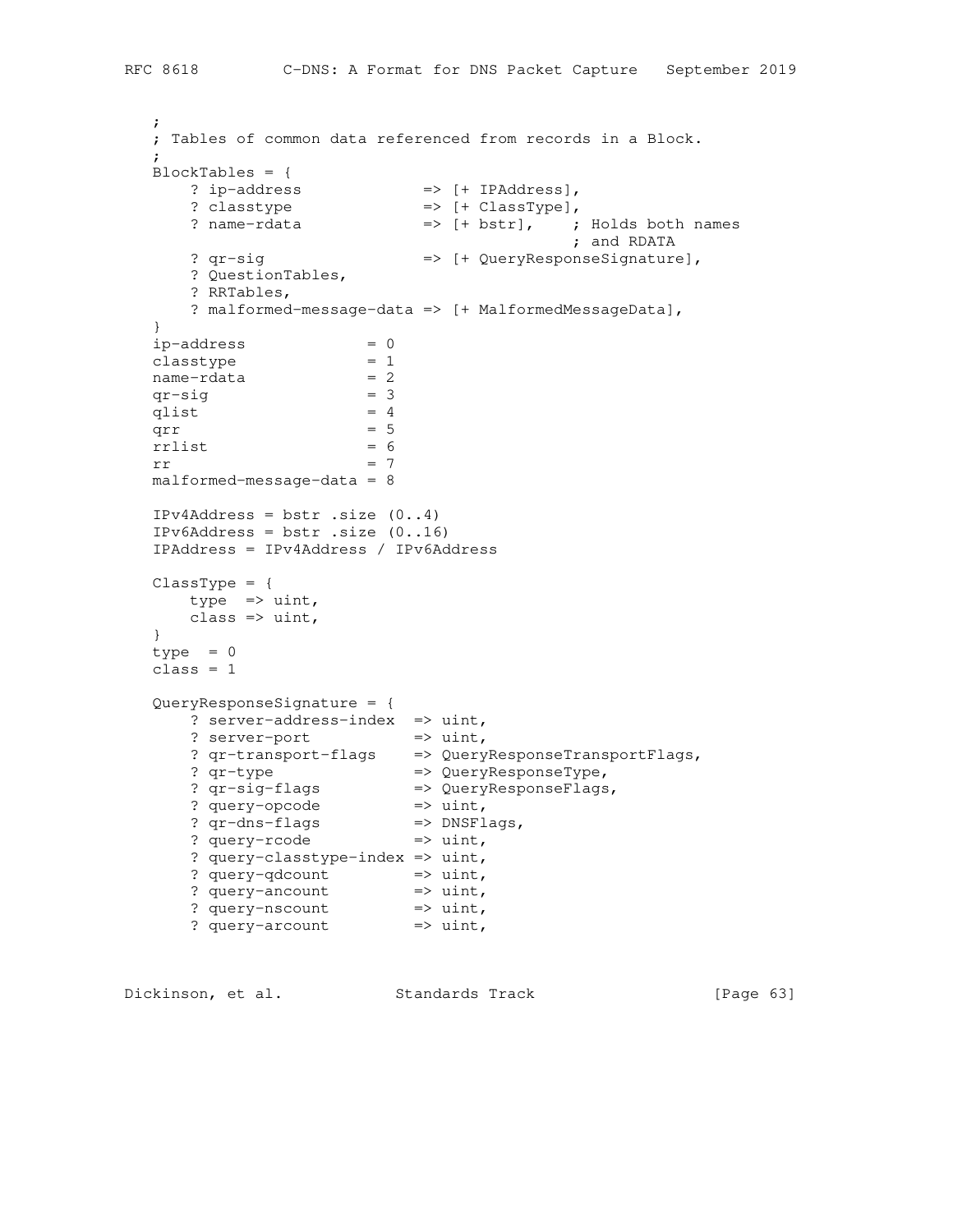```
   ;
   ; Tables of common data referenced from records in a Block.
   ;
   BlockTables = {
       ? ip-address             => [+ IPAddress],
       ? classtype              => [+ ClassType],
       ? name-rdata             => [+ bstr],    ; Holds both names
                                                ; and RDATA
       ? qr-sig                 => [+ QueryResponseSignature],
       ? QuestionTables,
       ? RRTables,
       ? malformed-message-data => [+ MalformedMessageData],
   }
   ip-address             = 0
   classtype              = 1
   name-rdata             = 2
   qr-sig                 = 3
   qlist                  = 4
   qrr                    = 5
   rrlist                 = 6
   rr                     = 7
   malformed-message-data = 8

   IPv4Address = bstr .size (0..4)
   IPv6Address = bstr .size (0..16)
   IPAddress = IPv4Address / IPv6Address

   ClassType = {
       type  => uint,
       class => uint,
   }
   type  = 0
   class = 1

   QueryResponseSignature = {
       ? server-address-index  => uint,
       ? server-port           => uint,
       ? qr-transport-flags    => QueryResponseTransportFlags,
       ? qr-type               => QueryResponseType,
       ? qr-sig-flags          => QueryResponseFlags,
       ? query-opcode          => uint,
       ? qr-dns-flags          => DNSFlags,
       ? query-rcode           => uint,
       ? query-classtype-index => uint,
       ? query-qdcount         => uint,
       ? query-ancount         => uint,
       ? query-nscount         => uint,
       ? query-arcount         => uint,
```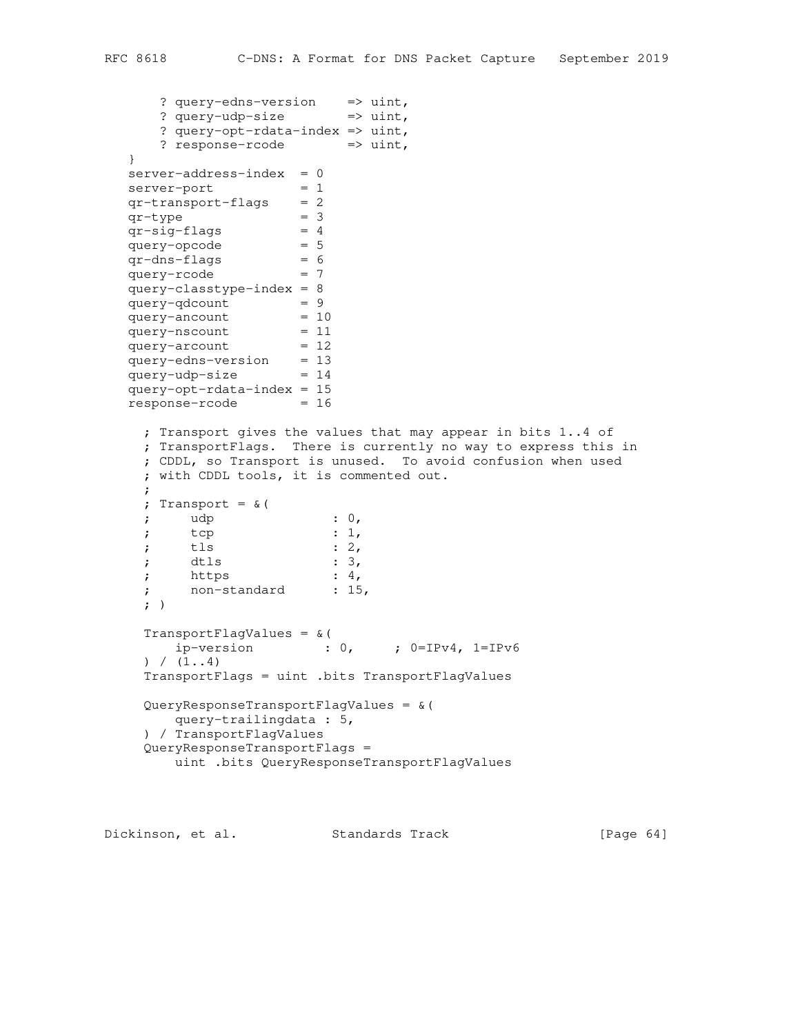```
      ? query-edns-version    => uint,
      ? query-udp-size        => uint,
      ? query-opt-rdata-index => uint,
      ? response-rcode        => uint,
  }
  server-address-index  = 0
  server-port           = 1
  qr-transport-flags    = 2
  qr-type               = 3
  qr-sig-flags          = 4
  query-opcode          = 5
  qr-dns-flags          = 6
  query-rcode           = 7
  query-classtype-index = 8
  query-qdcount         = 9
  query-ancount         = 10
  query-nscount         = 11
  query-arcount         = 12
  query-edns-version    = 13
  query-udp-size        = 14
  query-opt-rdata-index = 15
  response-rcode        = 16

    ; Transport gives the values that may appear in bits 1..4 of
    ; TransportFlags.  There is currently no way to express this in
    ; CDDL, so Transport is unused.  To avoid confusion when used
    ; with CDDL tools, it is commented out.
    ;
    ; Transport = &(
    ;     udp               : 0,
    ;     tcp               : 1,
    ;     tls               : 2,
    ;     dtls              : 3,
    ;     https             : 4,
    ;     non-standard      : 15,
    ; )

    TransportFlagValues = &(
        ip-version         : 0,     ; 0=IPv4, 1=IPv6
    ) / (1..4)
    TransportFlags = uint .bits TransportFlagValues

    QueryResponseTransportFlagValues = &(
        query-trailingdata : 5,
    ) / TransportFlagValues
    QueryResponseTransportFlags =
        uint .bits QueryResponseTransportFlagValues
```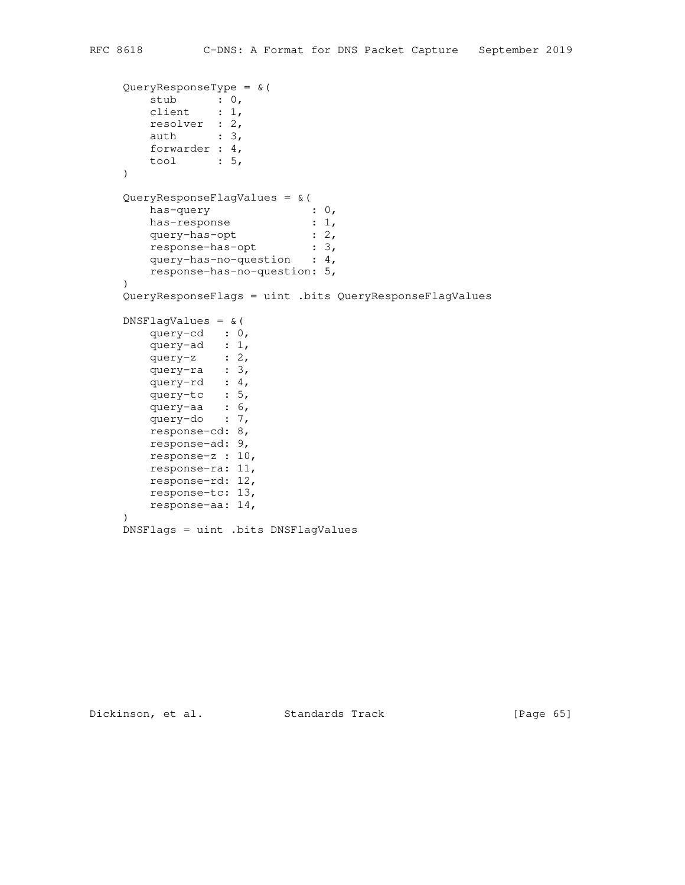```
QueryResponseType = &(
    stub      : 0,
    client    : 1,
    resolver  : 2,
    auth      : 3,
    forwarder : 4,
    tool      : 5,
)

QueryResponseFlagValues = &(
    has-query               : 0,
    has-response            : 1,
    query-has-opt           : 2,
    response-has-opt        : 3,
    query-has-no-question   : 4,
    response-has-no-question: 5,
)
QueryResponseFlags = uint .bits QueryResponseFlagValues

DNSFlagValues = &(
    query-cd   : 0,
    query-ad   : 1,
    query-z    : 2,
    query-ra   : 3,
    query-rd   : 4,
    query-tc   : 5,
    query-aa   : 6,
    query-do   : 7,
    response-cd: 8,
    response-ad: 9,
    response-z : 10,
    response-ra: 11,
    response-rd: 12,
    response-tc: 13,
    response-aa: 14,
)
DNSFlags = uint .bits DNSFlagValues
```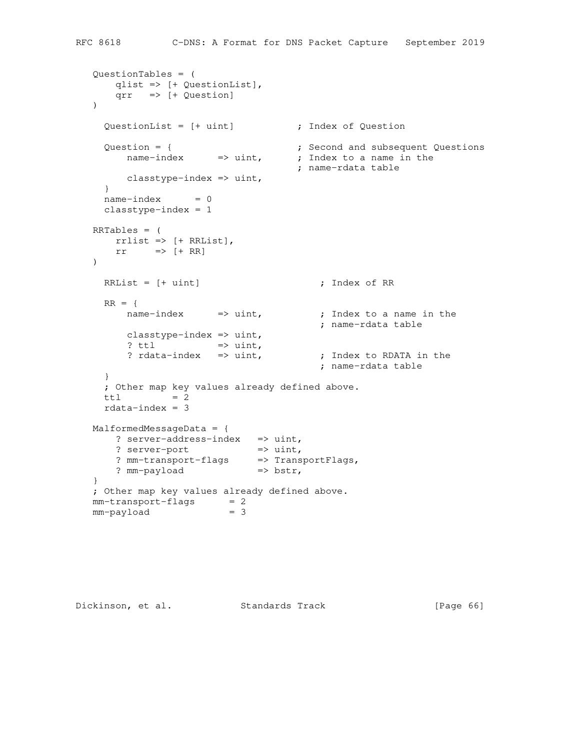```
   QuestionTables = (
       qlist => [+ QuestionList],
       qrr   => [+ Question]
   )

     QuestionList = [+ uint]           ; Index of Question

     Question = {                      ; Second and subsequent Questions
         name-index      => uint,      ; Index to a name in the
                                       ; name-rdata table
         classtype-index => uint,
     }
     name-index      = 0
     classtype-index = 1

   RRTables = (
       rrlist => [+ RRList],
       rr     => [+ RR]
   )

     RRList = [+ uint]                       ; Index of RR

     RR = {
         name-index      => uint,            ; Index to a name in the
                                             ; name-rdata table
         classtype-index => uint,
         ? ttl           => uint,
         ? rdata-index   => uint,            ; Index to RDATA in the
                                             ; name-rdata table
     }
     ; Other map key values already defined above.
     ttl         = 2
     rdata-index = 3

   MalformedMessageData = {
       ? server-address-index   => uint,
       ? server-port            => uint,
       ? mm-transport-flags     => TransportFlags,
       ? mm-payload             => bstr,
   }
   ; Other map key values already defined above.
   mm-transport-flags      = 2
   mm-payload              = 3
```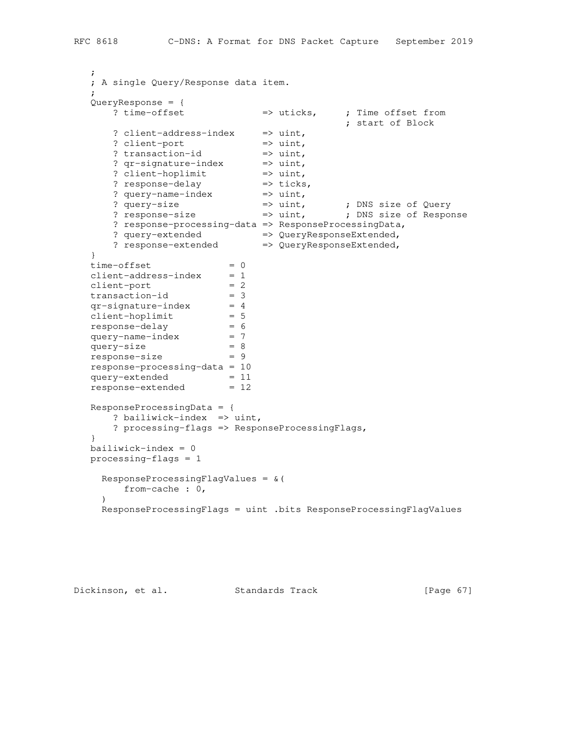```
   ;
   ; A single Query/Response data item.
   ;
   QueryResponse = {
       ? time-offset              => uticks,     ; Time offset from
                                                 ; start of Block
       ? client-address-index     => uint,
       ? client-port              => uint,
       ? transaction-id           => uint,
       ? qr-signature-index       => uint,
       ? client-hoplimit          => uint,
       ? response-delay           => ticks,
       ? query-name-index         => uint,
       ? query-size               => uint,       ; DNS size of Query
       ? response-size            => uint,       ; DNS size of Response
       ? response-processing-data => ResponseProcessingData,
       ? query-extended           => QueryResponseExtended,
       ? response-extended        => QueryResponseExtended,
   }
   time-offset              = 0
   client-address-index     = 1
   client-port              = 2
   transaction-id           = 3
   qr-signature-index       = 4
   client-hoplimit          = 5
   response-delay           = 6
   query-name-index         = 7
   query-size               = 8
   response-size            = 9
   response-processing-data = 10
   query-extended           = 11
   response-extended        = 12

   ResponseProcessingData = {
       ? bailiwick-index  => uint,
       ? processing-flags => ResponseProcessingFlags,
   }
   bailiwick-index = 0
   processing-flags = 1

     ResponseProcessingFlagValues = &(
         from-cache : 0,
     )
     ResponseProcessingFlags = uint .bits ResponseProcessingFlagValues
```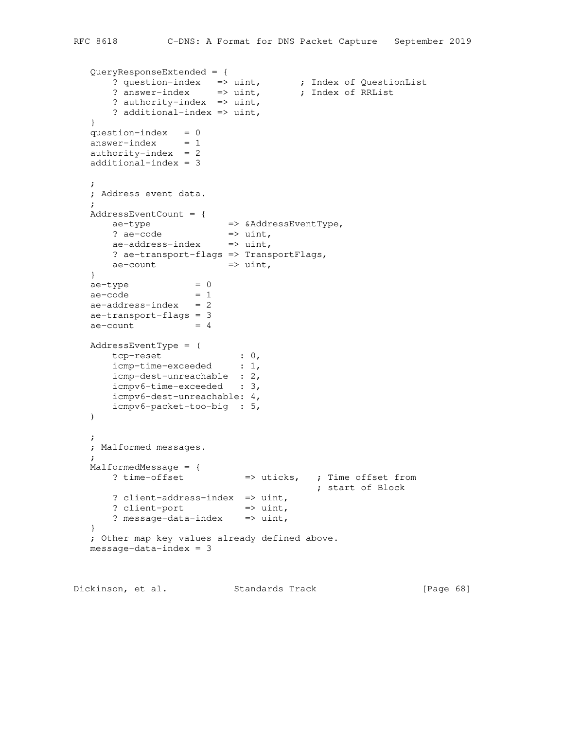```
   QueryResponseExtended = {
       ? question-index   => uint,       ; Index of QuestionList
       ? answer-index     => uint,       ; Index of RRList
       ? authority-index  => uint,
       ? additional-index => uint,
   }
   question-index   = 0
   answer-index     = 1
   authority-index  = 2
   additional-index = 3

   ;
   ; Address event data.
   ;
   AddressEventCount = {
       ae-type              => &AddressEventType,
       ? ae-code            => uint,
       ae-address-index     => uint,
       ? ae-transport-flags => TransportFlags,
       ae-count             => uint,
   }
   ae-type            = 0
   ae-code            = 1
   ae-address-index   = 2
   ae-transport-flags = 3
   ae-count           = 4

   AddressEventType = (
       tcp-reset              : 0,
       icmp-time-exceeded     : 1,
       icmp-dest-unreachable  : 2,
       icmpv6-time-exceeded   : 3,
       icmpv6-dest-unreachable: 4,
       icmpv6-packet-too-big  : 5,
   )

   ;
   ; Malformed messages.
   ;
   MalformedMessage = {
       ? time-offset           => uticks,   ; Time offset from
                                            ; start of Block
       ? client-address-index  => uint,
       ? client-port           => uint,
       ? message-data-index    => uint,
   }
   ; Other map key values already defined above.
   message-data-index = 3
```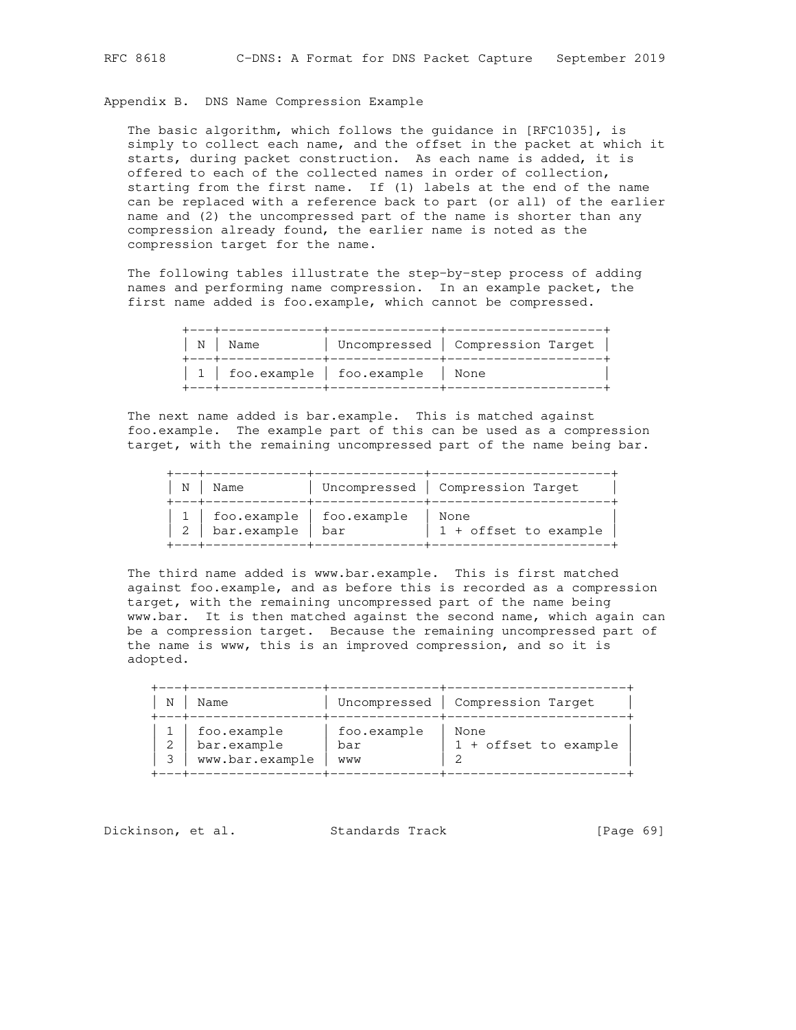## Appendix B. DNS Name Compression Example

The basic algorithm, which follows the guidance in [RFC1035], is simply to collect each name, and the offset in the packet at which it starts, during packet construction. As each name is added, it is offered to each of the collected names in order of collection, starting from the first name. If (1) labels at the end of the name can be replaced with a reference back to part (or all) of the earlier name and (2) the uncompressed part of the name is shorter than any compression already found, the earlier name is noted as the compression target for the name.

The following tables illustrate the step-by-step process of adding names and performing name compression. In an example packet, the first name added is foo.example, which cannot be compressed.

| N | Name | Uncompressed | Compression Target |
|---|---|---|---|
| 1 | foo.example | foo.example | None |

The next name added is bar.example. This is matched against foo.example. The example part of this can be used as a compression target, with the remaining uncompressed part of the name being bar.

| N | Name | Uncompressed | Compression Target |
|---|---|---|---|
| 1 | foo.example | foo.example | None |
| 2 | bar.example | bar | 1 + offset to example |

The third name added is www.bar.example. This is first matched against foo.example, and as before this is recorded as a compression target, with the remaining uncompressed part of the name being www.bar. It is then matched against the second name, which again can be a compression target. Because the remaining uncompressed part of the name is www, this is an improved compression, and so it is adopted.

| N | Name | Uncompressed | Compression Target |
|---|---|---|---|
| 1 | foo.example | foo.example | None |
| 2 | bar.example | bar | 1 + offset to example |
| 3 | www.bar.example | www | 2 |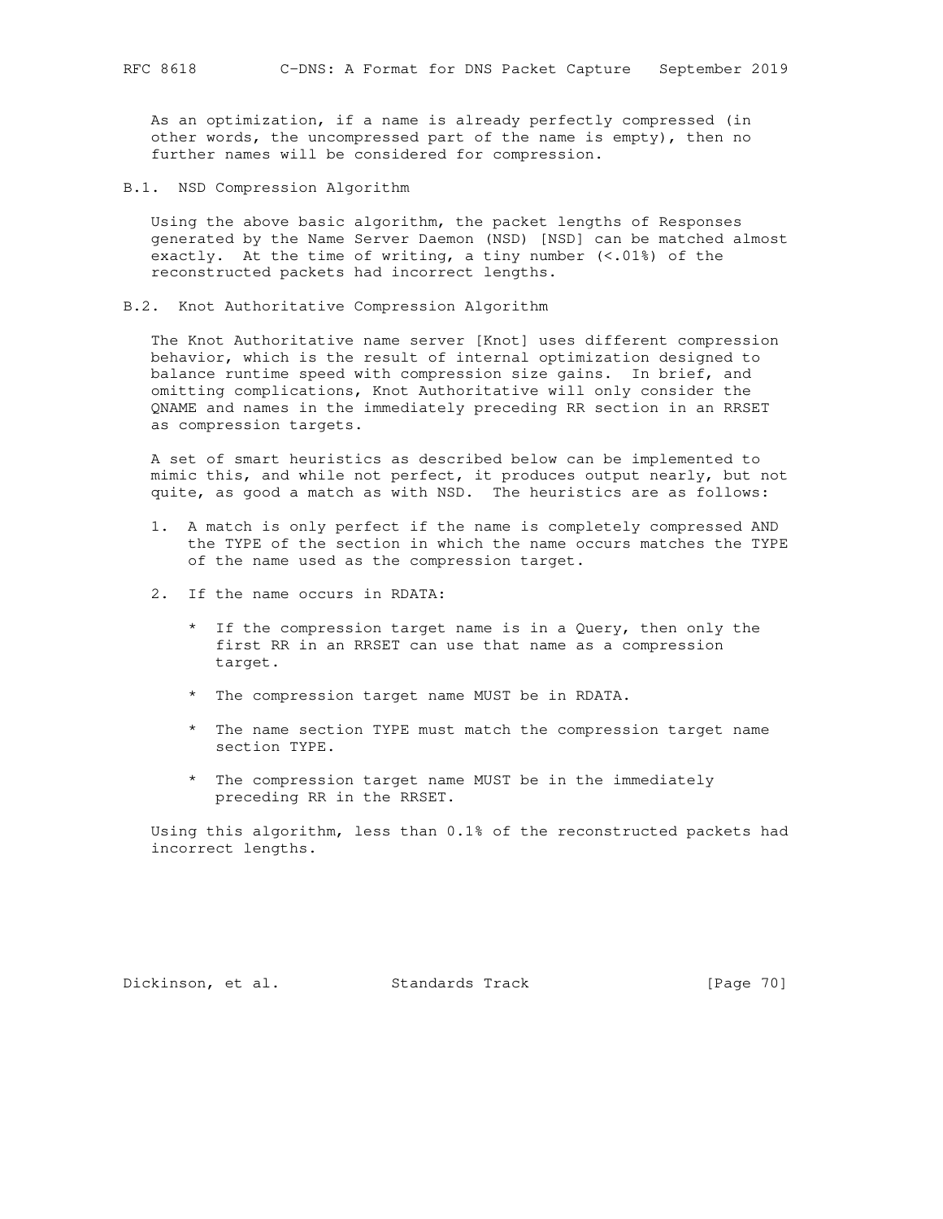As an optimization, if a name is already perfectly compressed (in other words, the uncompressed part of the name is empty), then no further names will be considered for compression.

### B.1. NSD Compression Algorithm

Using the above basic algorithm, the packet lengths of Responses generated by the Name Server Daemon (NSD) [NSD] can be matched almost exactly. At the time of writing, a tiny number (<.01%) of the reconstructed packets had incorrect lengths.

### B.2. Knot Authoritative Compression Algorithm

The Knot Authoritative name server [Knot] uses different compression behavior, which is the result of internal optimization designed to balance runtime speed with compression size gains. In brief, and omitting complications, Knot Authoritative will only consider the QNAME and names in the immediately preceding RR section in an RRSET as compression targets.

A set of smart heuristics as described below can be implemented to mimic this, and while not perfect, it produces output nearly, but not quite, as good a match as with NSD. The heuristics are as follows:

1. A match is only perfect if the name is completely compressed AND the TYPE of the section in which the name occurs matches the TYPE of the name used as the compression target.

2. If the name occurs in RDATA:

   * If the compression target name is in a Query, then only the first RR in an RRSET can use that name as a compression target.

   * The compression target name MUST be in RDATA.

   * The name section TYPE must match the compression target name section TYPE.

   * The compression target name MUST be in the immediately preceding RR in the RRSET.

Using this algorithm, less than 0.1% of the reconstructed packets had incorrect lengths.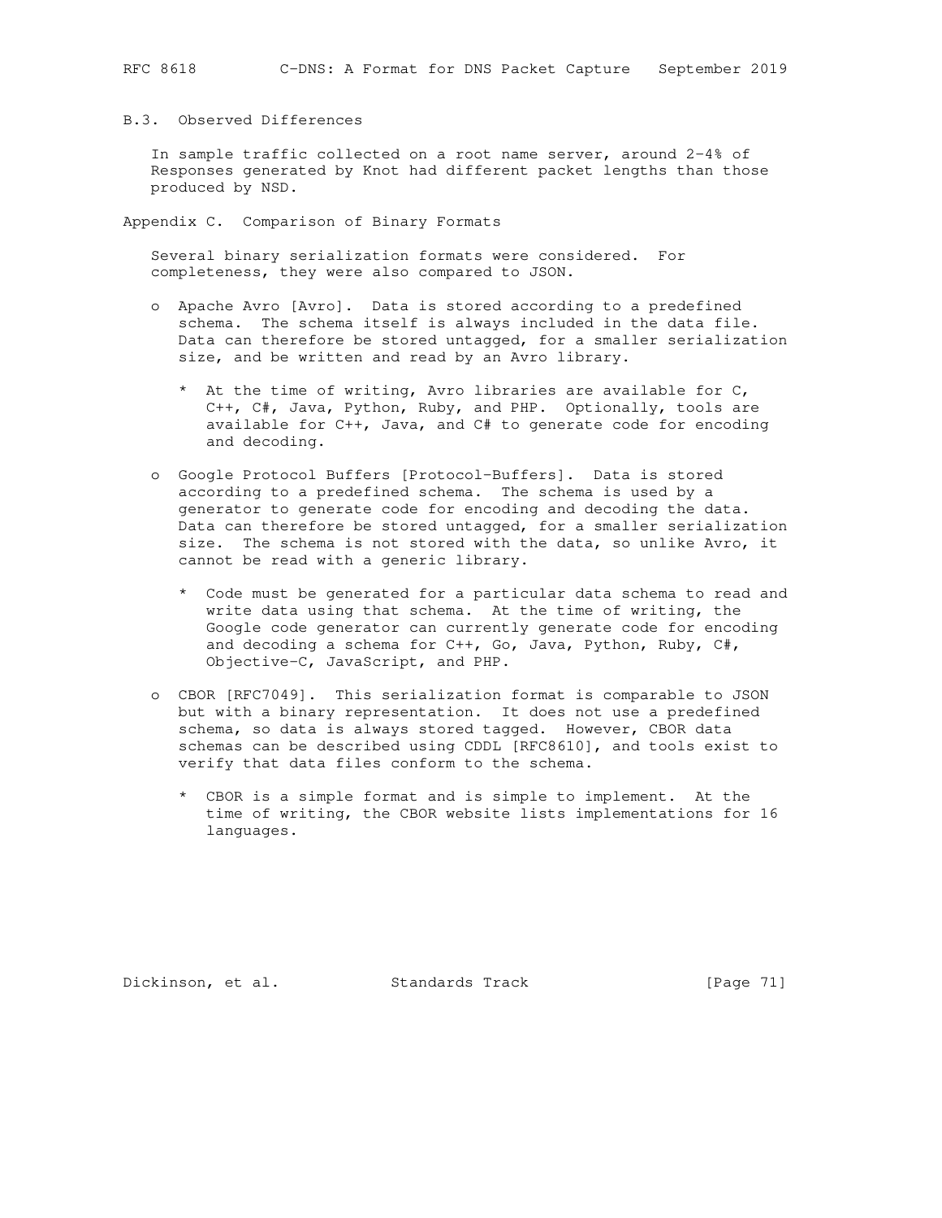### B.3. Observed Differences

In sample traffic collected on a root name server, around 2-4% of Responses generated by Knot had different packet lengths than those produced by NSD.

## Appendix C. Comparison of Binary Formats

Several binary serialization formats were considered. For completeness, they were also compared to JSON.

- Apache Avro [Avro]. Data is stored according to a predefined schema. The schema itself is always included in the data file. Data can therefore be stored untagged, for a smaller serialization size, and be written and read by an Avro library.

  * At the time of writing, Avro libraries are available for C, C++, C#, Java, Python, Ruby, and PHP. Optionally, tools are available for C++, Java, and C# to generate code for encoding and decoding.

- Google Protocol Buffers [Protocol-Buffers]. Data is stored according to a predefined schema. The schema is used by a generator to generate code for encoding and decoding the data. Data can therefore be stored untagged, for a smaller serialization size. The schema is not stored with the data, so unlike Avro, it cannot be read with a generic library.

  * Code must be generated for a particular data schema to read and write data using that schema. At the time of writing, the Google code generator can currently generate code for encoding and decoding a schema for C++, Go, Java, Python, Ruby, C#, Objective-C, JavaScript, and PHP.

- CBOR [RFC7049]. This serialization format is comparable to JSON but with a binary representation. It does not use a predefined schema, so data is always stored tagged. However, CBOR data schemas can be described using CDDL [RFC8610], and tools exist to verify that data files conform to the schema.

  * CBOR is a simple format and is simple to implement. At the time of writing, the CBOR website lists implementations for 16 languages.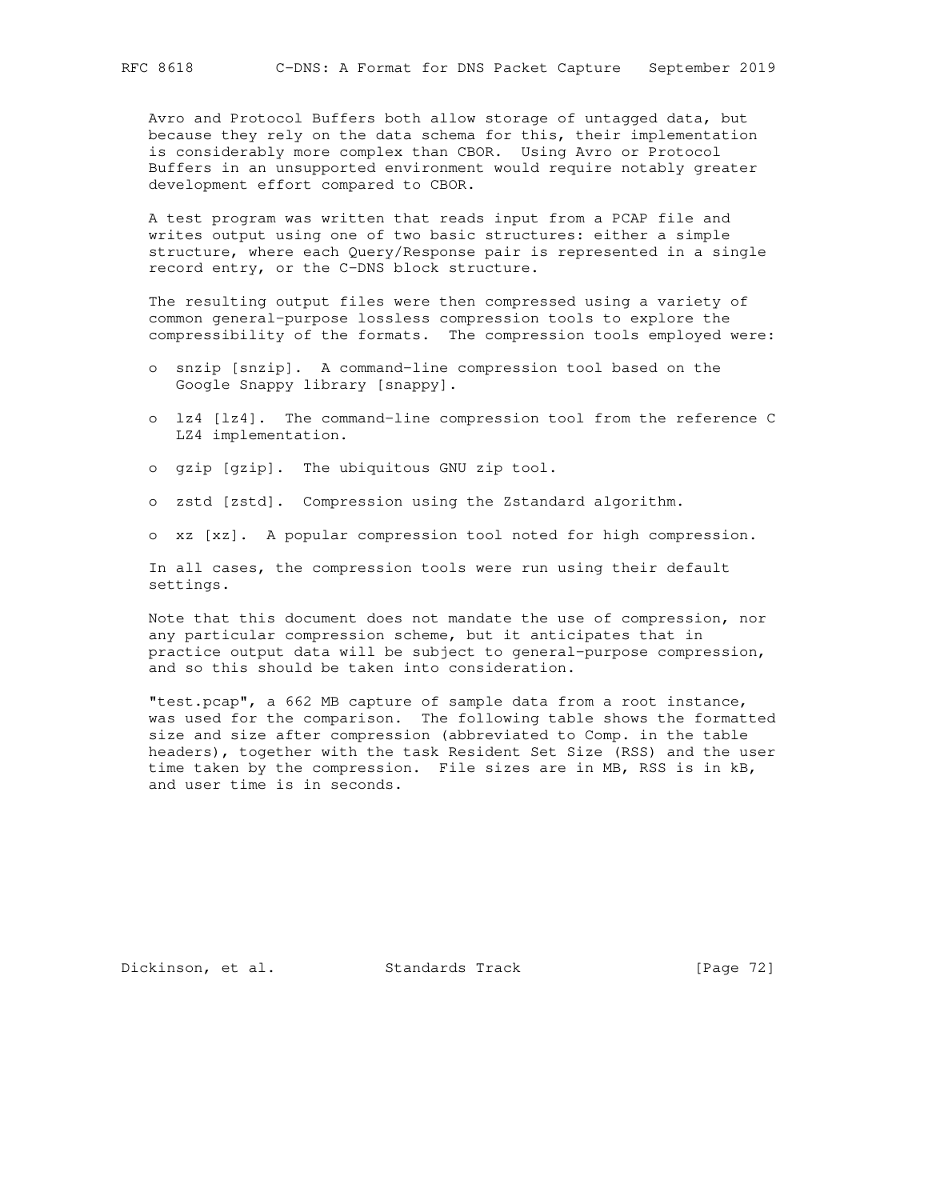Avro and Protocol Buffers both allow storage of untagged data, but because they rely on the data schema for this, their implementation is considerably more complex than CBOR. Using Avro or Protocol Buffers in an unsupported environment would require notably greater development effort compared to CBOR.

A test program was written that reads input from a PCAP file and writes output using one of two basic structures: either a simple structure, where each Query/Response pair is represented in a single record entry, or the C-DNS block structure.

The resulting output files were then compressed using a variety of common general-purpose lossless compression tools to explore the compressibility of the formats. The compression tools employed were:

- snzip [snzip]. A command-line compression tool based on the Google Snappy library [snappy].
- lz4 [lz4]. The command-line compression tool from the reference C LZ4 implementation.
- gzip [gzip]. The ubiquitous GNU zip tool.
- zstd [zstd]. Compression using the Zstandard algorithm.
- xz [xz]. A popular compression tool noted for high compression.

In all cases, the compression tools were run using their default settings.

Note that this document does not mandate the use of compression, nor any particular compression scheme, but it anticipates that in practice output data will be subject to general-purpose compression, and so this should be taken into consideration.

"test.pcap", a 662 MB capture of sample data from a root instance, was used for the comparison. The following table shows the formatted size and size after compression (abbreviated to Comp. in the table headers), together with the task Resident Set Size (RSS) and the user time taken by the compression. File sizes are in MB, RSS is in kB, and user time is in seconds.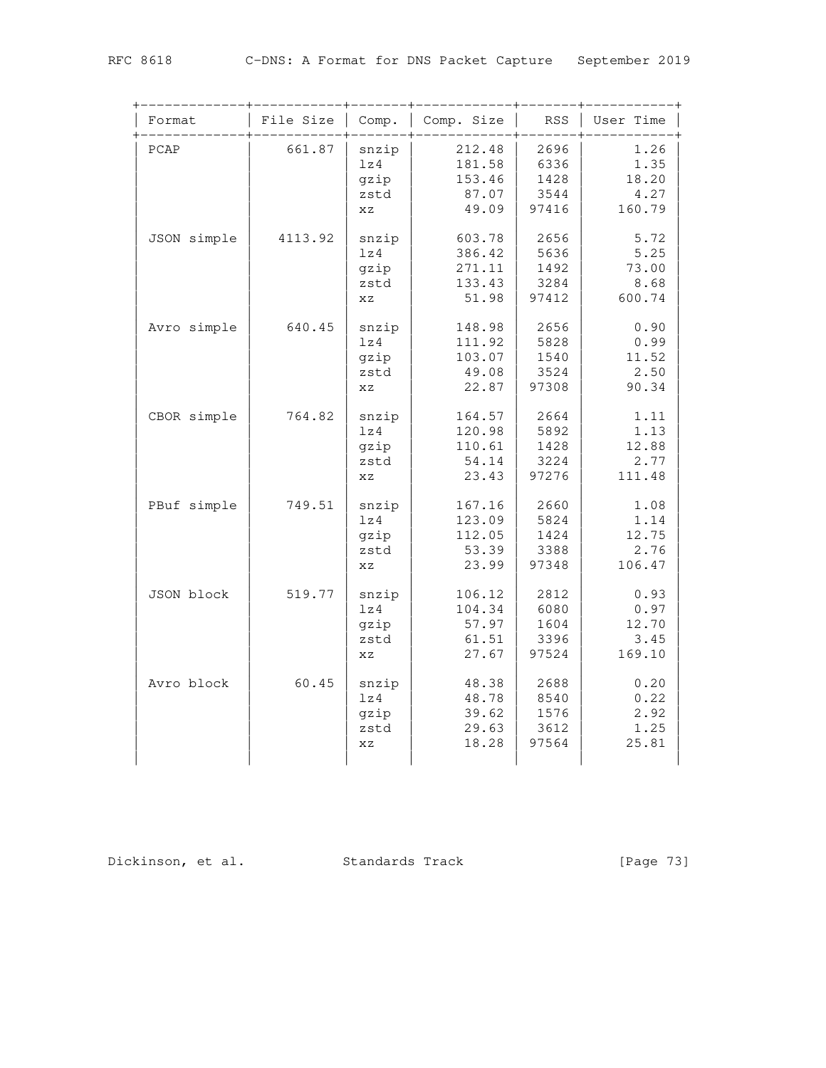| Format | File Size | Comp. | Comp. Size | RSS | User Time |
|---|---|---|---|---|---|
| PCAP | 661.87 | snzip | 212.48 | 2696 | 1.26 |
| | | lz4 | 181.58 | 6336 | 1.35 |
| | | gzip | 153.46 | 1428 | 18.20 |
| | | zstd | 87.07 | 3544 | 4.27 |
| | | xz | 49.09 | 97416 | 160.79 |
| JSON simple | 4113.92 | snzip | 603.78 | 2656 | 5.72 |
| | | lz4 | 386.42 | 5636 | 5.25 |
| | | gzip | 271.11 | 1492 | 73.00 |
| | | zstd | 133.43 | 3284 | 8.68 |
| | | xz | 51.98 | 97412 | 600.74 |
| Avro simple | 640.45 | snzip | 148.98 | 2656 | 0.90 |
| | | lz4 | 111.92 | 5828 | 0.99 |
| | | gzip | 103.07 | 1540 | 11.52 |
| | | zstd | 49.08 | 3524 | 2.50 |
| | | xz | 22.87 | 97308 | 90.34 |
| CBOR simple | 764.82 | snzip | 164.57 | 2664 | 1.11 |
| | | lz4 | 120.98 | 5892 | 1.13 |
| | | gzip | 110.61 | 1428 | 12.88 |
| | | zstd | 54.14 | 3224 | 2.77 |
| | | xz | 23.43 | 97276 | 111.48 |
| PBuf simple | 749.51 | snzip | 167.16 | 2660 | 1.08 |
| | | lz4 | 123.09 | 5824 | 1.14 |
| | | gzip | 112.05 | 1424 | 12.75 |
| | | zstd | 53.39 | 3388 | 2.76 |
| | | xz | 23.99 | 97348 | 106.47 |
| JSON block | 519.77 | snzip | 106.12 | 2812 | 0.93 |
| | | lz4 | 104.34 | 6080 | 0.97 |
| | | gzip | 57.97 | 1604 | 12.70 |
| | | zstd | 61.51 | 3396 | 3.45 |
| | | xz | 27.67 | 97524 | 169.10 |
| Avro block | 60.45 | snzip | 48.38 | 2688 | 0.20 |
| | | lz4 | 48.78 | 8540 | 0.22 |
| | | gzip | 39.62 | 1576 | 2.92 |
| | | zstd | 29.63 | 3612 | 1.25 |
| | | xz | 18.28 | 97564 | 25.81 |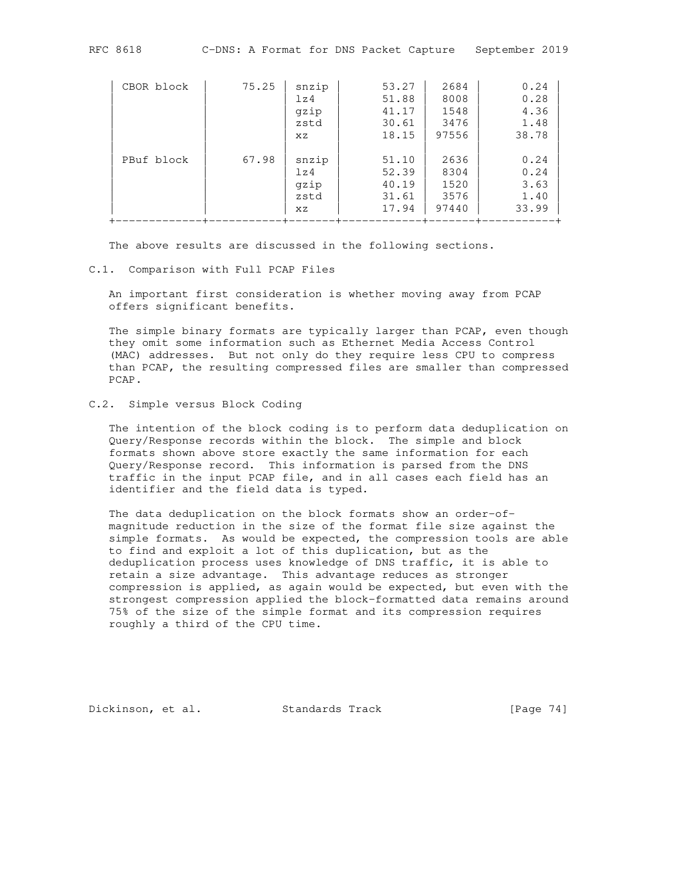| | | | | | |
|---|---|---|---|---|---|
| CBOR block | 75.25 | snzip | 53.27 | 2684 | 0.24 |
| | | lz4 | 51.88 | 8008 | 0.28 |
| | | gzip | 41.17 | 1548 | 4.36 |
| | | zstd | 30.61 | 3476 | 1.48 |
| | | xz | 18.15 | 97556 | 38.78 |
| PBuf block | 67.98 | snzip | 51.10 | 2636 | 0.24 |
| | | lz4 | 52.39 | 8304 | 0.24 |
| | | gzip | 40.19 | 1520 | 3.63 |
| | | zstd | 31.61 | 3576 | 1.40 |
| | | xz | 17.94 | 97440 | 33.99 |

The above results are discussed in the following sections.

## C.1. Comparison with Full PCAP Files

An important first consideration is whether moving away from PCAP offers significant benefits.

The simple binary formats are typically larger than PCAP, even though they omit some information such as Ethernet Media Access Control (MAC) addresses. But not only do they require less CPU to compress than PCAP, the resulting compressed files are smaller than compressed PCAP.

## C.2. Simple versus Block Coding

The intention of the block coding is to perform data deduplication on Query/Response records within the block. The simple and block formats shown above store exactly the same information for each Query/Response record. This information is parsed from the DNS traffic in the input PCAP file, and in all cases each field has an identifier and the field data is typed.

The data deduplication on the block formats show an order-of-magnitude reduction in the size of the format file size against the simple formats. As would be expected, the compression tools are able to find and exploit a lot of this duplication, but as the deduplication process uses knowledge of DNS traffic, it is able to retain a size advantage. This advantage reduces as stronger compression is applied, as again would be expected, but even with the strongest compression applied the block-formatted data remains around 75% of the size of the simple format and its compression requires roughly a third of the CPU time.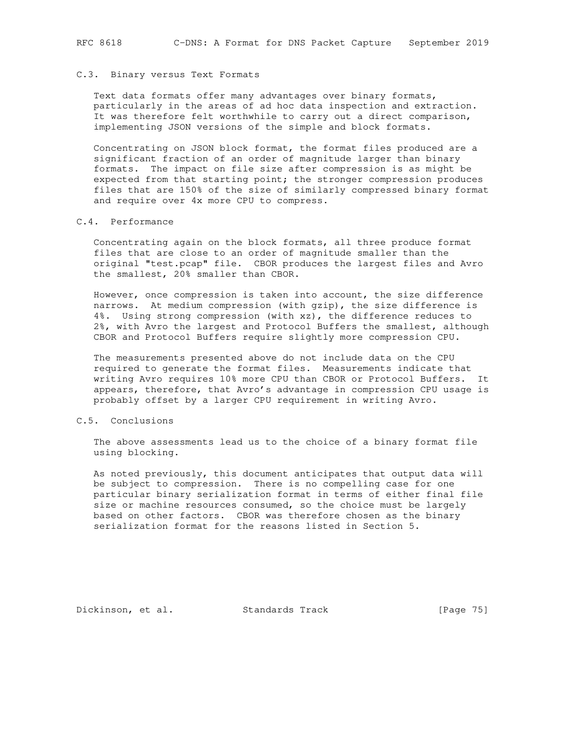### C.3. Binary versus Text Formats

Text data formats offer many advantages over binary formats, particularly in the areas of ad hoc data inspection and extraction. It was therefore felt worthwhile to carry out a direct comparison, implementing JSON versions of the simple and block formats.

Concentrating on JSON block format, the format files produced are a significant fraction of an order of magnitude larger than binary formats. The impact on file size after compression is as might be expected from that starting point; the stronger compression produces files that are 150% of the size of similarly compressed binary format and require over 4x more CPU to compress.

### C.4. Performance

Concentrating again on the block formats, all three produce format files that are close to an order of magnitude smaller than the original "test.pcap" file. CBOR produces the largest files and Avro the smallest, 20% smaller than CBOR.

However, once compression is taken into account, the size difference narrows. At medium compression (with gzip), the size difference is 4%. Using strong compression (with xz), the difference reduces to 2%, with Avro the largest and Protocol Buffers the smallest, although CBOR and Protocol Buffers require slightly more compression CPU.

The measurements presented above do not include data on the CPU required to generate the format files. Measurements indicate that writing Avro requires 10% more CPU than CBOR or Protocol Buffers. It appears, therefore, that Avro's advantage in compression CPU usage is probably offset by a larger CPU requirement in writing Avro.

### C.5. Conclusions

The above assessments lead us to the choice of a binary format file using blocking.

As noted previously, this document anticipates that output data will be subject to compression. There is no compelling case for one particular binary serialization format in terms of either final file size or machine resources consumed, so the choice must be largely based on other factors. CBOR was therefore chosen as the binary serialization format for the reasons listed in Section 5.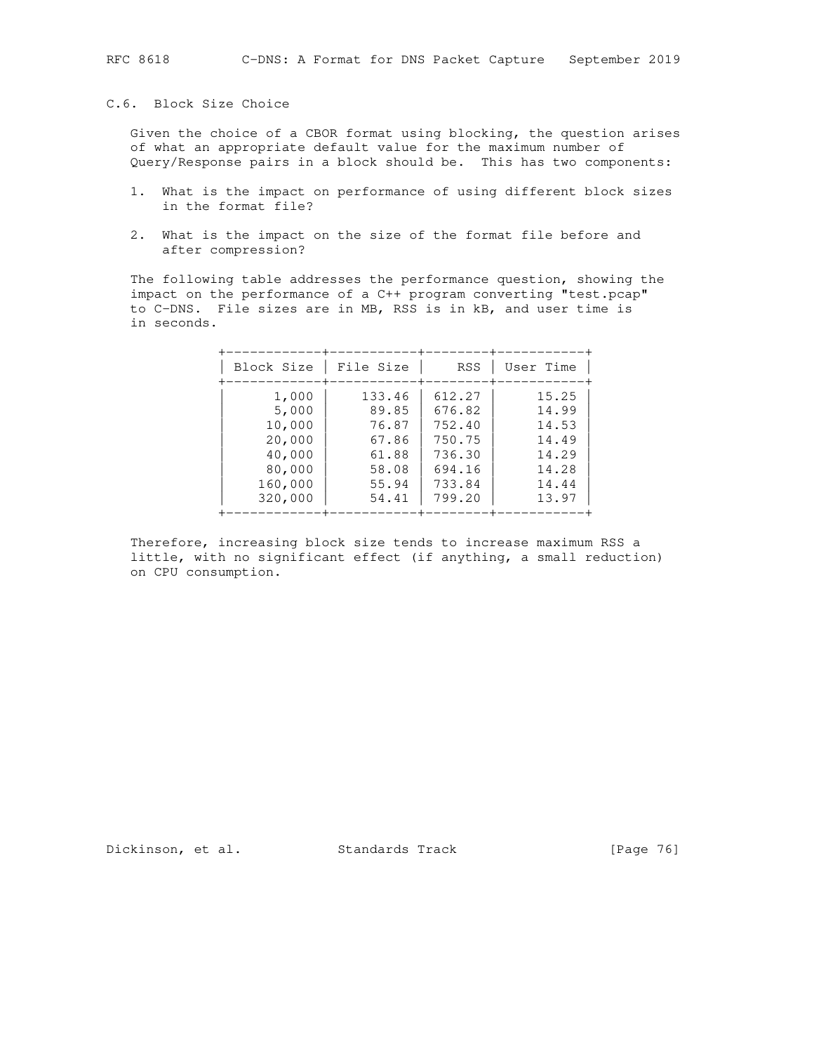### C.6. Block Size Choice

Given the choice of a CBOR format using blocking, the question arises of what an appropriate default value for the maximum number of Query/Response pairs in a block should be. This has two components:

1. What is the impact on performance of using different block sizes in the format file?
2. What is the impact on the size of the format file before and after compression?

The following table addresses the performance question, showing the impact on the performance of a C++ program converting "test.pcap" to C-DNS. File sizes are in MB, RSS is in kB, and user time is in seconds.

| Block Size | File Size | RSS | User Time |
|---:|---:|---:|---:|
| 1,000 | 133.46 | 612.27 | 15.25 |
| 5,000 | 89.85 | 676.82 | 14.99 |
| 10,000 | 76.87 | 752.40 | 14.53 |
| 20,000 | 67.86 | 750.75 | 14.49 |
| 40,000 | 61.88 | 736.30 | 14.29 |
| 80,000 | 58.08 | 694.16 | 14.28 |
| 160,000 | 55.94 | 733.84 | 14.44 |
| 320,000 | 54.41 | 799.20 | 13.97 |

Therefore, increasing block size tends to increase maximum RSS a little, with no significant effect (if anything, a small reduction) on CPU consumption.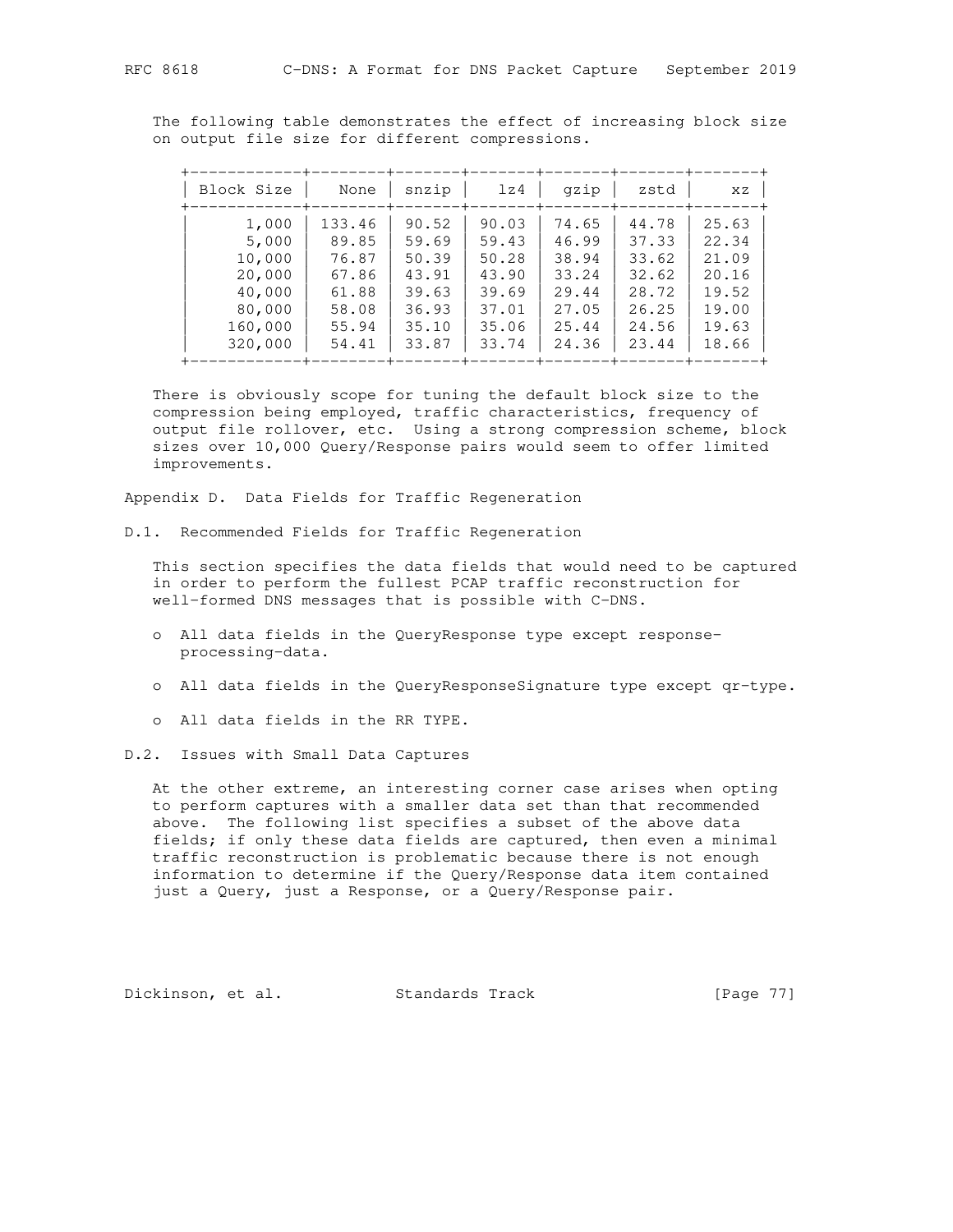The following table demonstrates the effect of increasing block size on output file size for different compressions.

| Block Size | None | snzip | lz4 | gzip | zstd | xz |
|---|---|---|---|---|---|---|
| 1,000 | 133.46 | 90.52 | 90.03 | 74.65 | 44.78 | 25.63 |
| 5,000 | 89.85 | 59.69 | 59.43 | 46.99 | 37.33 | 22.34 |
| 10,000 | 76.87 | 50.39 | 50.28 | 38.94 | 33.62 | 21.09 |
| 20,000 | 67.86 | 43.91 | 43.90 | 33.24 | 32.62 | 20.16 |
| 40,000 | 61.88 | 39.63 | 39.69 | 29.44 | 28.72 | 19.52 |
| 80,000 | 58.08 | 36.93 | 37.01 | 27.05 | 26.25 | 19.00 |
| 160,000 | 55.94 | 35.10 | 35.06 | 25.44 | 24.56 | 19.63 |
| 320,000 | 54.41 | 33.87 | 33.74 | 24.36 | 23.44 | 18.66 |

There is obviously scope for tuning the default block size to the compression being employed, traffic characteristics, frequency of output file rollover, etc. Using a strong compression scheme, block sizes over 10,000 Query/Response pairs would seem to offer limited improvements.

# Appendix D. Data Fields for Traffic Regeneration

## D.1. Recommended Fields for Traffic Regeneration

This section specifies the data fields that would need to be captured in order to perform the fullest PCAP traffic reconstruction for well-formed DNS messages that is possible with C-DNS.

- All data fields in the QueryResponse type except response-processing-data.
- All data fields in the QueryResponseSignature type except qr-type.
- All data fields in the RR TYPE.

## D.2. Issues with Small Data Captures

At the other extreme, an interesting corner case arises when opting to perform captures with a smaller data set than that recommended above. The following list specifies a subset of the above data fields; if only these data fields are captured, then even a minimal traffic reconstruction is problematic because there is not enough information to determine if the Query/Response data item contained just a Query, just a Response, or a Query/Response pair.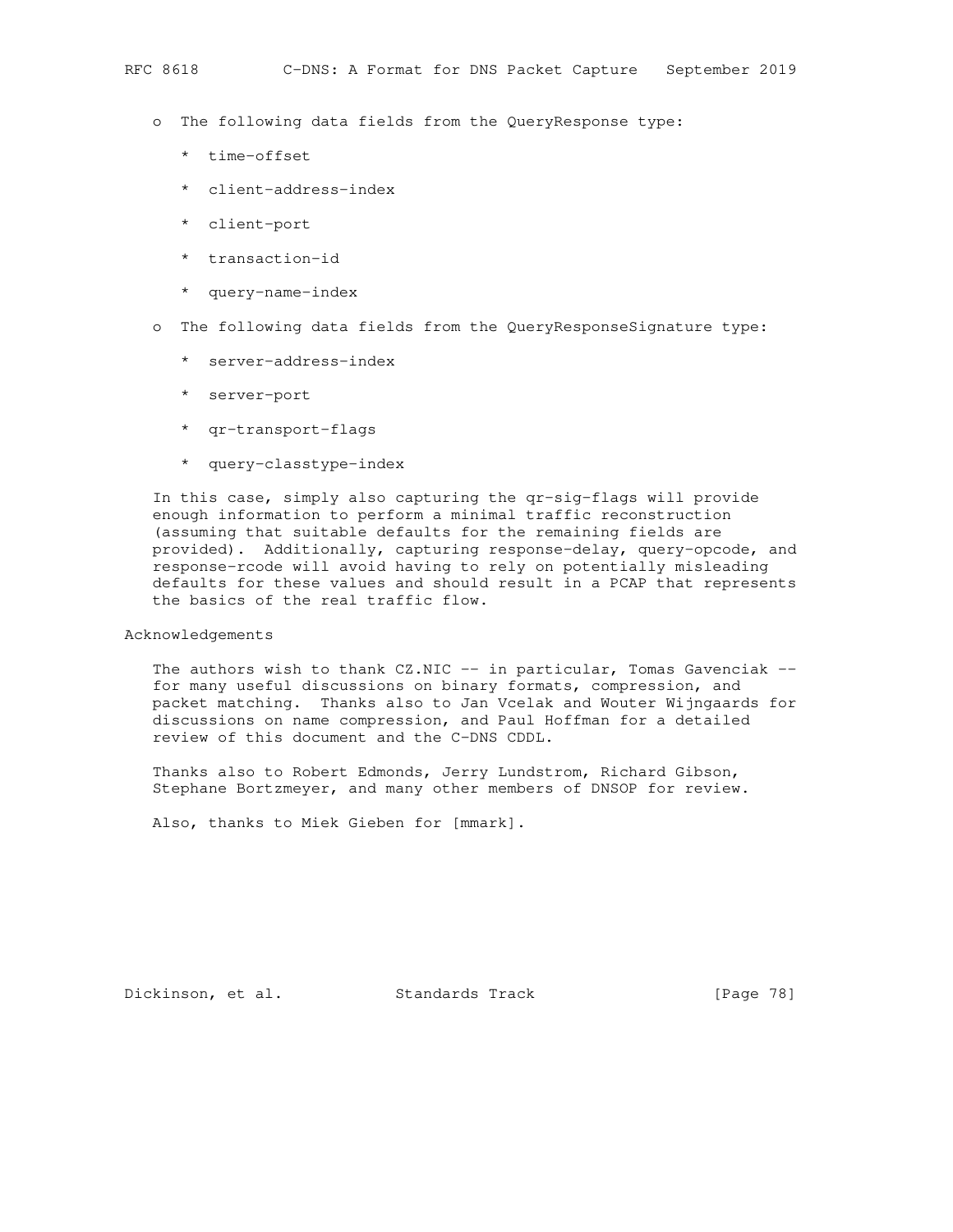- The following data fields from the QueryResponse type:

  - time-offset
  - client-address-index
  - client-port
  - transaction-id
  - query-name-index

- The following data fields from the QueryResponseSignature type:

  - server-address-index
  - server-port
  - qr-transport-flags
  - query-classtype-index

In this case, simply also capturing the qr-sig-flags will provide enough information to perform a minimal traffic reconstruction (assuming that suitable defaults for the remaining fields are provided). Additionally, capturing response-delay, query-opcode, and response-rcode will avoid having to rely on potentially misleading defaults for these values and should result in a PCAP that represents the basics of the real traffic flow.

## Acknowledgements

The authors wish to thank CZ.NIC -- in particular, Tomas Gavenciak -- for many useful discussions on binary formats, compression, and packet matching. Thanks also to Jan Vcelak and Wouter Wijngaards for discussions on name compression, and Paul Hoffman for a detailed review of this document and the C-DNS CDDL.

Thanks also to Robert Edmonds, Jerry Lundstrom, Richard Gibson, Stephane Bortzmeyer, and many other members of DNSOP for review.

Also, thanks to Miek Gieben for [mmark].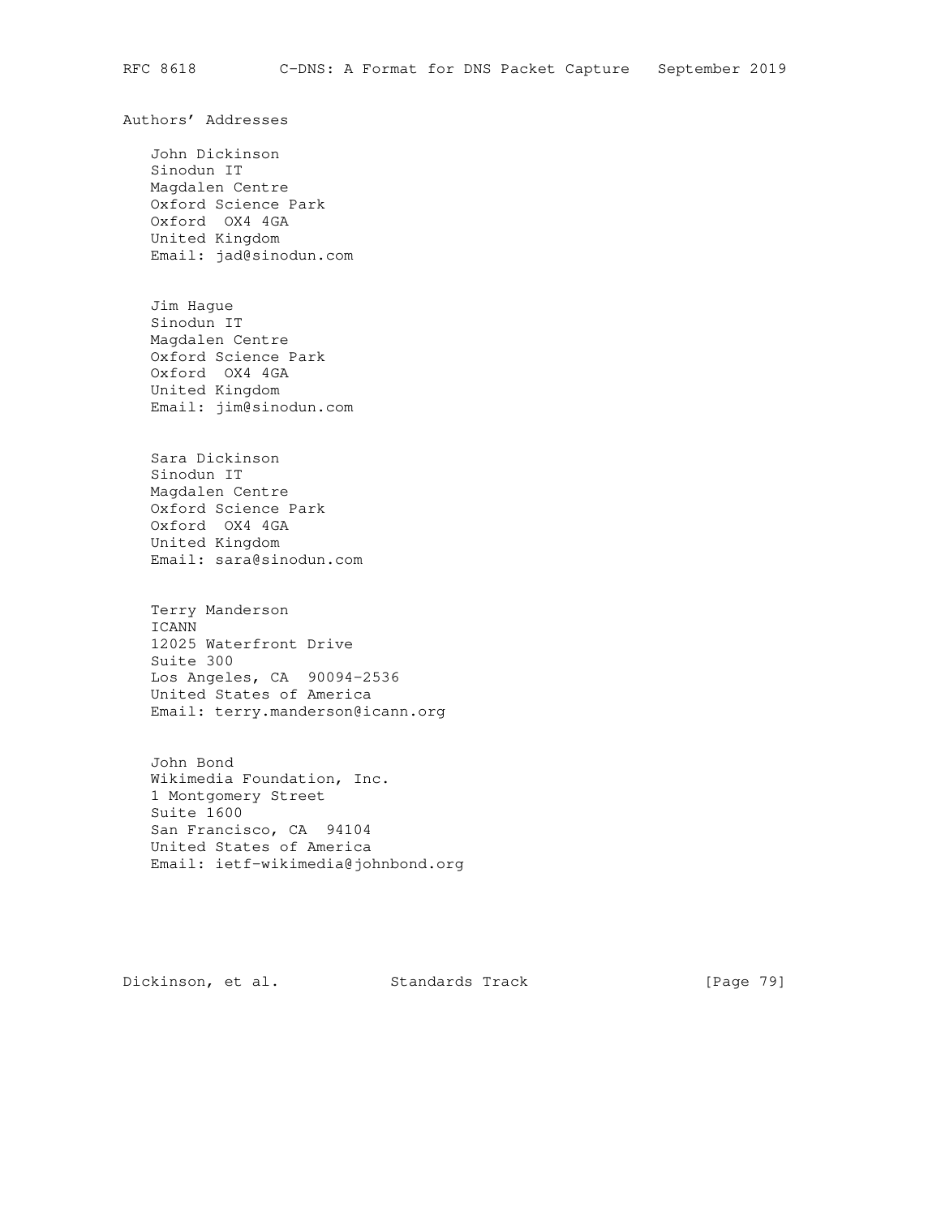## Authors' Addresses

John Dickinson
Sinodun IT
Magdalen Centre
Oxford Science Park
Oxford  OX4 4GA
United Kingdom
Email: jad@sinodun.com

Jim Hague
Sinodun IT
Magdalen Centre
Oxford Science Park
Oxford  OX4 4GA
United Kingdom
Email: jim@sinodun.com

Sara Dickinson
Sinodun IT
Magdalen Centre
Oxford Science Park
Oxford  OX4 4GA
United Kingdom
Email: sara@sinodun.com

Terry Manderson
ICANN
12025 Waterfront Drive
Suite 300
Los Angeles, CA  90094-2536
United States of America
Email: terry.manderson@icann.org

John Bond
Wikimedia Foundation, Inc.
1 Montgomery Street
Suite 1600
San Francisco, CA  94104
United States of America
Email: ietf-wikimedia@johnbond.org